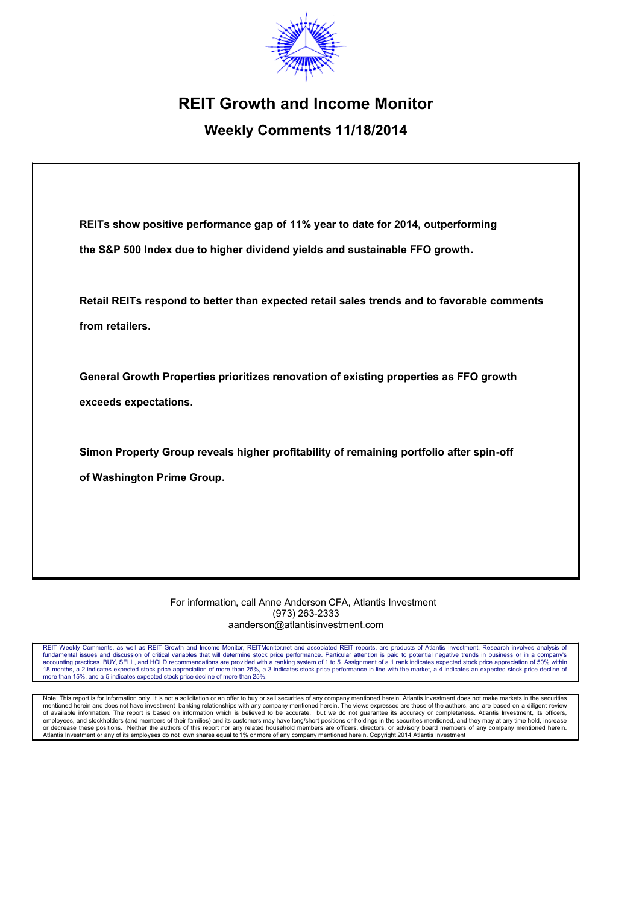# REIT Growth and Income Monitor

## Weekly Comments 11/18/2014

**REITs show positive performance gap of 11% year to date for 2014, outperforming the S&P 500 Index due to higher dividend yields and sustainable FFO growth.**

**Retail REITs respond to better than expected retail sales trends and to favorable comments from retailers.**

**General Growth Properties prioritizes renovation of existing properties as FFO growth exceeds expectations.**

**Simon Property Group reveals higher profitability of remaining portfolio after spin-off of Washington Prime Group.**

For information, call Anne Anderson CFA, Atlantis Investment
(973) 263-2333
aanderson@atlantisinvestment.com

REIT Weekly Comments, as well as REIT Growth and Income Monitor, REITMonitor.net and associated REIT reports, are products of Atlantis Investment. Research involves analysis of fundamental issues and discussion of critical variables that will determine stock price performance. Particular attention is paid to potential negative trends in business or in a company's accounting practices. BUY, SELL, and HOLD recommendations are provided with a ranking system of 1 to 5. Assignment of a 1 rank indicates expected stock price appreciation of 50% within 18 months, a 2 indicates expected stock price appreciation of more than 25%, a 3 indicates stock price performance in line with the market, a 4 indicates an expected stock price decline of more than 15%, and a 5 indicates expected stock price decline of more than 25%.

Note: This report is for information only. It is not a solicitation or an offer to buy or sell securities of any company mentioned herein. Atlantis Investment does not make markets in the securities mentioned herein and does not have investment banking relationships with any company mentioned herein. The views expressed are those of the authors, and are based on a diligent review of available information. The report is based on information which is believed to be accurate, but we do not guarantee its accuracy or completeness. Atlantis Investment, its officers, employees, and stockholders (and members of their families) and its customers may have long/short positions or holdings in the securities mentioned, and they may at any time hold, increase or decrease these positions. Neither the authors of this report nor any related household members are officers, directors, or advisory board members of any company mentioned herein. Atlantis Investment or any of its employees do not own shares equal to 1% or more of any company mentioned herein. Copyright 2014 Atlantis Investment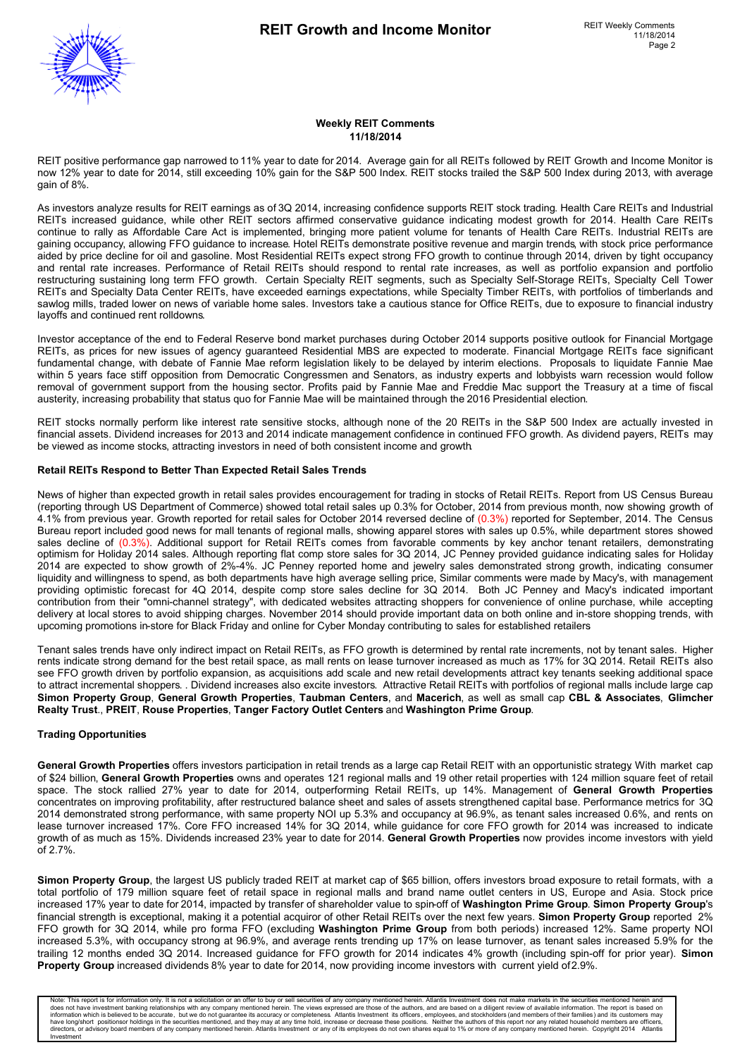**Weekly REIT Comments**
**11/18/2014**

REIT positive performance gap narrowed to 11% year to date for 2014. Average gain for all REITs followed by REIT Growth and Income Monitor is now 12% year to date for 2014, still exceeding 10% gain for the S&P 500 Index. REIT stocks trailed the S&P 500 Index during 2013, with average gain of 8%.

As investors analyze results for REIT earnings as of 3Q 2014, increasing confidence supports REIT stock trading. Health Care REITs and Industrial REITs increased guidance, while other REIT sectors affirmed conservative guidance indicating modest growth for 2014. Health Care REITs continue to rally as Affordable Care Act is implemented, bringing more patient volume for tenants of Health Care REITs. Industrial REITs are gaining occupancy, allowing FFO guidance to increase. Hotel REITs demonstrate positive revenue and margin trends, with stock price performance aided by price decline for oil and gasoline. Most Residential REITs expect strong FFO growth to continue through 2014, driven by tight occupancy and rental rate increases. Performance of Retail REITs should respond to rental rate increases, as well as portfolio expansion and portfolio restructuring sustaining long term FFO growth. Certain Specialty REIT segments, such as Specialty Self-Storage REITs, Specialty Cell Tower REITs and Specialty Data Center REITs, have exceeded earnings expectations, while Specialty Timber REITs, with portfolios of timberlands and sawlog mills, traded lower on news of variable home sales. Investors take a cautious stance for Office REITs, due to exposure to financial industry layoffs and continued rent rolldowns.

Investor acceptance of the end to Federal Reserve bond market purchases during October 2014 supports positive outlook for Financial Mortgage REITs, as prices for new issues of agency guaranteed Residential MBS are expected to moderate. Financial Mortgage REITs face significant fundamental change, with debate of Fannie Mae reform legislation likely to be delayed by interim elections. Proposals to liquidate Fannie Mae within 5 years face stiff opposition from Democratic Congressmen and Senators, as industry experts and lobbyists warn recession would follow removal of government support from the housing sector. Profits paid by Fannie Mae and Freddie Mac support the Treasury at a time of fiscal austerity, increasing probability that status quo for Fannie Mae will be maintained through the 2016 Presidential election.

REIT stocks normally perform like interest rate sensitive stocks, although none of the 20 REITs in the S&P 500 Index are actually invested in financial assets. Dividend increases for 2013 and 2014 indicate management confidence in continued FFO growth. As dividend payers, REITs may be viewed as income stocks, attracting investors in need of both consistent income and growth.

### Retail REITs Respond to Better Than Expected Retail Sales Trends

News of higher than expected growth in retail sales provides encouragement for trading in stocks of Retail REITs. Report from US Census Bureau (reporting through US Department of Commerce) showed total retail sales up 0.3% for October, 2014 from previous month, now showing growth of 4.1% from previous year. Growth reported for retail sales for October 2014 reversed decline of (0.3%) reported for September, 2014. The Census Bureau report included good news for mall tenants of regional malls, showing apparel stores with sales up 0.5%, while department stores showed sales decline of (0.3%). Additional support for Retail REITs comes from favorable comments by key anchor tenant retailers, demonstrating optimism for Holiday 2014 sales. Although reporting flat comp store sales for 3Q 2014, JC Penney provided guidance indicating sales for Holiday 2014 are expected to show growth of 2%-4%. JC Penney reported home and jewelry sales demonstrated strong growth, indicating consumer liquidity and willingness to spend, as both departments have high average selling price, Similar comments were made by Macy's, with management providing optimistic forecast for 4Q 2014, despite comp store sales decline for 3Q 2014. Both JC Penney and Macy's indicated important contribution from their "omni-channel strategy", with dedicated websites attracting shoppers for convenience of online purchase, while accepting delivery at local stores to avoid shipping charges. November 2014 should provide important data on both online and in-store shopping trends, with upcoming promotions in-store for Black Friday and online for Cyber Monday contributing to sales for established retailers

Tenant sales trends have only indirect impact on Retail REITs, as FFO growth is determined by rental rate increments, not by tenant sales. Higher rents indicate strong demand for the best retail space, as mall rents on lease turnover increased as much as 17% for 3Q 2014. Retail REITs also see FFO growth driven by portfolio expansion, as acquisitions add scale and new retail developments attract key tenants seeking additional space to attract incremental shoppers. . Dividend increases also excite investors. Attractive Retail REITs with portfolios of regional malls include large cap **Simon Property Group**, **General Growth Properties**, **Taubman Centers**, and **Macerich**, as well as small cap **CBL & Associates**, **Glimcher Realty Trust**., **PREIT**, **Rouse Properties**, **Tanger Factory Outlet Centers** and **Washington Prime Group**.

### Trading Opportunities

**General Growth Properties** offers investors participation in retail trends as a large cap Retail REIT with an opportunistic strategy. With market cap of $24 billion, **General Growth Properties** owns and operates 121 regional malls and 19 other retail properties with 124 million square feet of retail space. The stock rallied 27% year to date for 2014, outperforming Retail REITs, up 14%. Management of **General Growth Properties** concentrates on improving profitability, after restructured balance sheet and sales of assets strengthened capital base. Performance metrics for 3Q 2014 demonstrated strong performance, with same property NOI up 5.3% and occupancy at 96.9%, as tenant sales increased 0.6%, and rents on lease turnover increased 17%. Core FFO increased 14% for 3Q 2014, while guidance for core FFO growth for 2014 was increased to indicate growth of as much as 15%. Dividends increased 23% year to date for 2014. **General Growth Properties** now provides income investors with yield of 2.7%.

**Simon Property Group**, the largest US publicly traded REIT at market cap of $65 billion, offers investors broad exposure to retail formats, with a total portfolio of 179 million square feet of retail space in regional malls and brand name outlet centers in US, Europe and Asia. Stock price increased 17% year to date for 2014, impacted by transfer of shareholder value to spin-off of **Washington Prime Group**. **Simon Property Group**'s financial strength is exceptional, making it a potential acquiror of other Retail REITs over the next few years. **Simon Property Group** reported 2% FFO growth for 3Q 2014, while pro forma FFO (excluding **Washington Prime Group** from both periods) increased 12%. Same property NOI increased 5.3%, with occupancy strong at 96.9%, and average rents trending up 17% on lease turnover, as tenant sales increased 5.9% for the trailing 12 months ended 3Q 2014. Increased guidance for FFO growth for 2014 indicates 4% growth (including spin-off for prior year). **Simon Property Group** increased dividends 8% year to date for 2014, now providing income investors with current yield of 2.9%.

Note: This report is for information only. It is not a solicitation or an offer to buy or sell securities of any company mentioned herein. Atlantis Investment does not make markets in the securities mentioned herein and does not have investment banking relationships with any company mentioned herein. The views expressed are those of the authors, and are based on a diligent review of available information. The report is based on information which is believed to be accurate, but we do not guarantee its accuracy or completeness. Atlantis Investment its officers, employees, and stockholders (and members of their families) and its customers may have long/short positionsor holdings in the securities mentioned, and they may at any time hold, increase or decrease these positions. Neither the authors of this report nor any related household members are officers, directors, or advisory board members of any company mentioned herein. Atlantis Investment or any of its employees do not own shares equal to 1% or more of any company mentioned herein. Copyright 2014 Atlantis Investment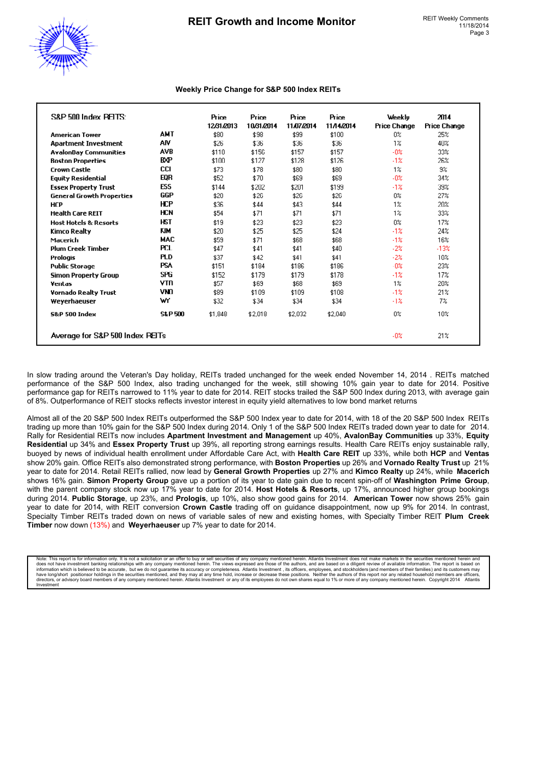## Weekly Price Change for S&P 500 Index REITs

| S&P 500 Index REITs: | | Price 12/31/2013 | Price 10/31/2014 | Price 11/07/2014 | Price 11/14/2014 | Weekly Price Change | 2014 Price Change |
|---|---|---|---|---|---|---|---|
| American Tower | AMT | $80 | $98 | $99 | $100 | 0% | 25% |
| Apartment Investment | AIV | $26 | $36 | $36 | $36 | 1% | 40% |
| AvalonBay Communities | AVB | $118 | $156 | $157 | $157 | -0% | 33% |
| Boston Properties | BXP | $100 | $127 | $128 | $126 | -1% | 26% |
| Crown Castle | CCI | $73 | $78 | $80 | $80 | 1% | 9% |
| Equity Residential | EQR | $52 | $70 | $69 | $69 | -0% | 34% |
| Essex Property Trust | ESS | $144 | $202 | $201 | $199 | -1% | 39% |
| General Growth Properties | GGP | $20 | $26 | $26 | $26 | 0% | 27% |
| HCP | HCP | $36 | $44 | $43 | $44 | 1% | 20% |
| Health Care REIT | HCN | $54 | $71 | $71 | $71 | 1% | 33% |
| Host Hotels & Resorts | HST | $19 | $23 | $23 | $23 | 0% | 17% |
| Kimco Realty | KIM | $20 | $25 | $25 | $24 | -1% | 24% |
| Macerich | MAC | $59 | $71 | $68 | $68 | -1% | 16% |
| Plum Creek Timber | PCL | $47 | $41 | $41 | $40 | -2% | -13% |
| Prologis | PLD | $37 | $42 | $41 | $41 | -2% | 10% |
| Public Storage | PSA | $151 | $184 | $186 | $186 | 0% | 23% |
| Simon Property Group | SPG | $152 | $179 | $179 | $178 | -1% | 17% |
| Ventas | VTR | $57 | $69 | $68 | $69 | 1% | 20% |
| Vornado Realty Trust | VNO | $89 | $109 | $109 | $108 | -1% | 21% |
| Weyerhaeuser | WY | $32 | $34 | $34 | $34 | -1% | 7% |
| S&P 500 Index | S&P 500 | $1,848 | $2,018 | $2,032 | $2,040 | 0% | 10% |
| Average for S&P 500 Index REITs | | | | | | -0% | 21% |

In slow trading around the Veteran's Day holiday, REITs traded unchanged for the week ended November 14, 2014 . REITs matched performance of the S&P 500 Index, also trading unchanged for the week, still showing 10% gain year to date for 2014. Positive performance gap for REITs narrowed to 11% year to date for 2014. REIT stocks trailed the S&P 500 Index during 2013, with average gain of 8%. Outperformance of REIT stocks reflects investor interest in equity yield alternatives to low bond market returns

Almost all of the 20 S&P 500 Index REITs outperformed the S&P 500 Index year to date for 2014, with 18 of the 20 S&P 500 Index REITs trading up more than 10% gain for the S&P 500 Index during 2014. Only 1 of the S&P 500 Index REITs traded down year to date for 2014. Rally for Residential REITs now includes **Apartment Investment and Management** up 40%, **AvalonBay Communities** up 33%, **Equity Residential** up 34% and **Essex Property Trust** up 39%, all reporting strong earnings results. Health Care REITs enjoy sustainable rally, buoyed by news of individual health enrollment under Affordable Care Act, with **Health Care REIT** up 33%, while both **HCP** and **Ventas** show 20% gain. Office REITs also demonstrated strong performance, with **Boston Properties** up 26% and **Vornado Realty Trust** up 21% year to date for 2014. Retail REITs rallied, now lead by **General Growth Properties** up 27% and **Kimco Realty** up 24%, while **Macerich** shows 16% gain. **Simon Property Group** gave up a portion of its year to date gain due to recent spin-off of **Washington Prime Group**, with the parent company stock now up 17% year to date for 2014. **Host Hotels & Resorts**, up 17%, announced higher group bookings during 2014. **Public Storage**, up 23%, and **Prologis**, up 10%, also show good gains for 2014. **American Tower** now shows 25% gain year to date for 2014, with REIT conversion **Crown Castle** trading off on guidance disappointment, now up 9% for 2014. In contrast, Specialty Timber REITs traded down on news of variable sales of new and existing homes, with Specialty Timber REIT **Plum Creek Timber** now down (13%) and **Weyerhaeuser** up 7% year to date for 2014.

Note: This report is for information only. It is not a solicitation or an offer to buy or sell securities of any company mentioned herein. Atlantis Investment does not make markets in the securities mentioned herein and does not have investment banking relationships with any company mentioned herein. The views expressed are those of the authors, and are based on a diligent review of available information. The report is based on information which is believed to be accurate, but we do not guarantee its accuracy or completeness. Atlantis Investment , its officers, employees, and stockholders (and members of their families) and its customers may have long/short positionsor holdings in the securities mentioned, and they may at any time hold, increase or decrease these positions. Neither the authors of this report nor any related household members are officers, directors, or advisory board members of any company mentioned herein. Atlantis Investment or any of its employees do not own shares equal to 1% or more of any company mentioned herein. Copyright 2014 Atlantis Investment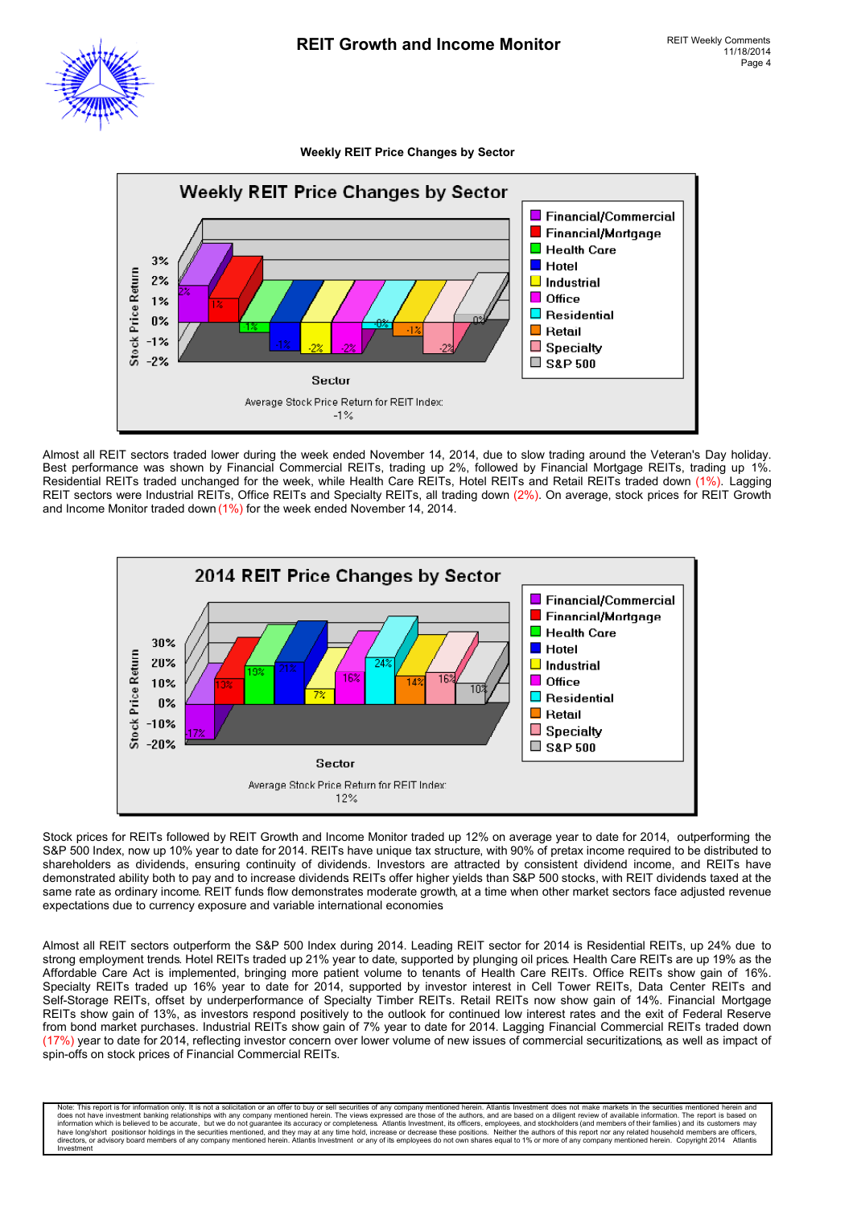**Weekly REIT Price Changes by Sector**

Almost all REIT sectors traded lower during the week ended November 14, 2014, due to slow trading around the Veteran's Day holiday. Best performance was shown by Financial Commercial REITs, trading up 2%, followed by Financial Mortgage REITs, trading up 1%. Residential REITs traded unchanged for the week, while Health Care REITs, Hotel REITs and Retail REITs traded down (1%). Lagging REIT sectors were Industrial REITs, Office REITs and Specialty REITs, all trading down (2%). On average, stock prices for REIT Growth and Income Monitor traded down (1%) for the week ended November 14, 2014.

Stock prices for REITs followed by REIT Growth and Income Monitor traded up 12% on average year to date for 2014, outperforming the S&P 500 Index, now up 10% year to date for 2014. REITs have unique tax structure, with 90% of pretax income required to be distributed to shareholders as dividends, ensuring continuity of dividends. Investors are attracted by consistent dividend income, and REITs have demonstrated ability both to pay and to increase dividends REITs offer higher yields than S&P 500 stocks, with REIT dividends taxed at the same rate as ordinary income. REIT funds flow demonstrates moderate growth, at a time when other market sectors face adjusted revenue expectations due to currency exposure and variable international economies

Almost all REIT sectors outperform the S&P 500 Index during 2014. Leading REIT sector for 2014 is Residential REITs, up 24% due to strong employment trends. Hotel REITs traded up 21% year to date, supported by plunging oil prices. Health Care REITs are up 19% as the Affordable Care Act is implemented, bringing more patient volume to tenants of Health Care REITs. Office REITs show gain of 16%. Specialty REITs traded up 16% year to date for 2014, supported by investor interest in Cell Tower REITs, Data Center REITs and Self-Storage REITs, offset by underperformance of Specialty Timber REITs. Retail REITs now show gain of 14%. Financial Mortgage REITs show gain of 13%, as investors respond positively to the outlook for continued low interest rates and the exit of Federal Reserve from bond market purchases. Industrial REITs show gain of 7% year to date for 2014. Lagging Financial Commercial REITs traded down (17%) year to date for 2014, reflecting investor concern over lower volume of new issues of commercial securitizations, as well as impact of spin-offs on stock prices of Financial Commercial REITs.

Note: This report is for information only. It is not a solicitation or an offer to buy or sell securities of any company mentioned herein. Atlantis Investment does not make markets in the securities mentioned herein and does not have investment banking relationships with any company mentioned herein. The views expressed are those of the authors, and are based on a diligent review of available information. The report is based on information which is believed to be accurate, but we do not guarantee its accuracy or completeness. Atlantis Investment, its officers, employees, and stockholders (and members of their families) and its customers may have long/short positions or holdings in the securities mentioned, and they may at any time hold, increase or decrease these positions. Neither the authors of this report nor any related household members are officers, directors, or advisory board members of any company mentioned herein. Atlantis Investment or any of its employees do not own shares equal to 1% or more of any company mentioned herein. Copyright 2014 Atlantis Investment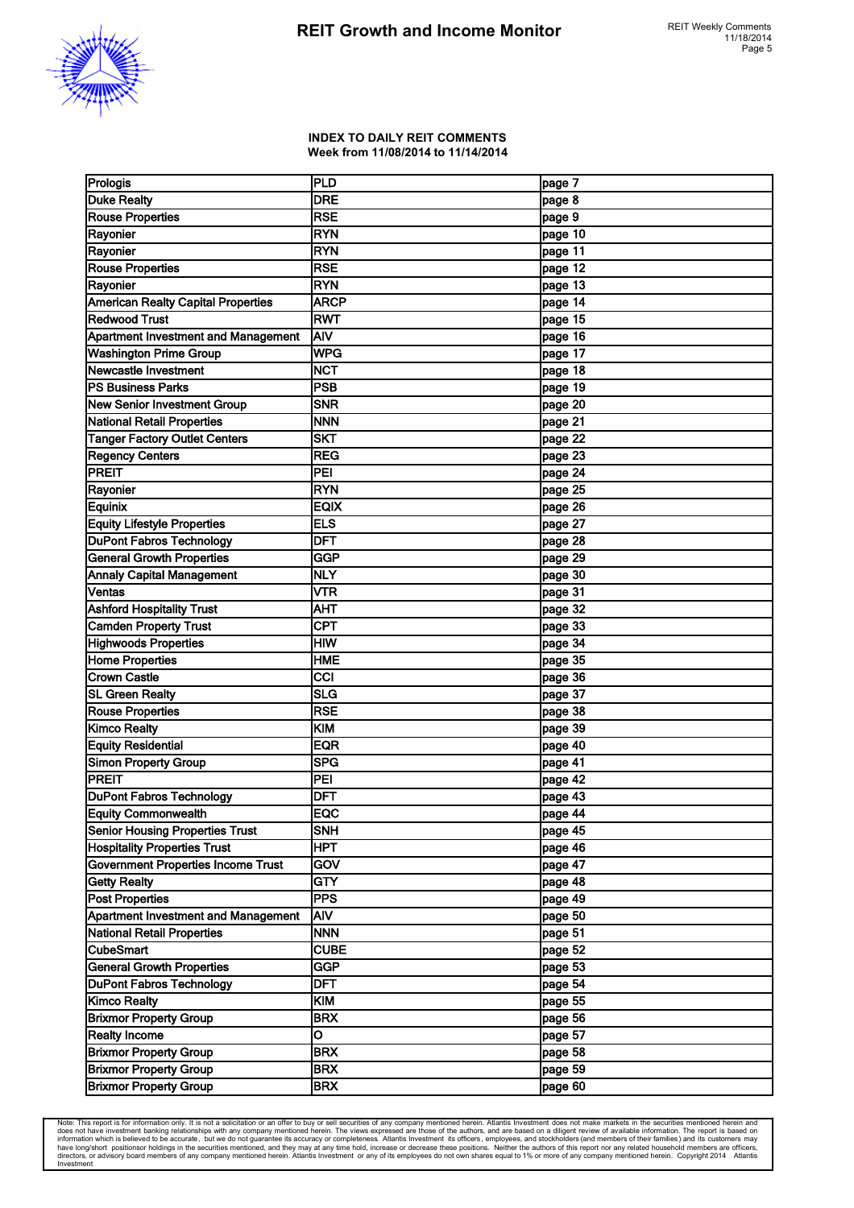**INDEX TO DAILY REIT COMMENTS**
**Week from 11/08/2014 to 11/14/2014**

| | | |
|---|---|---|
| Prologis | PLD | page 7 |
| Duke Realty | DRE | page 8 |
| Rouse Properties | RSE | page 9 |
| Rayonier | RYN | page 10 |
| Rayonier | RYN | page 11 |
| Rouse Properties | RSE | page 12 |
| Rayonier | RYN | page 13 |
| American Realty Capital Properties | ARCP | page 14 |
| Redwood Trust | RWT | page 15 |
| Apartment Investment and Management | AIV | page 16 |
| Washington Prime Group | WPG | page 17 |
| Newcastle Investment | NCT | page 18 |
| PS Business Parks | PSB | page 19 |
| New Senior Investment Group | SNR | page 20 |
| National Retail Properties | NNN | page 21 |
| Tanger Factory Outlet Centers | SKT | page 22 |
| Regency Centers | REG | page 23 |
| PREIT | PEI | page 24 |
| Rayonier | RYN | page 25 |
| Equinix | EQIX | page 26 |
| Equity Lifestyle Properties | ELS | page 27 |
| DuPont Fabros Technology | DFT | page 28 |
| General Growth Properties | GGP | page 29 |
| Annaly Capital Management | NLY | page 30 |
| Ventas | VTR | page 31 |
| Ashford Hospitality Trust | AHT | page 32 |
| Camden Property Trust | CPT | page 33 |
| Highwoods Properties | HIW | page 34 |
| Home Properties | HME | page 35 |
| Crown Castle | CCI | page 36 |
| SL Green Realty | SLG | page 37 |
| Rouse Properties | RSE | page 38 |
| Kimco Realty | KIM | page 39 |
| Equity Residential | EQR | page 40 |
| Simon Property Group | SPG | page 41 |
| PREIT | PEI | page 42 |
| DuPont Fabros Technology | DFT | page 43 |
| Equity Commonwealth | EQC | page 44 |
| Senior Housing Properties Trust | SNH | page 45 |
| Hospitality Properties Trust | HPT | page 46 |
| Government Properties Income Trust | GOV | page 47 |
| Getty Realty | GTY | page 48 |
| Post Properties | PPS | page 49 |
| Apartment Investment and Management | AIV | page 50 |
| National Retail Properties | NNN | page 51 |
| CubeSmart | CUBE | page 52 |
| General Growth Properties | GGP | page 53 |
| DuPont Fabros Technology | DFT | page 54 |
| Kimco Realty | KIM | page 55 |
| Brixmor Property Group | BRX | page 56 |
| Realty Income | O | page 57 |
| Brixmor Property Group | BRX | page 58 |
| Brixmor Property Group | BRX | page 59 |
| Brixmor Property Group | BRX | page 60 |

Note: This report is for information only. It is not a solicitation or an offer to buy or sell securities of any company mentioned herein. Atlantis Investment does not make markets in the securities mentioned herein and does not have investment banking relationships with any company mentioned herein. The views expressed are those of the authors, and are based on a diligent review of available information. The report is based on information which is believed to be accurate, but we do not guarantee its accuracy or completeness. Atlantis Investment its officers, employees, and stockholders (and members of their families) and its customers may have long/short positionsor holdings in the securities mentioned, and they may at any time hold, increase or decrease these positions. Neither the authors of this report nor any related household members are officers, directors, or advisory board members of any company mentioned herein. Atlantis Investment or any of its employees do not own shares equal to 1% or more of any company mentioned herein. Copyright 2014 Atlantis Investment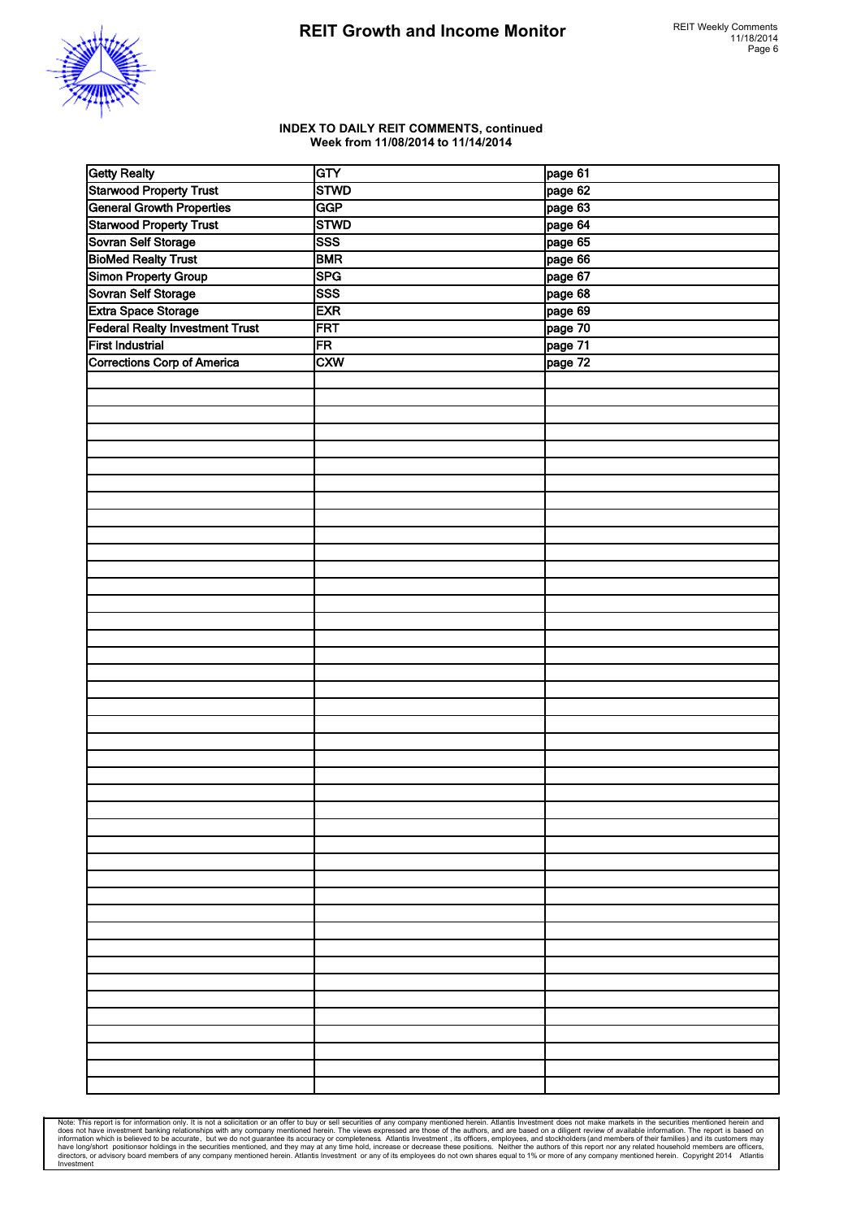**INDEX TO DAILY REIT COMMENTS, continued**
**Week from 11/08/2014 to 11/14/2014**

| | | |
|---|---|---|
| Getty Realty | GTY | page 61 |
| Starwood Property Trust | STWD | page 62 |
| General Growth Properties | GGP | page 63 |
| Starwood Property Trust | STWD | page 64 |
| Sovran Self Storage | SSS | page 65 |
| BioMed Realty Trust | BMR | page 66 |
| Simon Property Group | SPG | page 67 |
| Sovran Self Storage | SSS | page 68 |
| Extra Space Storage | EXR | page 69 |
| Federal Realty Investment Trust | FRT | page 70 |
| First Industrial | FR | page 71 |
| Corrections Corp of America | CXW | page 72 |

Note: This report is for information only. It is not a solicitation or an offer to buy or sell securities of any company mentioned herein. Atlantis Investment does not make markets in the securities mentioned herein and does not have investment banking relationships with any company mentioned herein. The views expressed are those of the authors, and are based on a diligent review of available information. The report is based on information which is believed to be accurate, but we do not guarantee its accuracy or completeness. Atlantis Investment , its officers, employees, and stockholders (and members of their families) and its customers may have long/short positionsor holdings in the securities mentioned, and they may at any time hold, increase or decrease these positions. Neither the authors of this report nor any related household members are officers, directors, or advisory board members of any company mentioned herein. Atlantis Investment or any of its employees do not own shares equal to 1% or more of any company mentioned herein. Copyright 2014 Atlantis Investment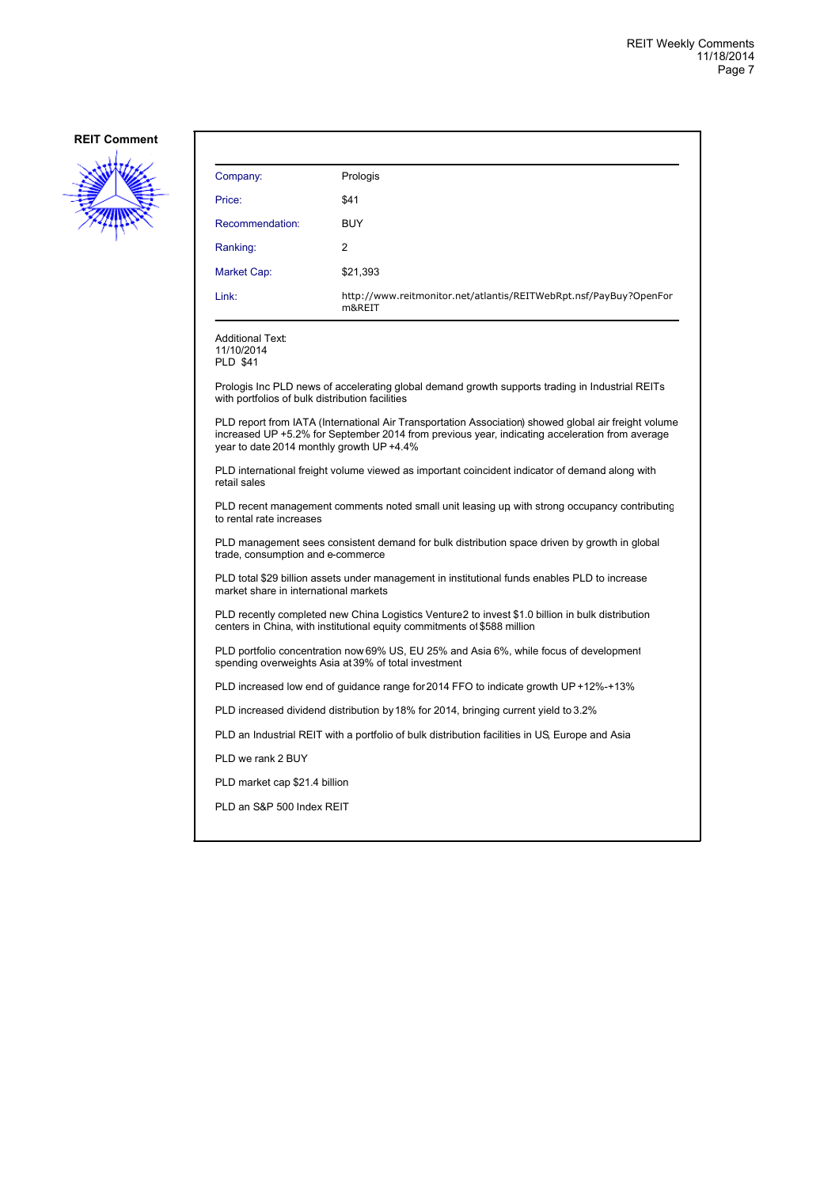**REIT Comment**

| | |
|---|---|
| Company: | Prologis |
| Price: | $41 |
| Recommendation: | BUY |
| Ranking: | 2 |
| Market Cap: | $21,393 |
| Link: | http://www.reitmonitor.net/atlantis/REITWebRpt.nsf/PayBuy?OpenForm&REIT |

Additional Text:
11/10/2014
PLD $41

Prologis Inc PLD news of accelerating global demand growth supports trading in Industrial REITs with portfolios of bulk distribution facilities

PLD report from IATA (International Air Transportation Association) showed global air freight volume increased UP +5.2% for September 2014 from previous year, indicating acceleration from average year to date 2014 monthly growth UP +4.4%

PLD international freight volume viewed as important coincident indicator of demand along with retail sales

PLD recent management comments noted small unit leasing up, with strong occupancy contributing to rental rate increases

PLD management sees consistent demand for bulk distribution space driven by growth in global trade, consumption and e-commerce

PLD total $29 billion assets under management in institutional funds enables PLD to increase market share in international markets

PLD recently completed new China Logistics Venture2 to invest $1.0 billion in bulk distribution centers in China, with institutional equity commitments of $588 million

PLD portfolio concentration now 69% US, EU 25% and Asia 6%, while focus of development spending overweights Asia at 39% of total investment

PLD increased low end of guidance range for 2014 FFO to indicate growth UP +12%-+13%

PLD increased dividend distribution by 18% for 2014, bringing current yield to 3.2%

PLD an Industrial REIT with a portfolio of bulk distribution facilities in US, Europe and Asia

PLD we rank 2 BUY

PLD market cap $21.4 billion

PLD an S&P 500 Index REIT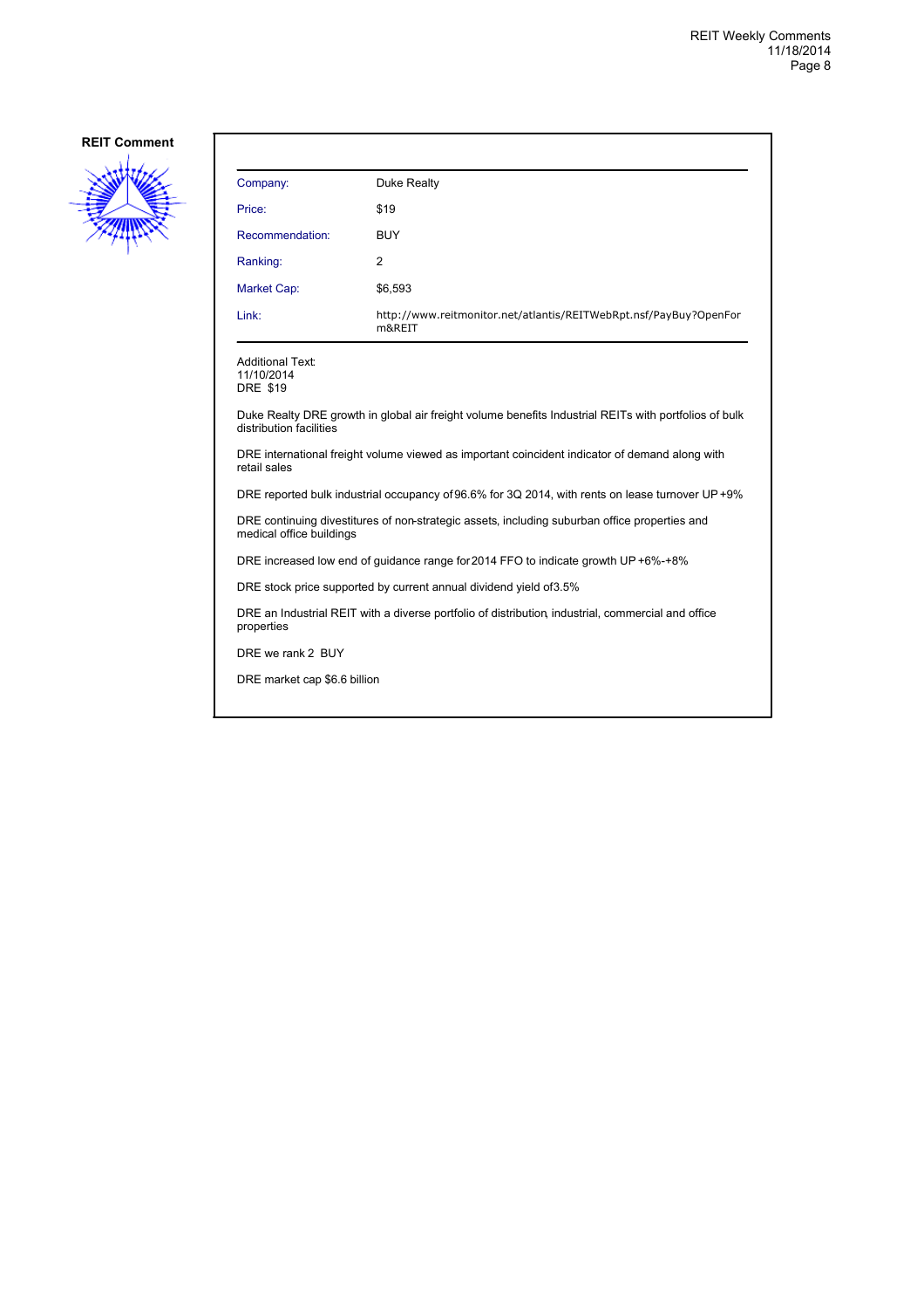**REIT Comment**

| Company: | Duke Realty |
|---|---|
| Price: | $19 |
| Recommendation: | BUY |
| Ranking: | 2 |
| Market Cap: | $6,593 |
| Link: | http://www.reitmonitor.net/atlantis/REITWebRpt.nsf/PayBuy?OpenForm&REIT |

Additional Text:
11/10/2014
DRE $19

Duke Realty DRE growth in global air freight volume benefits Industrial REITs with portfolios of bulk distribution facilities

DRE international freight volume viewed as important coincident indicator of demand along with retail sales

DRE reported bulk industrial occupancy of 96.6% for 3Q 2014, with rents on lease turnover UP +9%

DRE continuing divestitures of non-strategic assets, including suburban office properties and medical office buildings

DRE increased low end of guidance range for 2014 FFO to indicate growth UP +6%-+8%

DRE stock price supported by current annual dividend yield of 3.5%

DRE an Industrial REIT with a diverse portfolio of distribution, industrial, commercial and office properties

DRE we rank 2 BUY

DRE market cap $6.6 billion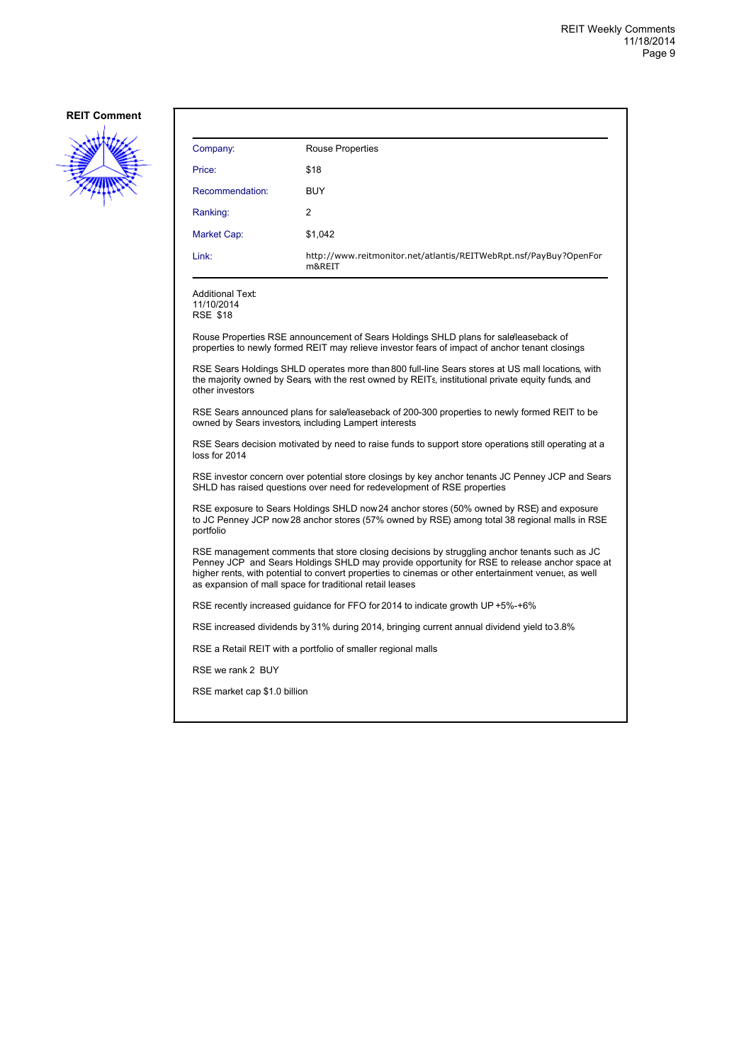**REIT Comment**

| Company: | Rouse Properties |
|---|---|
| Price: | $18 |
| Recommendation: | BUY |
| Ranking: | 2 |
| Market Cap: | $1,042 |
| Link: | http://www.reitmonitor.net/atlantis/REITWebRpt.nsf/PayBuy?OpenForm&REIT |

Additional Text:
11/10/2014
RSE $18

Rouse Properties RSE announcement of Sears Holdings SHLD plans for sale/leaseback of properties to newly formed REIT may relieve investor fears of impact of anchor tenant closings

RSE Sears Holdings SHLD operates more than 800 full-line Sears stores at US mall locations, with the majority owned by Sears, with the rest owned by REITs, institutional private equity funds, and other investors

RSE Sears announced plans for sale/leaseback of 200-300 properties to newly formed REIT to be owned by Sears investors, including Lampert interests

RSE Sears decision motivated by need to raise funds to support store operations, still operating at a loss for 2014

RSE investor concern over potential store closings by key anchor tenants JC Penney JCP and Sears SHLD has raised questions over need for redevelopment of RSE properties

RSE exposure to Sears Holdings SHLD now 24 anchor stores (50% owned by RSE) and exposure to JC Penney JCP now 28 anchor stores (57% owned by RSE) among total 38 regional malls in RSE portfolio

RSE management comments that store closing decisions by struggling anchor tenants such as JC Penney JCP and Sears Holdings SHLD may provide opportunity for RSE to release anchor space at higher rents, with potential to convert properties to cinemas or other entertainment venues, as well as expansion of mall space for traditional retail leases

RSE recently increased guidance for FFO for 2014 to indicate growth UP +5%-+6%

RSE increased dividends by 31% during 2014, bringing current annual dividend yield to 3.8%

RSE a Retail REIT with a portfolio of smaller regional malls

RSE we rank 2 BUY

RSE market cap $1.0 billion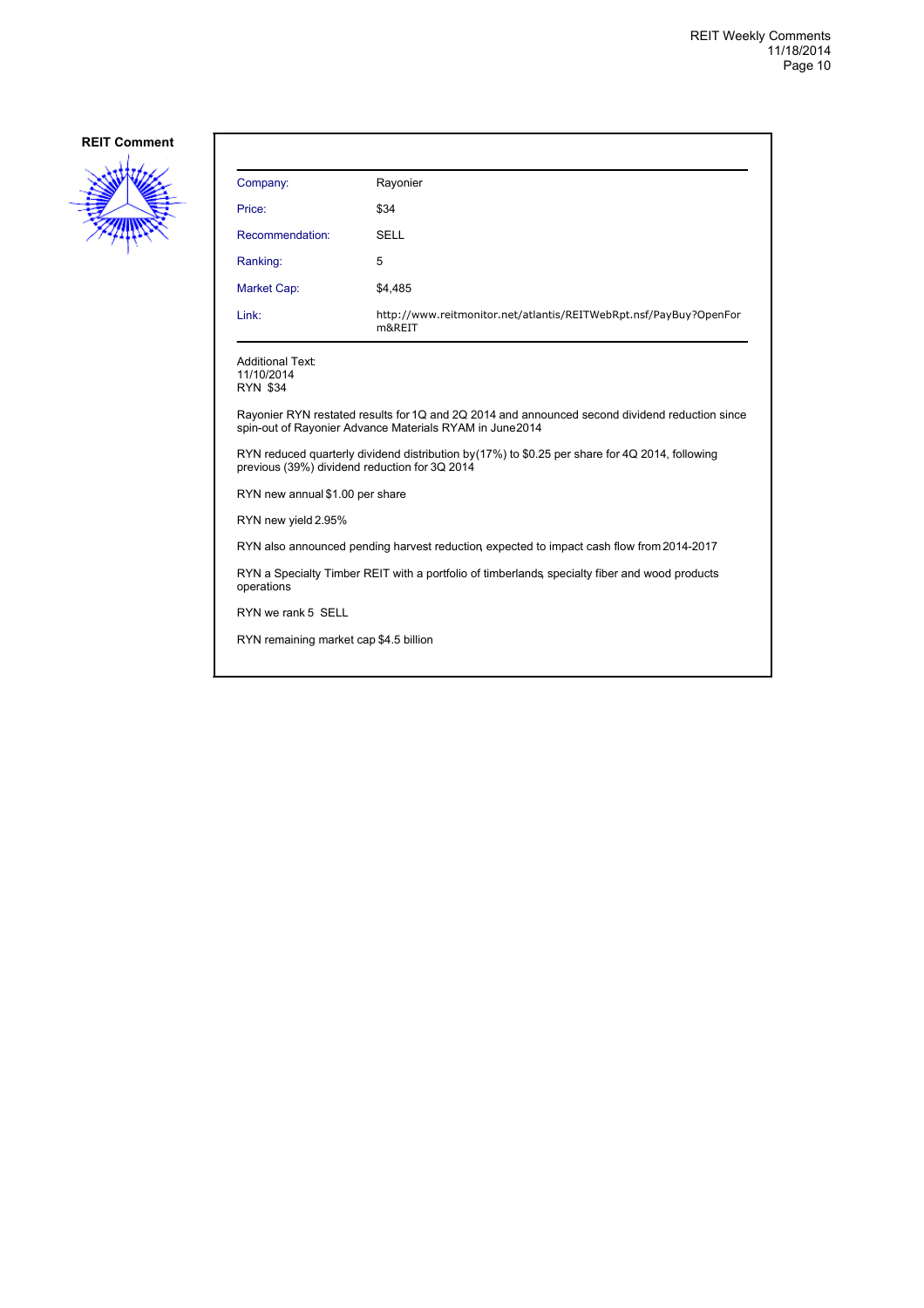**REIT Comment**

| Company: | Rayonier |
|---|---|
| Price: | $34 |
| Recommendation: | SELL |
| Ranking: | 5 |
| Market Cap: | $4,485 |
| Link: | http://www.reitmonitor.net/atlantis/REITWebRpt.nsf/PayBuy?OpenForm&REIT |

Additional Text:
11/10/2014
RYN $34

Rayonier RYN restated results for 1Q and 2Q 2014 and announced second dividend reduction since spin-out of Rayonier Advance Materials RYAM in June 2014

RYN reduced quarterly dividend distribution by (17%) to $0.25 per share for 4Q 2014, following previous (39%) dividend reduction for 3Q 2014

RYN new annual $1.00 per share

RYN new yield 2.95%

RYN also announced pending harvest reduction, expected to impact cash flow from 2014-2017

RYN a Specialty Timber REIT with a portfolio of timberlands, specialty fiber and wood products operations

RYN we rank 5 SELL

RYN remaining market cap $4.5 billion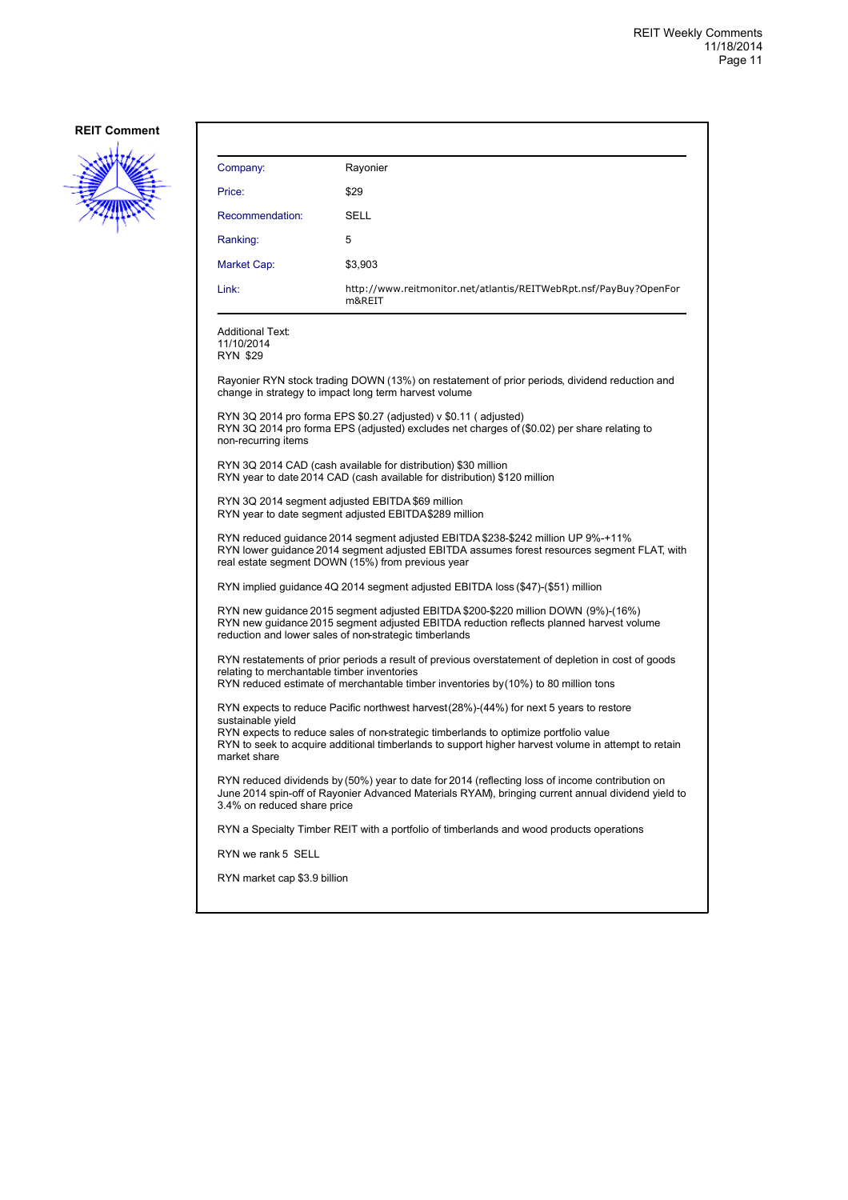**REIT Comment**

| Company: | Rayonier |
|---|---|
| Price: | $29 |
| Recommendation: | SELL |
| Ranking: | 5 |
| Market Cap: | $3,903 |
| Link: | http://www.reitmonitor.net/atlantis/REITWebRpt.nsf/PayBuy?OpenForm&REIT |

Additional Text:
11/10/2014
RYN $29

Rayonier RYN stock trading DOWN (13%) on restatement of prior periods, dividend reduction and change in strategy to impact long term harvest volume

RYN 3Q 2014 pro forma EPS $0.27 (adjusted) v $0.11 ( adjusted)
RYN 3Q 2014 pro forma EPS (adjusted) excludes net charges of ($0.02) per share relating to non-recurring items

RYN 3Q 2014 CAD (cash available for distribution) $30 million
RYN year to date 2014 CAD (cash available for distribution) $120 million

RYN 3Q 2014 segment adjusted EBITDA $69 million
RYN year to date segment adjusted EBITDA $289 million

RYN reduced guidance 2014 segment adjusted EBITDA $238-$242 million UP 9%-+11%
RYN lower guidance 2014 segment adjusted EBITDA assumes forest resources segment FLAT, with real estate segment DOWN (15%) from previous year

RYN implied guidance 4Q 2014 segment adjusted EBITDA loss ($47)-($51) million

RYN new guidance 2015 segment adjusted EBITDA $200-$220 million DOWN (9%)-(16%)
RYN new guidance 2015 segment adjusted EBITDA reduction reflects planned harvest volume reduction and lower sales of non-strategic timberlands

RYN restatements of prior periods a result of previous overstatement of depletion in cost of goods relating to merchantable timber inventories
RYN reduced estimate of merchantable timber inventories by (10%) to 80 million tons

RYN expects to reduce Pacific northwest harvest (28%)-(44%) for next 5 years to restore sustainable yield
RYN expects to reduce sales of non-strategic timberlands to optimize portfolio value
RYN to seek to acquire additional timberlands to support higher harvest volume in attempt to retain market share

RYN reduced dividends by (50%) year to date for 2014 (reflecting loss of income contribution on June 2014 spin-off of Rayonier Advanced Materials RYAM), bringing current annual dividend yield to 3.4% on reduced share price

RYN a Specialty Timber REIT with a portfolio of timberlands and wood products operations

RYN we rank 5 SELL

RYN market cap $3.9 billion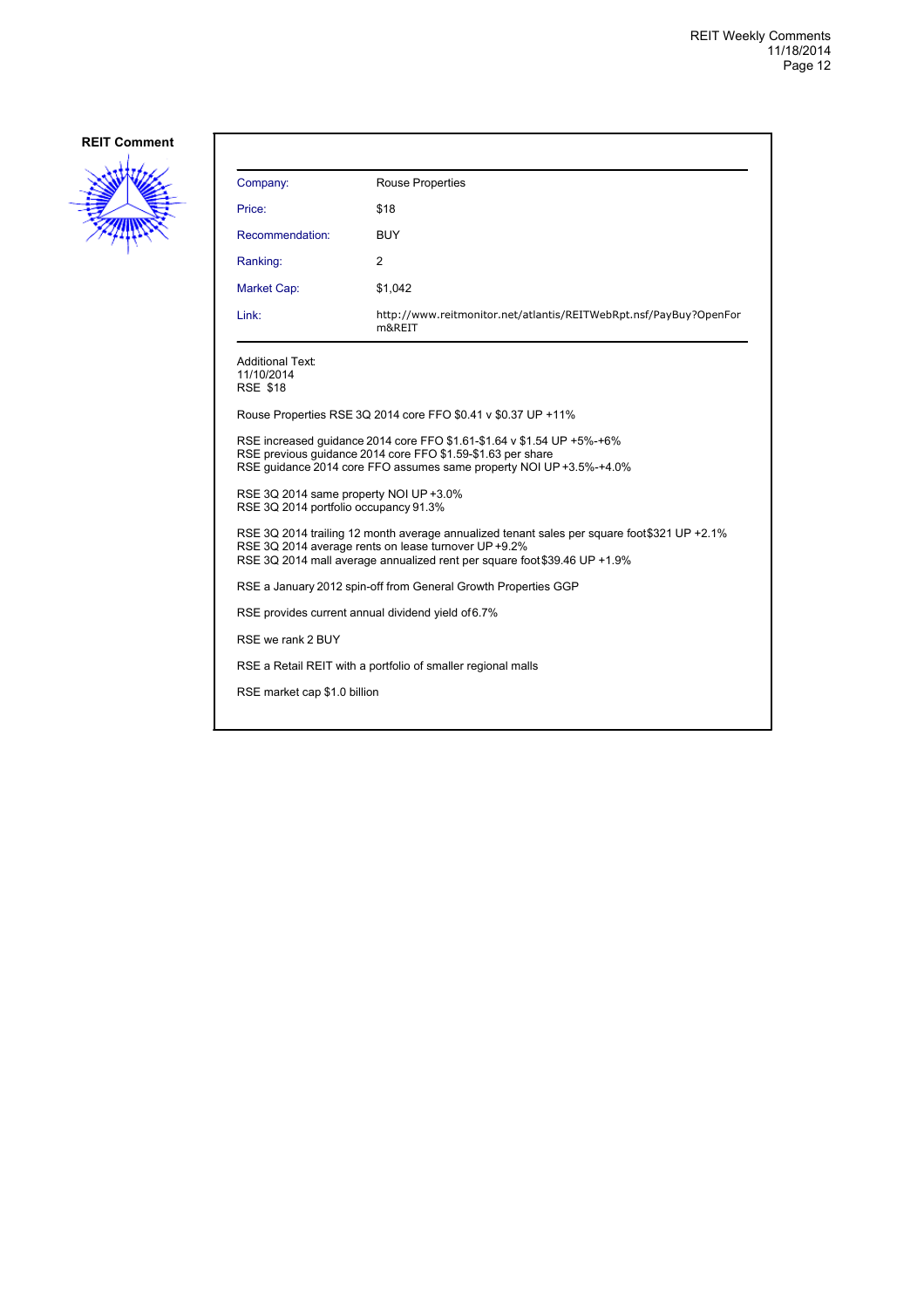**REIT Comment**

| Company: | Rouse Properties |
| --- | --- |
| Price: | $18 |
| Recommendation: | BUY |
| Ranking: | 2 |
| Market Cap: | $1,042 |
| Link: | http://www.reitmonitor.net/atlantis/REITWebRpt.nsf/PayBuy?OpenForm&REIT |

Additional Text:
11/10/2014
RSE $18

Rouse Properties RSE 3Q 2014 core FFO $0.41 v $0.37 UP +11%

RSE increased guidance 2014 core FFO $1.61-$1.64 v $1.54 UP +5%-+6%
RSE previous guidance 2014 core FFO $1.59-$1.63 per share
RSE guidance 2014 core FFO assumes same property NOI UP +3.5%-+4.0%

RSE 3Q 2014 same property NOI UP +3.0%
RSE 3Q 2014 portfolio occupancy 91.3%

RSE 3Q 2014 trailing 12 month average annualized tenant sales per square foot $321 UP +2.1%
RSE 3Q 2014 average rents on lease turnover UP +9.2%
RSE 3Q 2014 mall average annualized rent per square foot $39.46 UP +1.9%

RSE a January 2012 spin-off from General Growth Properties GGP

RSE provides current annual dividend yield of 6.7%

RSE we rank 2 BUY

RSE a Retail REIT with a portfolio of smaller regional malls

RSE market cap $1.0 billion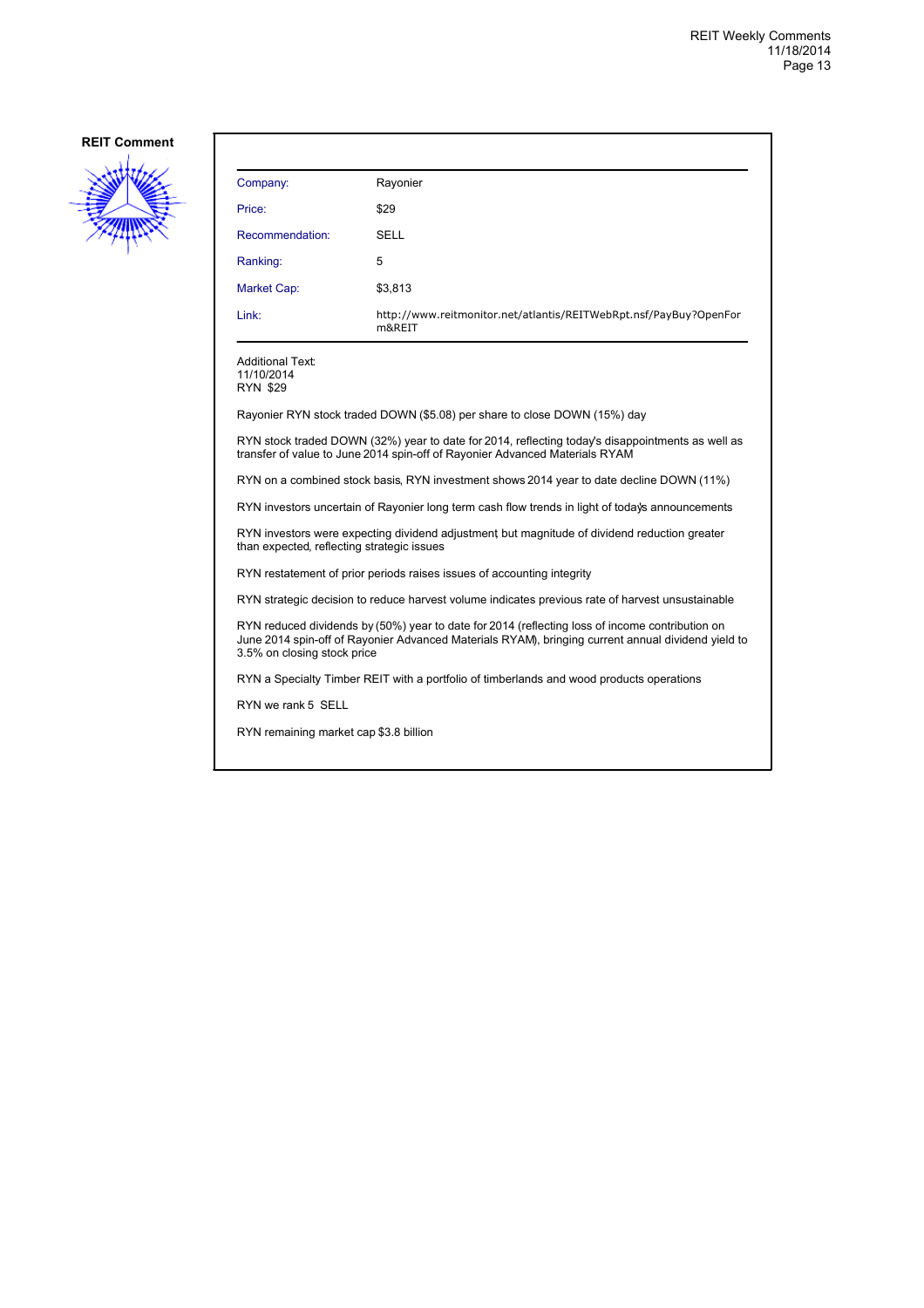**REIT Comment**

| Company: | Rayonier |
|---|---|
| Price: | $29 |
| Recommendation: | SELL |
| Ranking: | 5 |
| Market Cap: | $3,813 |
| Link: | http://www.reitmonitor.net/atlantis/REITWebRpt.nsf/PayBuy?OpenForm&REIT |

Additional Text:
11/10/2014
RYN $29

RYN stock traded DOWN ($5.08) per share to close DOWN (15%) day

RYN stock traded DOWN (32%) year to date for 2014, reflecting today's disappointments as well as transfer of value to June 2014 spin-off of Rayonier Advanced Materials RYAM

RYN on a combined stock basis, RYN investment shows 2014 year to date decline DOWN (11%)

RYN investors uncertain of Rayonier long term cash flow trends in light of today's announcements

RYN investors were expecting dividend adjustment, but magnitude of dividend reduction greater than expected, reflecting strategic issues

RYN restatement of prior periods raises issues of accounting integrity

RYN strategic decision to reduce harvest volume indicates previous rate of harvest unsustainable

RYN reduced dividends by (50%) year to date for 2014 (reflecting loss of income contribution on June 2014 spin-off of Rayonier Advanced Materials RYAM), bringing current annual dividend yield to 3.5% on closing stock price

RYN a Specialty Timber REIT with a portfolio of timberlands and wood products operations

RYN we rank 5 SELL

RYN remaining market cap $3.8 billion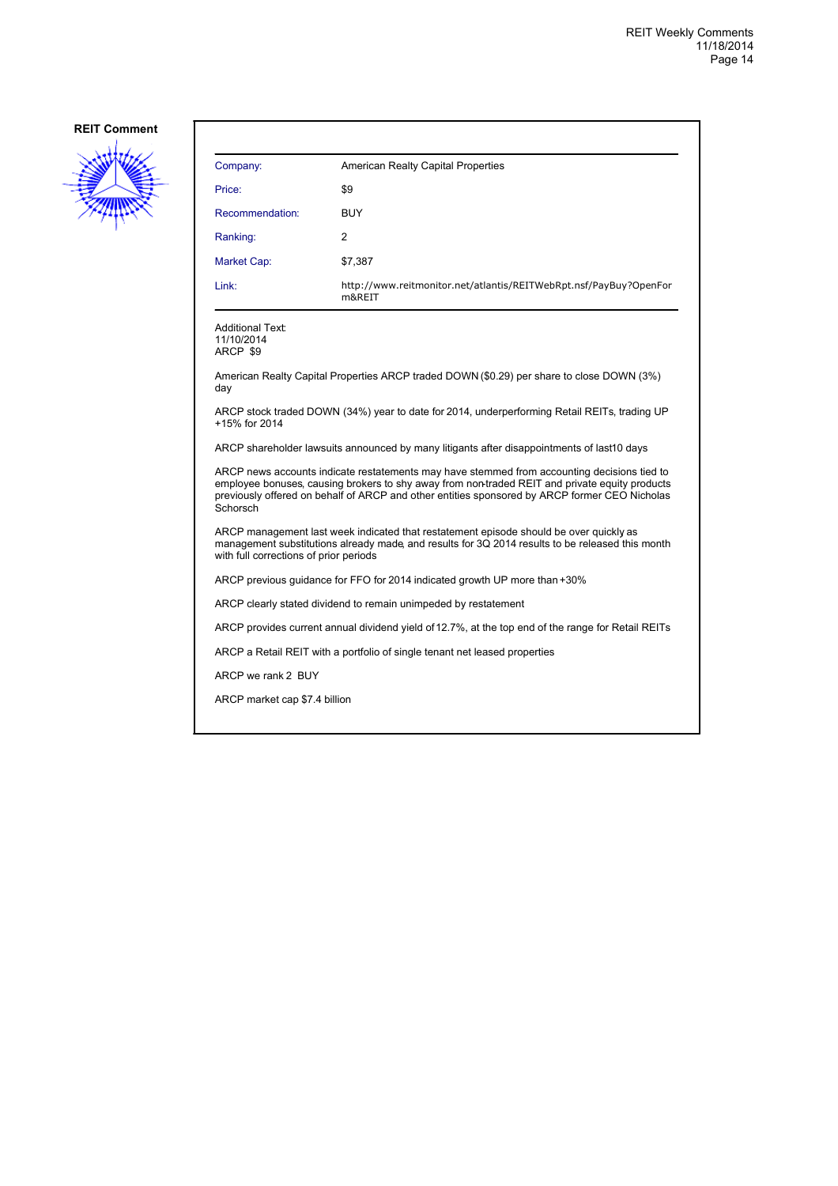**REIT Comment**

| Company: | American Realty Capital Properties |
|---|---|
| Price: | $9 |
| Recommendation: | BUY |
| Ranking: | 2 |
| Market Cap: | $7,387 |
| Link: | http://www.reitmonitor.net/atlantis/REITWebRpt.nsf/PayBuy?OpenForm&REIT |

Additional Text:
11/10/2014
ARCP $9

American Realty Capital Properties ARCP traded DOWN ($0.29) per share to close DOWN (3%) day

ARCP stock traded DOWN (34%) year to date for 2014, underperforming Retail REITs, trading UP +15% for 2014

ARCP shareholder lawsuits announced by many litigants after disappointments of last10 days

ARCP news accounts indicate restatements may have stemmed from accounting decisions tied to employee bonuses, causing brokers to shy away from non-traded REIT and private equity products previously offered on behalf of ARCP and other entities sponsored by ARCP former CEO Nicholas Schorsch

ARCP management last week indicated that restatement episode should be over quickly as management substitutions already made, and results for 3Q 2014 results to be released this month with full corrections of prior periods

ARCP previous guidance for FFO for 2014 indicated growth UP more than +30%

ARCP clearly stated dividend to remain unimpeded by restatement

ARCP provides current annual dividend yield of 12.7%, at the top end of the range for Retail REITs

ARCP a Retail REIT with a portfolio of single tenant net leased properties

ARCP we rank 2 BUY

ARCP market cap $7.4 billion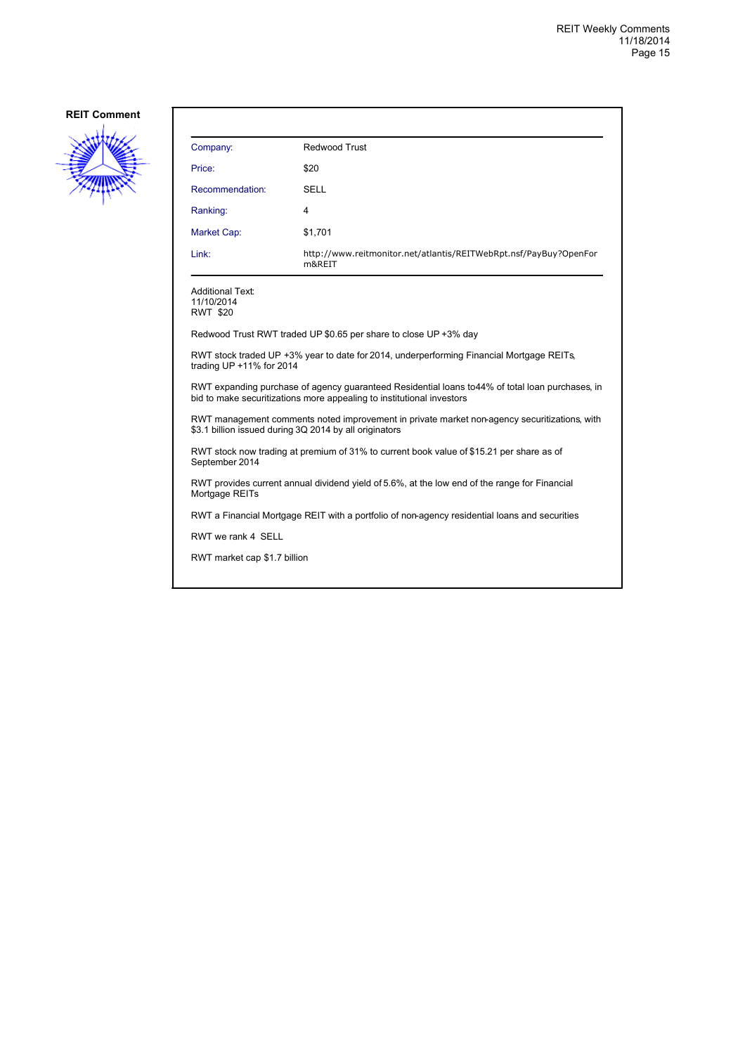**REIT Comment**

| | |
|---|---|
| Company: | Redwood Trust |
| Price: | $20 |
| Recommendation: | SELL |
| Ranking: | 4 |
| Market Cap: | $1,701 |
| Link: | http://www.reitmonitor.net/atlantis/REITWebRpt.nsf/PayBuy?OpenForm&REIT |

Additional Text:
11/10/2014
RWT $20

Redwood Trust RWT traded UP $0.65 per share to close UP +3% day

RWT stock traded UP +3% year to date for 2014, underperforming Financial Mortgage REITs, trading UP +11% for 2014

RWT expanding purchase of agency guaranteed Residential loans to44% of total loan purchases, in bid to make securitizations more appealing to institutional investors

RWT management comments noted improvement in private market non-agency securitizations, with $3.1 billion issued during 3Q 2014 by all originators

RWT stock now trading at premium of 31% to current book value of $15.21 per share as of September 2014

RWT provides current annual dividend yield of 5.6%, at the low end of the range for Financial Mortgage REITs

RWT a Financial Mortgage REIT with a portfolio of non-agency residential loans and securities

RWT we rank 4 SELL

RWT market cap $1.7 billion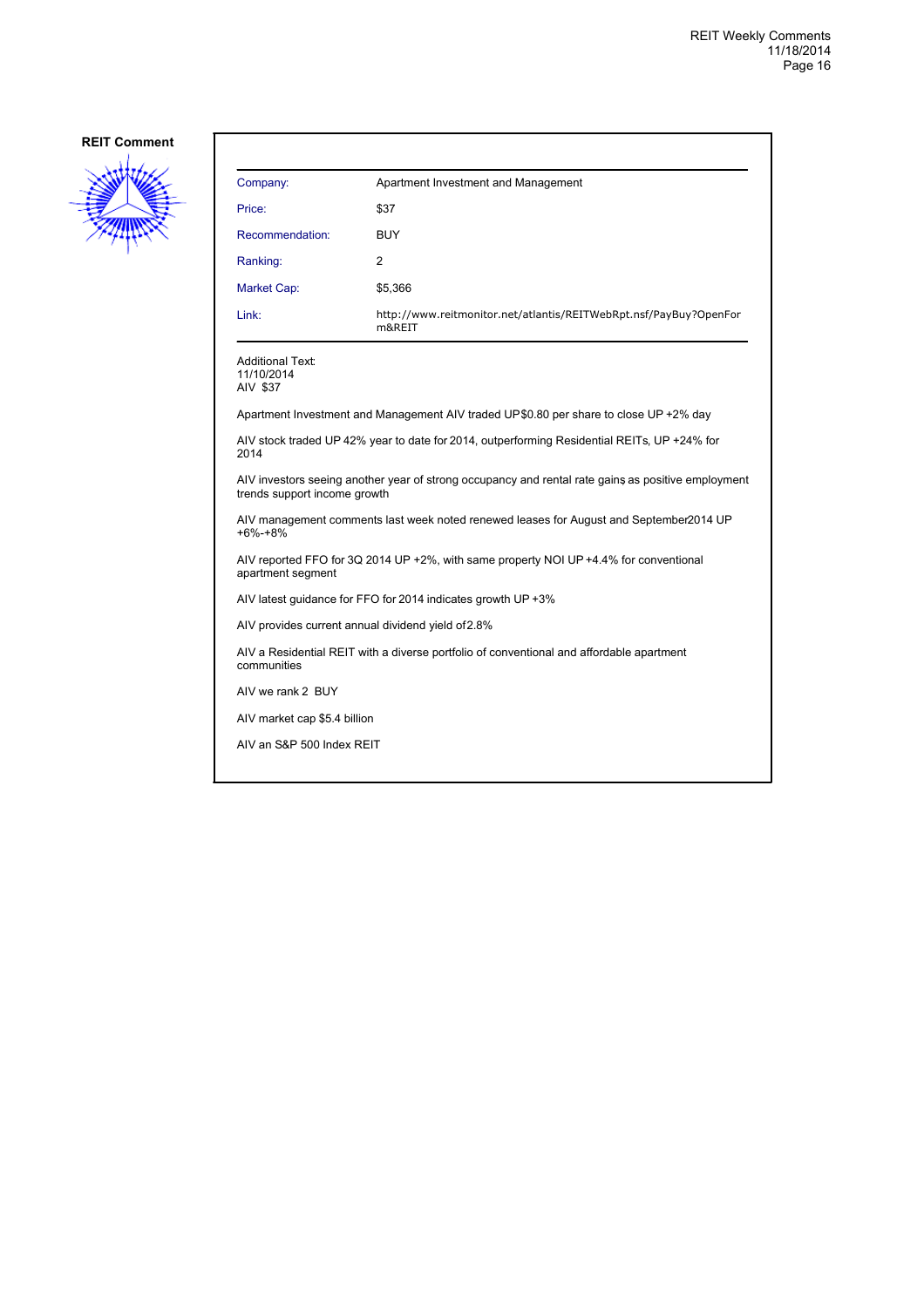**REIT Comment**

| Company: | Apartment Investment and Management |
|---|---|
| Price: | $37 |
| Recommendation: | BUY |
| Ranking: | 2 |
| Market Cap: | $5,366 |
| Link: | http://www.reitmonitor.net/atlantis/REITWebRpt.nsf/PayBuy?OpenForm&REIT |

Additional Text:
11/10/2014
AIV $37

Apartment Investment and Management AIV traded UP $0.80 per share to close UP +2% day

AIV stock traded UP 42% year to date for 2014, outperforming Residential REITs, UP +24% for 2014

AIV investors seeing another year of strong occupancy and rental rate gains as positive employment trends support income growth

AIV management comments last week noted renewed leases for August and September 2014 UP +6%-+8%

AIV reported FFO for 3Q 2014 UP +2%, with same property NOI UP +4.4% for conventional apartment segment

AIV latest guidance for FFO for 2014 indicates growth UP +3%

AIV provides current annual dividend yield of 2.8%

AIV a Residential REIT with a diverse portfolio of conventional and affordable apartment communities

AIV we rank 2 BUY

AIV market cap $5.4 billion

AIV an S&P 500 Index REIT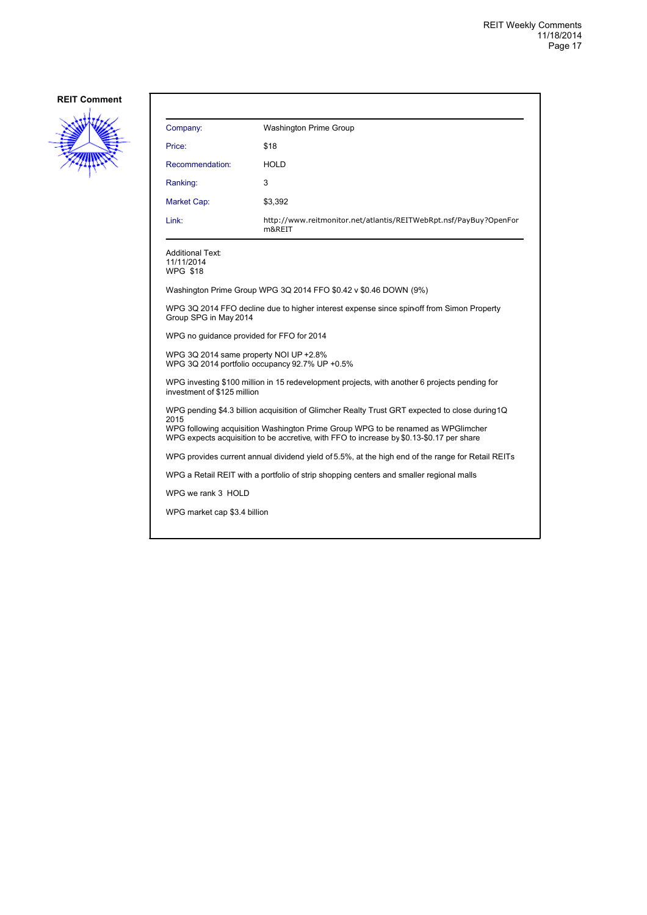**REIT Comment**

| | |
|---|---|
| Company: | Washington Prime Group |
| Price: | $18 |
| Recommendation: | HOLD |
| Ranking: | 3 |
| Market Cap: | $3,392 |
| Link: | http://www.reitmonitor.net/atlantis/REITWebRpt.nsf/PayBuy?OpenForm&REIT |

Additional Text:
11/11/2014
WPG $18

Washington Prime Group WPG 3Q 2014 FFO $0.42 v $0.46 DOWN (9%)

WPG 3Q 2014 FFO decline due to higher interest expense since spin-off from Simon Property Group SPG in May 2014

WPG no guidance provided for FFO for 2014

WPG 3Q 2014 same property NOI UP +2.8%
WPG 3Q 2014 portfolio occupancy 92.7% UP +0.5%

WPG investing $100 million in 15 redevelopment projects, with another 6 projects pending for investment of $125 million

WPG pending $4.3 billion acquisition of Glimcher Realty Trust GRT expected to close during 1Q 2015
WPG following acquisition Washington Prime Group WPG to be renamed as WPGlimcher
WPG expects acquisition to be accretive, with FFO to increase by $0.13-$0.17 per share

WPG provides current annual dividend yield of 5.5%, at the high end of the range for Retail REITs

WPG a Retail REIT with a portfolio of strip shopping centers and smaller regional malls

WPG we rank 3 HOLD

WPG market cap $3.4 billion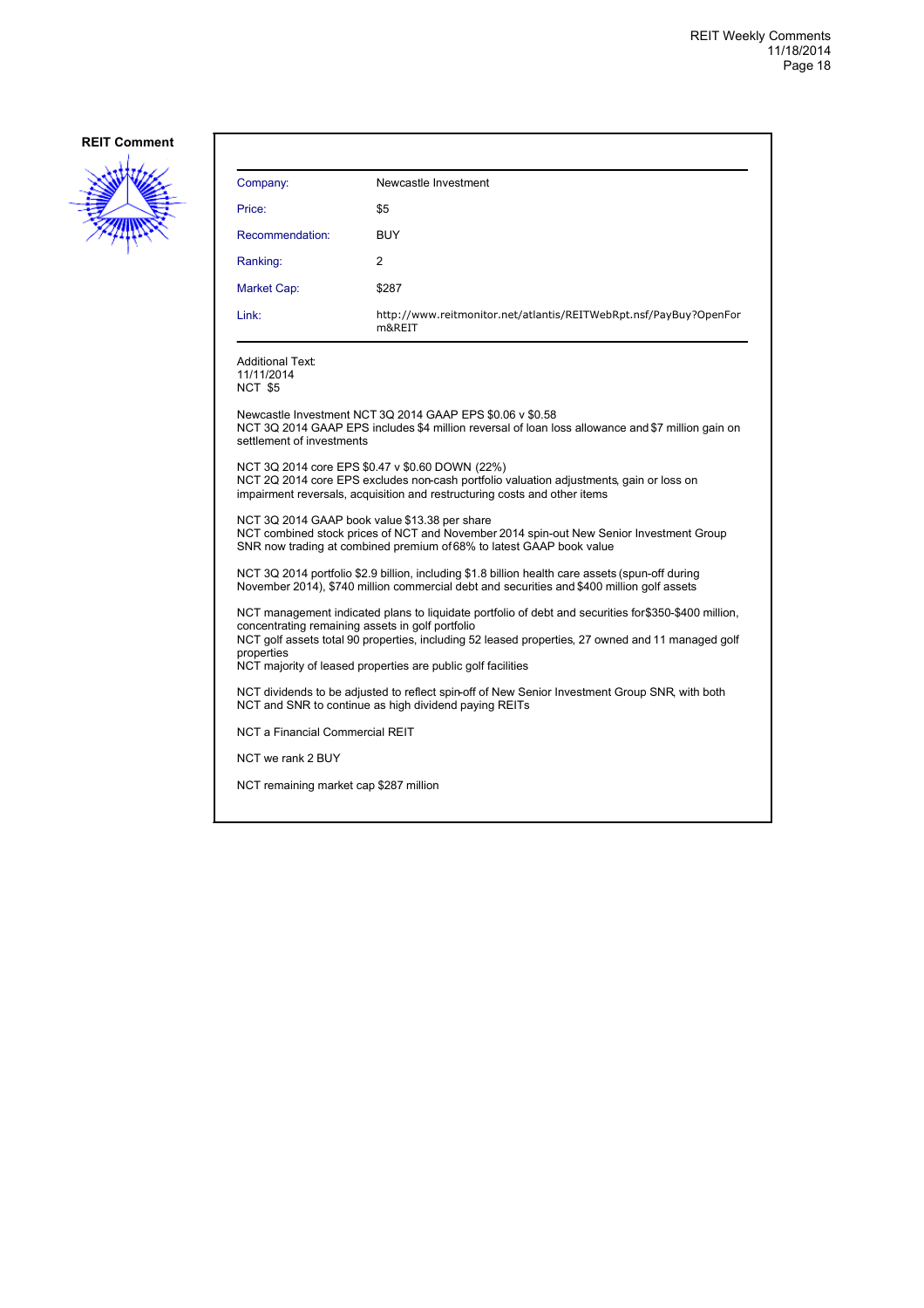**REIT Comment**

| Company: | Newcastle Investment |
| --- | --- |
| Price: | $5 |
| Recommendation: | BUY |
| Ranking: | 2 |
| Market Cap: | $287 |
| Link: | http://www.reitmonitor.net/atlantis/REITWebRpt.nsf/PayBuy?OpenForm&REIT |

Additional Text:
11/11/2014
NCT $5

Newcastle Investment NCT 3Q 2014 GAAP EPS $0.06 v $0.58
NCT 3Q 2014 GAAP EPS includes $4 million reversal of loan loss allowance and $7 million gain on settlement of investments

NCT 3Q 2014 core EPS $0.47 v $0.60 DOWN (22%)
NCT 2Q 2014 core EPS excludes non-cash portfolio valuation adjustments, gain or loss on impairment reversals, acquisition and restructuring costs and other items

NCT 3Q 2014 GAAP book value $13.38 per share
NCT combined stock prices of NCT and November 2014 spin-out New Senior Investment Group SNR now trading at combined premium of 68% to latest GAAP book value

NCT 3Q 2014 portfolio $2.9 billion, including $1.8 billion health care assets (spun-off during November 2014), $740 million commercial debt and securities and $400 million golf assets

NCT management indicated plans to liquidate portfolio of debt and securities for $350-$400 million, concentrating remaining assets in golf portfolio
NCT golf assets total 90 properties, including 52 leased properties, 27 owned and 11 managed golf properties
NCT majority of leased properties are public golf facilities

NCT dividends to be adjusted to reflect spin-off of New Senior Investment Group SNR, with both NCT and SNR to continue as high dividend paying REITs

NCT a Financial Commercial REIT

NCT we rank 2 BUY

NCT remaining market cap $287 million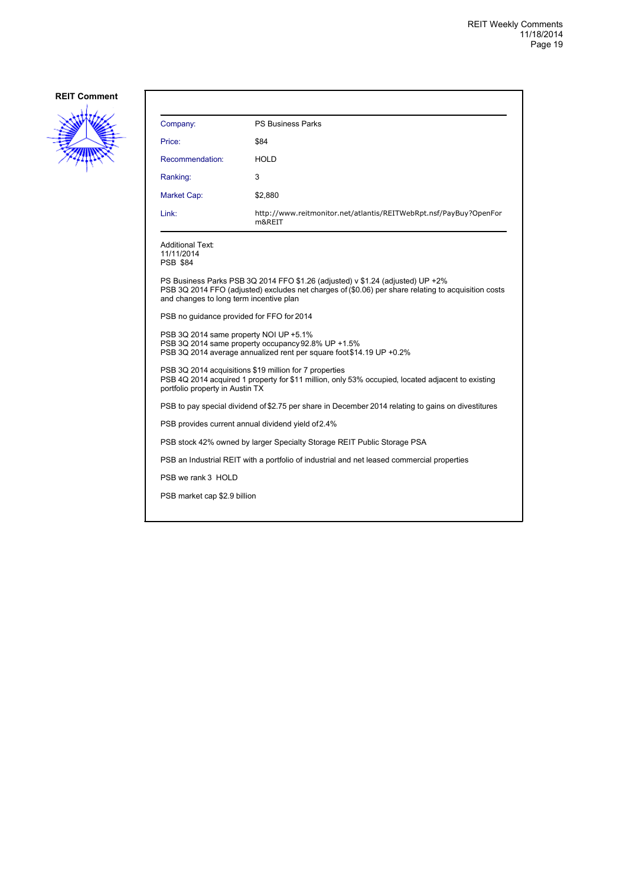**REIT Comment**

| Company: | PS Business Parks |
|---|---|
| Price: | $84 |
| Recommendation: | HOLD |
| Ranking: | 3 |
| Market Cap: | $2,880 |
| Link: | http://www.reitmonitor.net/atlantis/REITWebRpt.nsf/PayBuy?OpenForm&REIT |

Additional Text:
11/11/2014
PSB $84

PS Business Parks PSB 3Q 2014 FFO $1.26 (adjusted) v $1.24 (adjusted) UP +2%
PSB 3Q 2014 FFO (adjusted) excludes net charges of ($0.06) per share relating to acquisition costs and changes to long term incentive plan

PSB no guidance provided for FFO for 2014

PSB 3Q 2014 same property NOI UP +5.1%
PSB 3Q 2014 same property occupancy 92.8% UP +1.5%
PSB 3Q 2014 average annualized rent per square foot $14.19 UP +0.2%

PSB 3Q 2014 acquisitions $19 million for 7 properties
PSB 4Q 2014 acquired 1 property for $11 million, only 53% occupied, located adjacent to existing portfolio property in Austin TX

PSB to pay special dividend of $2.75 per share in December 2014 relating to gains on divestitures

PSB provides current annual dividend yield of 2.4%

PSB stock 42% owned by larger Specialty Storage REIT Public Storage PSA

PSB an Industrial REIT with a portfolio of industrial and net leased commercial properties

PSB we rank 3 HOLD

PSB market cap $2.9 billion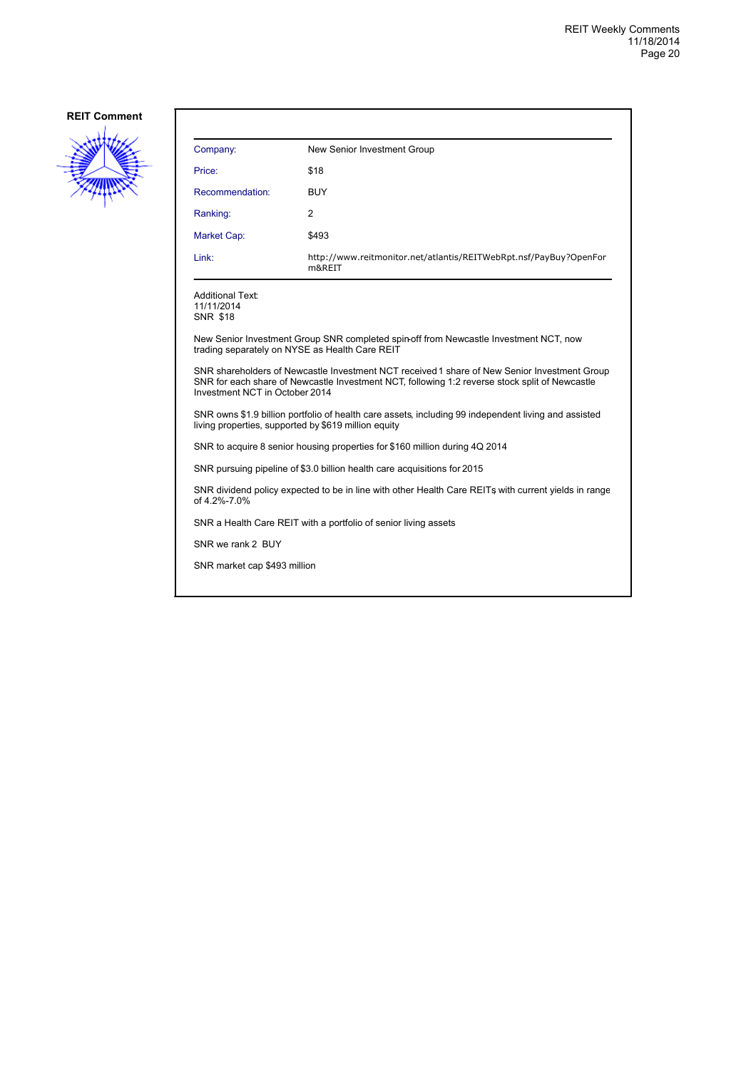## REIT Comment

| Company: | New Senior Investment Group |
|---|---|
| Price: | $18 |
| Recommendation: | BUY |
| Ranking: | 2 |
| Market Cap: | $493 |
| Link: | http://www.reitmonitor.net/atlantis/REITWebRpt.nsf/PayBuy?OpenForm&REIT |

Additional Text:
11/11/2014
SNR $18

New Senior Investment Group SNR completed spin-off from Newcastle Investment NCT, now trading separately on NYSE as Health Care REIT

SNR shareholders of Newcastle Investment NCT received 1 share of New Senior Investment Group SNR for each share of Newcastle Investment NCT, following 1:2 reverse stock split of Newcastle Investment NCT in October 2014

SNR owns $1.9 billion portfolio of health care assets, including 99 independent living and assisted living properties, supported by $619 million equity

SNR to acquire 8 senior housing properties for $160 million during 4Q 2014

SNR pursuing pipeline of $3.0 billion health care acquisitions for 2015

SNR dividend policy expected to be in line with other Health Care REITs with current yields in range of 4.2%-7.0%

SNR a Health Care REIT with a portfolio of senior living assets

SNR we rank 2 BUY

SNR market cap $493 million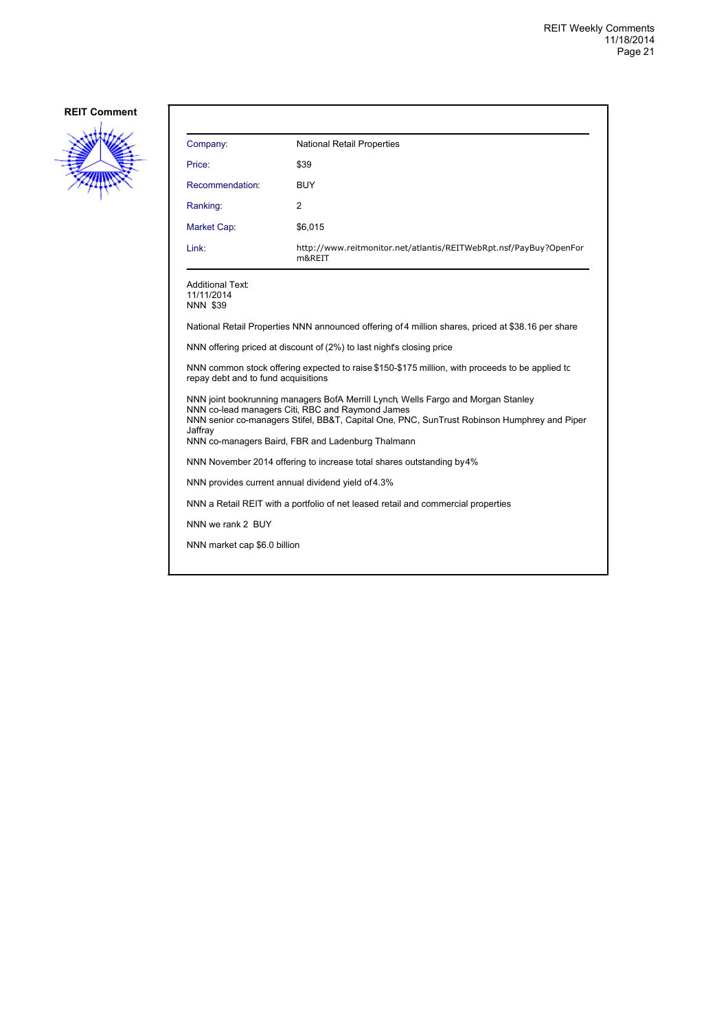**REIT Comment**

| Company: | National Retail Properties |
|---|---|
| Price: | $39 |
| Recommendation: | BUY |
| Ranking: | 2 |
| Market Cap: | $6,015 |
| Link: | http://www.reitmonitor.net/atlantis/REITWebRpt.nsf/PayBuy?OpenForm&REIT |

Additional Text:
11/11/2014
NNN $39

National Retail Properties NNN announced offering of 4 million shares, priced at $38.16 per share

NNN offering priced at discount of (2%) to last night's closing price

NNN common stock offering expected to raise $150-$175 million, with proceeds to be applied to repay debt and to fund acquisitions

NNN joint bookrunning managers BofA Merrill Lynch, Wells Fargo and Morgan Stanley
NNN co-lead managers Citi, RBC and Raymond James
NNN senior co-managers Stifel, BB&T, Capital One, PNC, SunTrust Robinson Humphrey and Piper Jaffray
NNN co-managers Baird, FBR and Ladenburg Thalmann

NNN November 2014 offering to increase total shares outstanding by 4%

NNN provides current annual dividend yield of 4.3%

NNN a Retail REIT with a portfolio of net leased retail and commercial properties

NNN we rank 2 BUY

NNN market cap $6.0 billion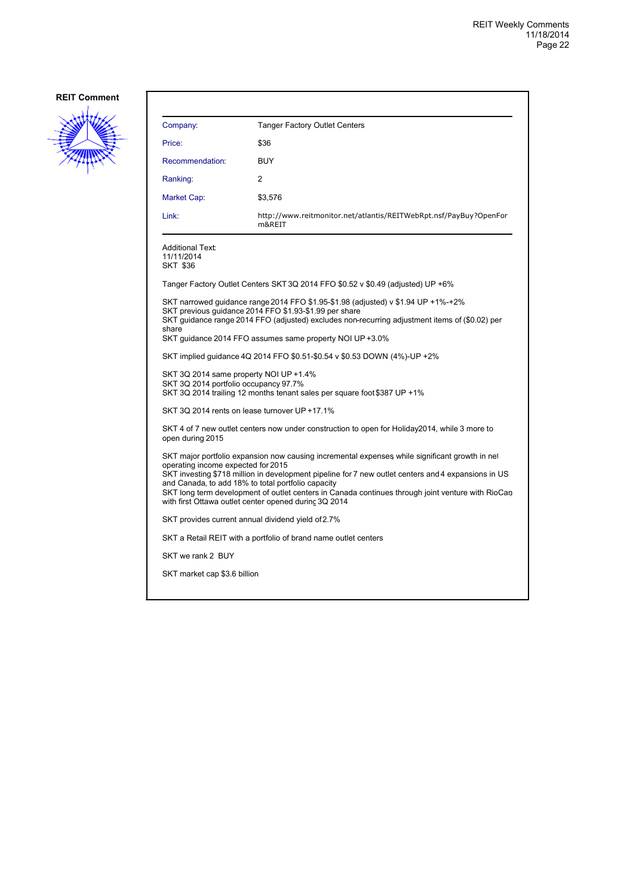**REIT Comment**

| | |
|---|---|
| Company: | Tanger Factory Outlet Centers |
| Price: | $36 |
| Recommendation: | BUY |
| Ranking: | 2 |
| Market Cap: | $3,576 |
| Link: | http://www.reitmonitor.net/atlantis/REITWebRpt.nsf/PayBuy?OpenForm&REIT |

Additional Text:
11/11/2014
SKT $36

Tanger Factory Outlet Centers SKT 3Q 2014 FFO $0.52 v $0.49 (adjusted) UP +6%

SKT narrowed guidance range 2014 FFO $1.95-$1.98 (adjusted) v $1.94 UP +1%-+2%
SKT previous guidance 2014 FFO $1.93-$1.99 per share
SKT guidance range 2014 FFO (adjusted) excludes non-recurring adjustment items of ($0.02) per share
SKT guidance 2014 FFO assumes same property NOI UP +3.0%

SKT implied guidance 4Q 2014 FFO $0.51-$0.54 v $0.53 DOWN (4%)-UP +2%

SKT 3Q 2014 same property NOI UP +1.4%
SKT 3Q 2014 portfolio occupancy 97.7%
SKT 3Q 2014 trailing 12 months tenant sales per square foot $387 UP +1%

SKT 3Q 2014 rents on lease turnover UP +17.1%

SKT 4 of 7 new outlet centers now under construction to open for Holiday2014, while 3 more to open during 2015

SKT major portfolio expansion now causing incremental expenses, while significant growth in net operating income expected for 2015
SKT investing $718 million in development pipeline for 7 new outlet centers and 4 expansions in US and Canada, to add 18% to total portfolio capacity
SKT long term development of outlet centers in Canada continues through joint venture with RioCan, with first Ottawa outlet center opened during 3Q 2014

SKT provides current annual dividend yield of 2.7%

SKT a Retail REIT with a portfolio of brand name outlet centers

SKT we rank 2 BUY

SKT market cap $3.6 billion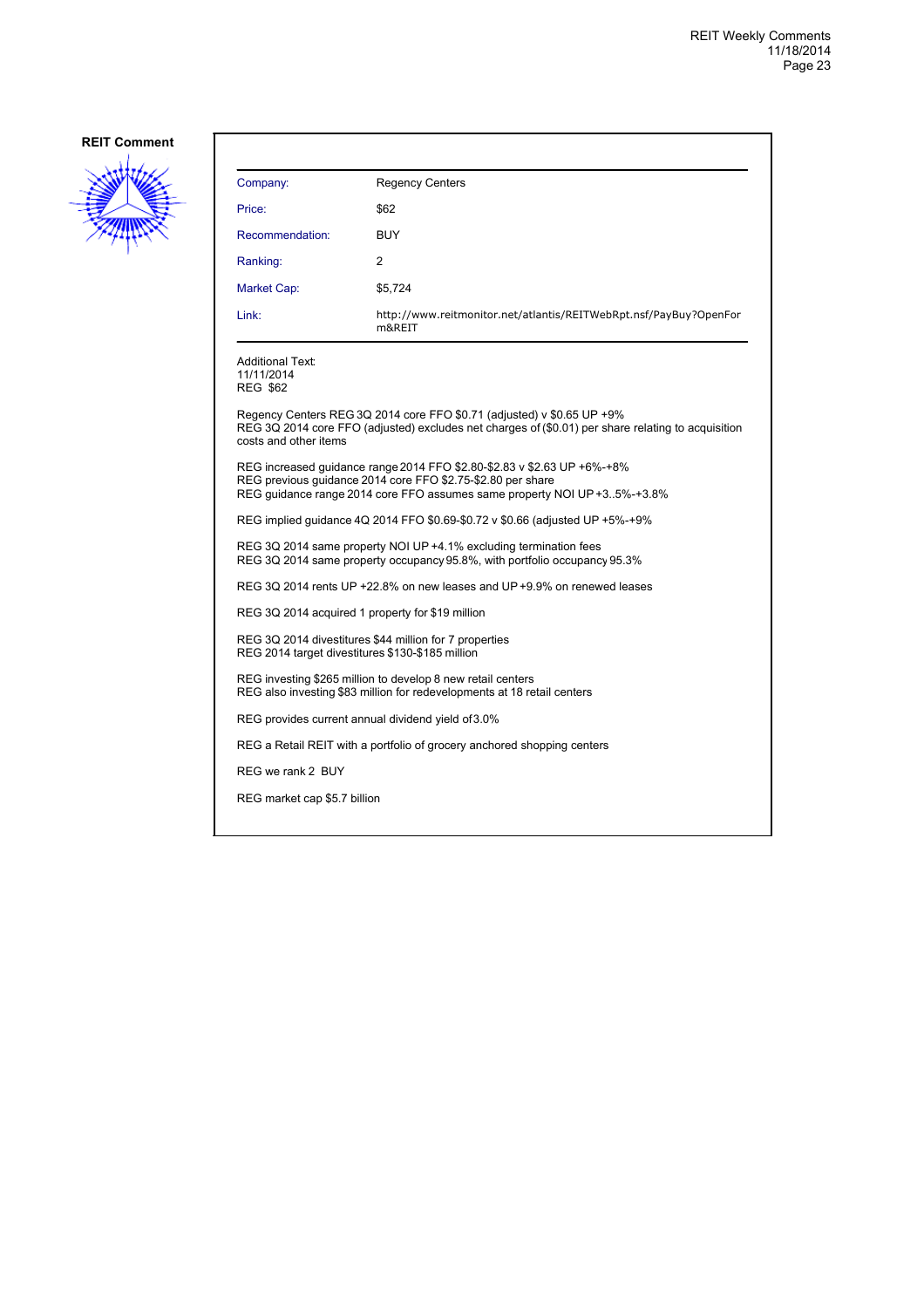**REIT Comment**

| | |
|---|---|
| Company: | Regency Centers |
| Price: | $62 |
| Recommendation: | BUY |
| Ranking: | 2 |
| Market Cap: | $5,724 |
| Link: | http://www.reitmonitor.net/atlantis/REITWebRpt.nsf/PayBuy?OpenForm&REIT |

Additional Text:
11/11/2014
REG $62

Regency Centers REG 3Q 2014 core FFO $0.71 (adjusted) v $0.65 UP +9%
REG 3Q 2014 core FFO (adjusted) excludes net charges of ($0.01) per share relating to acquisition costs and other items

REG increased guidance range 2014 FFO $2.80-$2.83 v $2.63 UP +6%-+8%
REG previous guidance 2014 core FFO $2.75-$2.80 per share
REG guidance range 2014 core FFO assumes same property NOI UP +3..5%-+3.8%

REG implied guidance 4Q 2014 FFO $0.69-$0.72 v $0.66 (adjusted UP +5%-+9%

REG 3Q 2014 same property NOI UP +4.1% excluding termination fees
REG 3Q 2014 same property occupancy 95.8%, with portfolio occupancy 95.3%

REG 3Q 2014 rents UP +22.8% on new leases and UP +9.9% on renewed leases

REG 3Q 2014 acquired 1 property for $19 million

REG 3Q 2014 divestitures $44 million for 7 properties
REG 2014 target divestitures $130-$185 million

REG investing $265 million to develop 8 new retail centers
REG also investing $83 million for redevelopments at 18 retail centers

REG provides current annual dividend yield of 3.0%

REG a Retail REIT with a portfolio of grocery anchored shopping centers

REG we rank 2 BUY

REG market cap $5.7 billion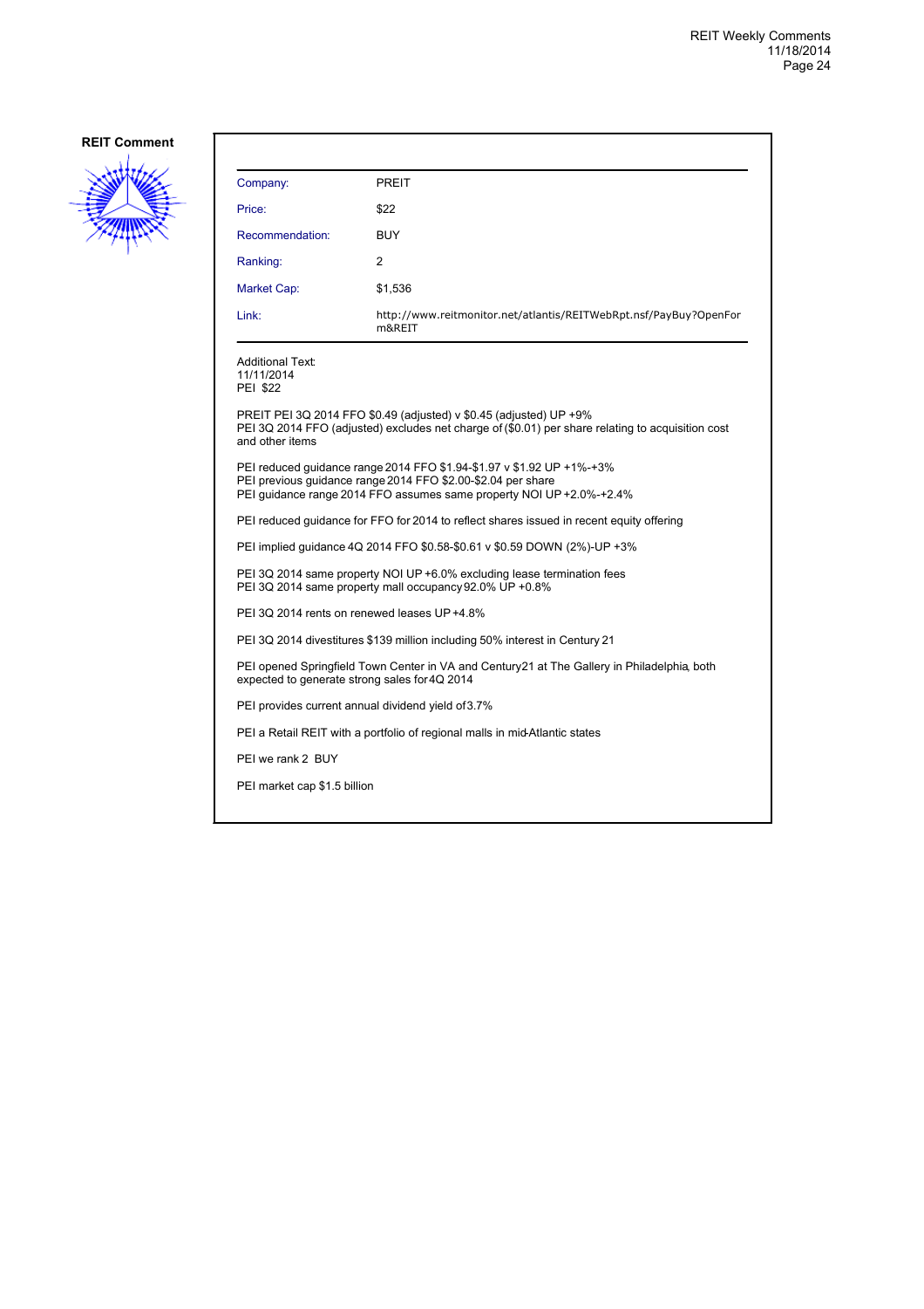**REIT Comment**

| | |
|---|---|
| Company: | PREIT |
| Price: | $22 |
| Recommendation: | BUY |
| Ranking: | 2 |
| Market Cap: | $1,536 |
| Link: | http://www.reitmonitor.net/atlantis/REITWebRpt.nsf/PayBuy?OpenForm&REIT |

Additional Text:
11/11/2014
PEI $22

PREIT PEI 3Q 2014 FFO $0.49 (adjusted) v $0.45 (adjusted) UP +9%
PEI 3Q 2014 FFO (adjusted) excludes net charge of ($0.01) per share relating to acquisition cost and other items

PEI reduced guidance range 2014 FFO $1.94-$1.97 v $1.92 UP +1%-+3%
PEI previous guidance range 2014 FFO $2.00-$2.04 per share
PEI guidance range 2014 FFO assumes same property NOI UP +2.0%-+2.4%

PEI reduced guidance for FFO for 2014 to reflect shares issued in recent equity offering

PEI implied guidance 4Q 2014 FFO $0.58-$0.61 v $0.59 DOWN (2%)-UP +3%

PEI 3Q 2014 same property NOI UP +6.0% excluding lease termination fees
PEI 3Q 2014 same property mall occupancy 92.0% UP +0.8%

PEI 3Q 2014 rents on renewed leases UP +4.8%

PEI 3Q 2014 divestitures $139 million including 50% interest in Century 21

PEI opened Springfield Town Center in VA and Century21 at The Gallery in Philadelphia, both expected to generate strong sales for 4Q 2014

PEI provides current annual dividend yield of 3.7%

PEI a Retail REIT with a portfolio of regional malls in mid-Atlantic states

PEI we rank 2 BUY

PEI market cap $1.5 billion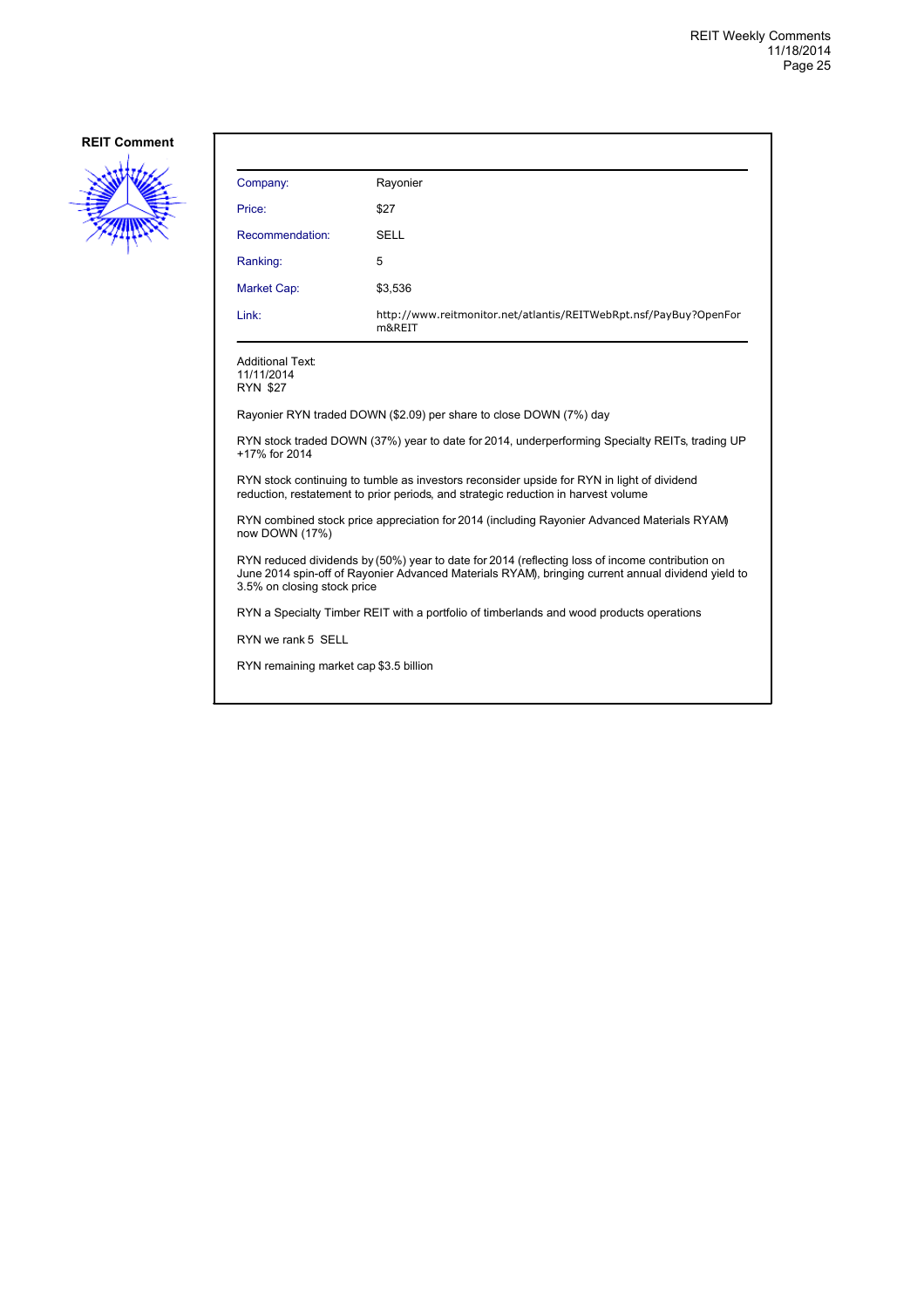**REIT Comment**

| Company: | Rayonier |
|---|---|
| Price: | $27 |
| Recommendation: | SELL |
| Ranking: | 5 |
| Market Cap: | $3,536 |
| Link: | http://www.reitmonitor.net/atlantis/REITWebRpt.nsf/PayBuy?OpenForm&REIT |

Additional Text:
11/11/2014
RYN $27

Rayonier RYN traded DOWN ($2.09) per share to close DOWN (7%) day

RYN stock traded DOWN (37%) year to date for 2014, underperforming Specialty REITs, trading UP +17% for 2014

RYN stock continuing to tumble as investors reconsider upside for RYN in light of dividend reduction, restatement to prior periods, and strategic reduction in harvest volume

RYN combined stock price appreciation for 2014 (including Rayonier Advanced Materials RYAM) now DOWN (17%)

RYN reduced dividends by (50%) year to date for 2014 (reflecting loss of income contribution on June 2014 spin-off of Rayonier Advanced Materials RYAM), bringing current annual dividend yield to 3.5% on closing stock price

RYN a Specialty Timber REIT with a portfolio of timberlands and wood products operations

RYN we rank 5 SELL

RYN remaining market cap $3.5 billion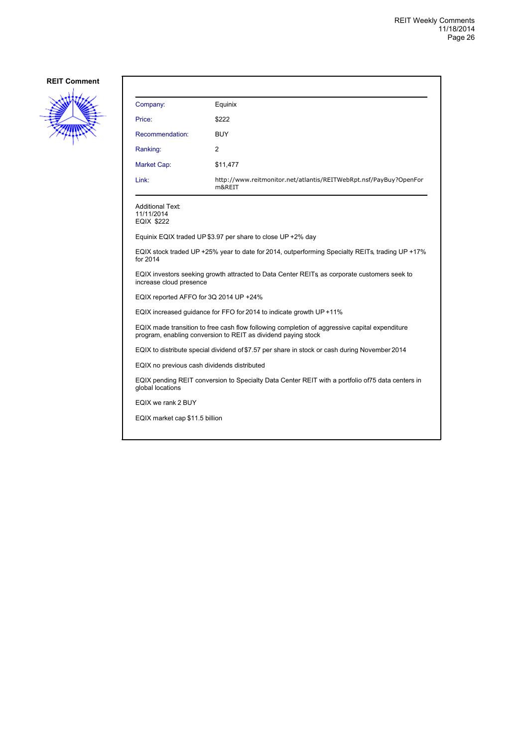**REIT Comment**

| | |
|---|---|
| Company: | Equinix |
| Price: | $222 |
| Recommendation: | BUY |
| Ranking: | 2 |
| Market Cap: | $11,477 |
| Link: | http://www.reitmonitor.net/atlantis/REITWebRpt.nsf/PayBuy?OpenForm&REIT |

Additional Text:
11/11/2014
EQIX $222

Equinix EQIX traded UP $3.97 per share to close UP +2% day

EQIX stock traded UP +25% year to date for 2014, outperforming Specialty REITs, trading UP +17% for 2014

EQIX investors seeking growth attracted to Data Center REITs, as corporate customers seek to increase cloud presence

EQIX reported AFFO for 3Q 2014 UP +24%

EQIX increased guidance for FFO for 2014 to indicate growth UP +11%

EQIX made transition to free cash flow following completion of aggressive capital expenditure program, enabling conversion to REIT as dividend paying stock

EQIX to distribute special dividend of $7.57 per share in stock or cash during November 2014

EQIX no previous cash dividends distributed

EQIX pending REIT conversion to Specialty Data Center REIT with a portfolio of75 data centers in global locations

EQIX we rank 2 BUY

EQIX market cap $11.5 billion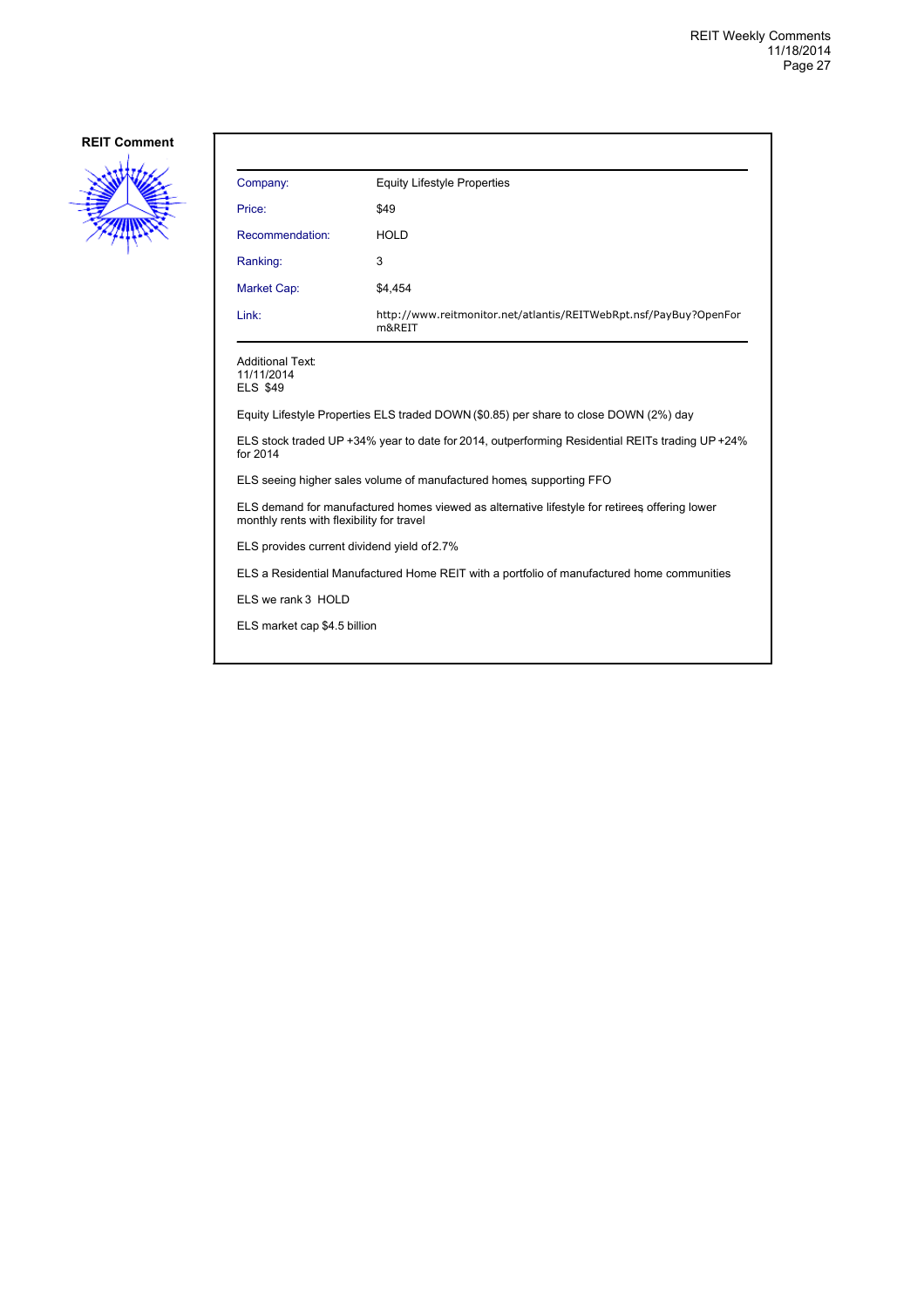**REIT Comment**

| | |
|---|---|
| Company: | Equity Lifestyle Properties |
| Price: | $49 |
| Recommendation: | HOLD |
| Ranking: | 3 |
| Market Cap: | $4,454 |
| Link: | http://www.reitmonitor.net/atlantis/REITWebRpt.nsf/PayBuy?OpenForm&REIT |

Additional Text:
11/11/2014
ELS $49

Equity Lifestyle Properties ELS traded DOWN ($0.85) per share to close DOWN (2%) day

ELS stock traded UP +34% year to date for 2014, outperforming Residential REITs trading UP +24% for 2014

ELS seeing higher sales volume of manufactured homes, supporting FFO

ELS demand for manufactured homes viewed as alternative lifestyle for retirees, offering lower monthly rents with flexibility for travel

ELS provides current dividend yield of 2.7%

ELS a Residential Manufactured Home REIT with a portfolio of manufactured home communities

ELS we rank 3 HOLD

ELS market cap $4.5 billion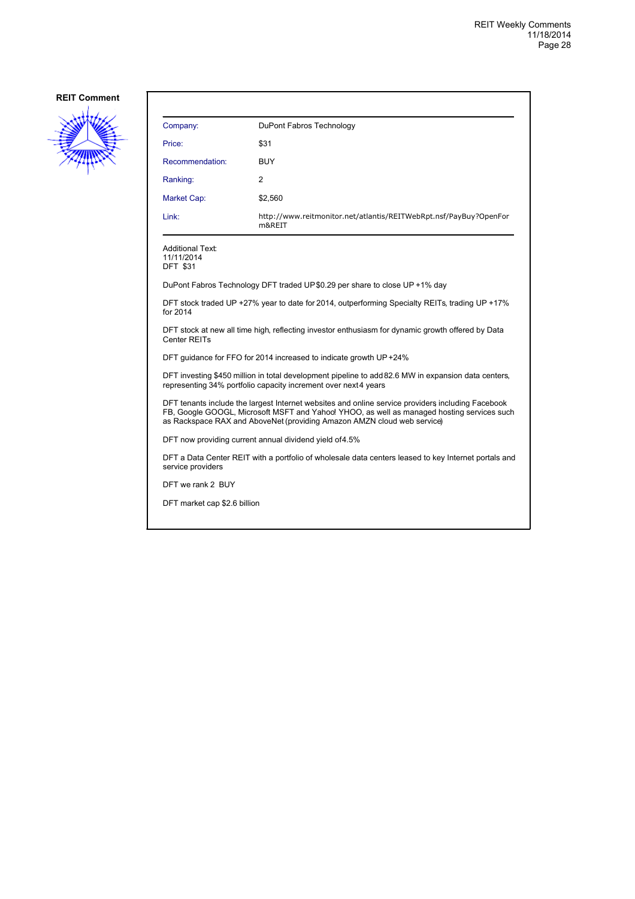**REIT Comment**

| Company: | DuPont Fabros Technology |
|---|---|
| Price: | $31 |
| Recommendation: | BUY |
| Ranking: | 2 |
| Market Cap: | $2,560 |
| Link: | http://www.reitmonitor.net/atlantis/REITWebRpt.nsf/PayBuy?OpenForm&REIT |

Additional Text:
11/11/2014
DFT $31

DuPont Fabros Technology DFT traded UP $0.29 per share to close UP +1% day

DFT stock traded UP +27% year to date for 2014, outperforming Specialty REITs, trading UP +17% for 2014

DFT stock at new all time high, reflecting investor enthusiasm for dynamic growth offered by Data Center REITs

DFT guidance for FFO for 2014 increased to indicate growth UP +24%

DFT investing $450 million in total development pipeline to add 82.6 MW in expansion data centers, representing 34% portfolio capacity increment over next 4 years

DFT tenants include the largest Internet websites and online service providers including Facebook FB, Google GOOGL, Microsoft MSFT and Yahoo! YHOO, as well as managed hosting services such as Rackspace RAX and AboveNet (providing Amazon AMZN cloud web service)

DFT now providing current annual dividend yield of 4.5%

DFT a Data Center REIT with a portfolio of wholesale data centers leased to key Internet portals and service providers

DFT we rank 2 BUY

DFT market cap $2.6 billion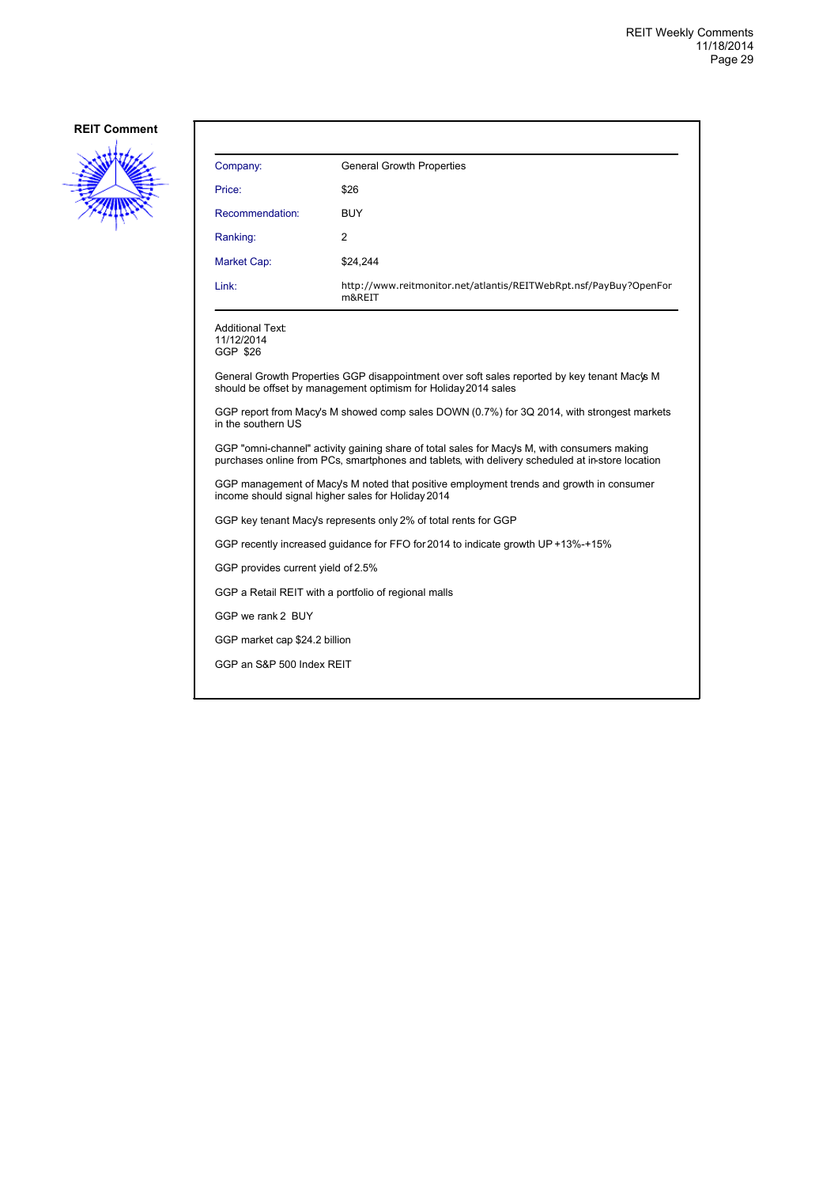**REIT Comment**

| | |
|---|---|
| Company: | General Growth Properties |
| Price: | $26 |
| Recommendation: | BUY |
| Ranking: | 2 |
| Market Cap: | $24,244 |
| Link: | http://www.reitmonitor.net/atlantis/REITWebRpt.nsf/PayBuy?OpenForm&REIT |

Additional Text:
11/12/2014
GGP $26

General Growth Properties GGP disappointment over soft sales reported by key tenant Macy's M should be offset by management optimism for Holiday 2014 sales

GGP report from Macy's M showed comp sales DOWN (0.7%) for 3Q 2014, with strongest markets in the southern US

GGP "omni-channel" activity gaining share of total sales for Macy's M, with consumers making purchases online from PCs, smartphones and tablets, with delivery scheduled at in-store location

GGP management of Macy's M noted that positive employment trends and growth in consumer income should signal higher sales for Holiday 2014

GGP key tenant Macy's represents only 2% of total rents for GGP

GGP recently increased guidance for FFO for 2014 to indicate growth UP +13%-+15%

GGP provides current yield of 2.5%

GGP a Retail REIT with a portfolio of regional malls

GGP we rank 2 BUY

GGP market cap $24.2 billion

GGP an S&P 500 Index REIT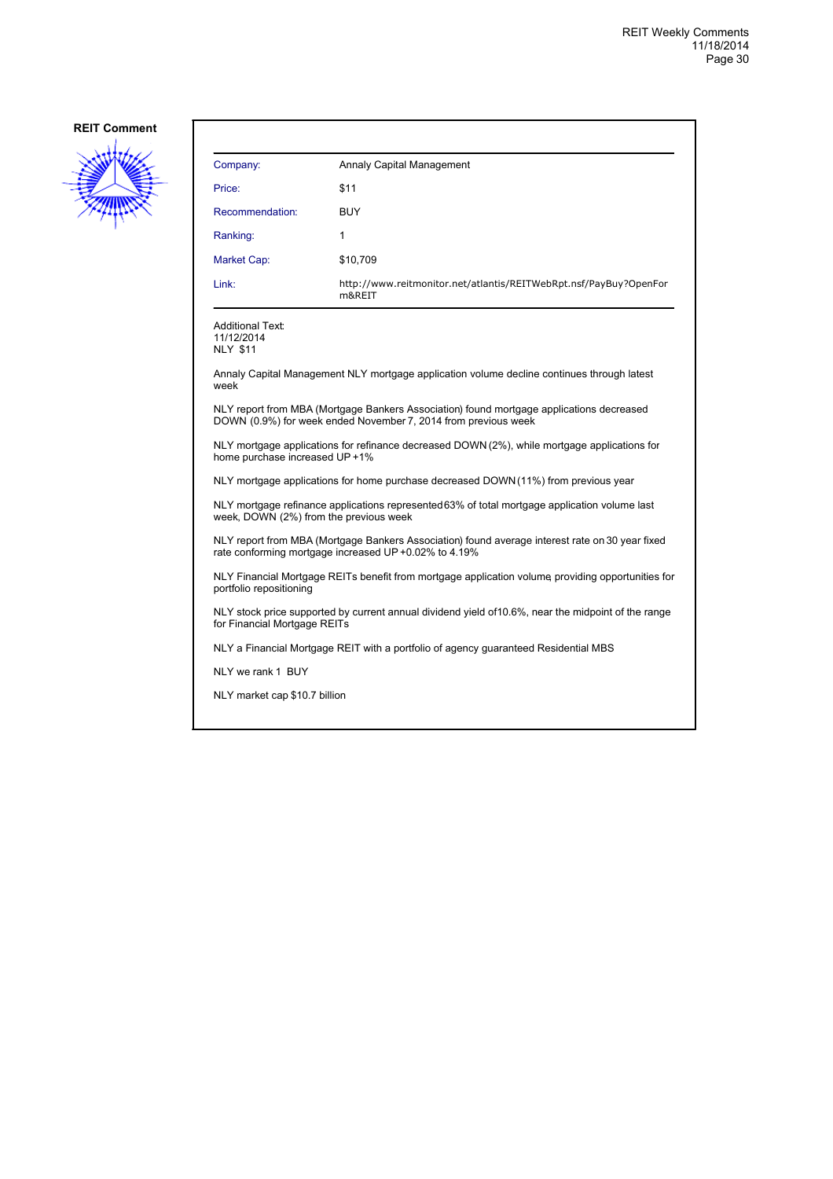**REIT Comment**

| Company: | Annaly Capital Management |
|---|---|
| Price: | $11 |
| Recommendation: | BUY |
| Ranking: | 1 |
| Market Cap: | $10,709 |
| Link: | http://www.reitmonitor.net/atlantis/REITWebRpt.nsf/PayBuy?OpenForm&REIT |

Additional Text:
11/12/2014
NLY $11

Annaly Capital Management NLY mortgage application volume decline continues through latest week

NLY report from MBA (Mortgage Bankers Association) found mortgage applications decreased DOWN (0.9%) for week ended November 7, 2014 from previous week

NLY mortgage applications for refinance decreased DOWN (2%), while mortgage applications for home purchase increased UP +1%

NLY mortgage applications for home purchase decreased DOWN (11%) from previous year

NLY mortgage refinance applications represented 63% of total mortgage application volume last week, DOWN (2%) from the previous week

NLY report from MBA (Mortgage Bankers Association) found average interest rate on 30 year fixed rate conforming mortgage increased UP +0.02% to 4.19%

NLY Financial Mortgage REITs benefit from mortgage application volume, providing opportunities for portfolio repositioning

NLY stock price supported by current annual dividend yield of 10.6%, near the midpoint of the range for Financial Mortgage REITs

NLY a Financial Mortgage REIT with a portfolio of agency guaranteed Residential MBS

NLY we rank 1 BUY

NLY market cap $10.7 billion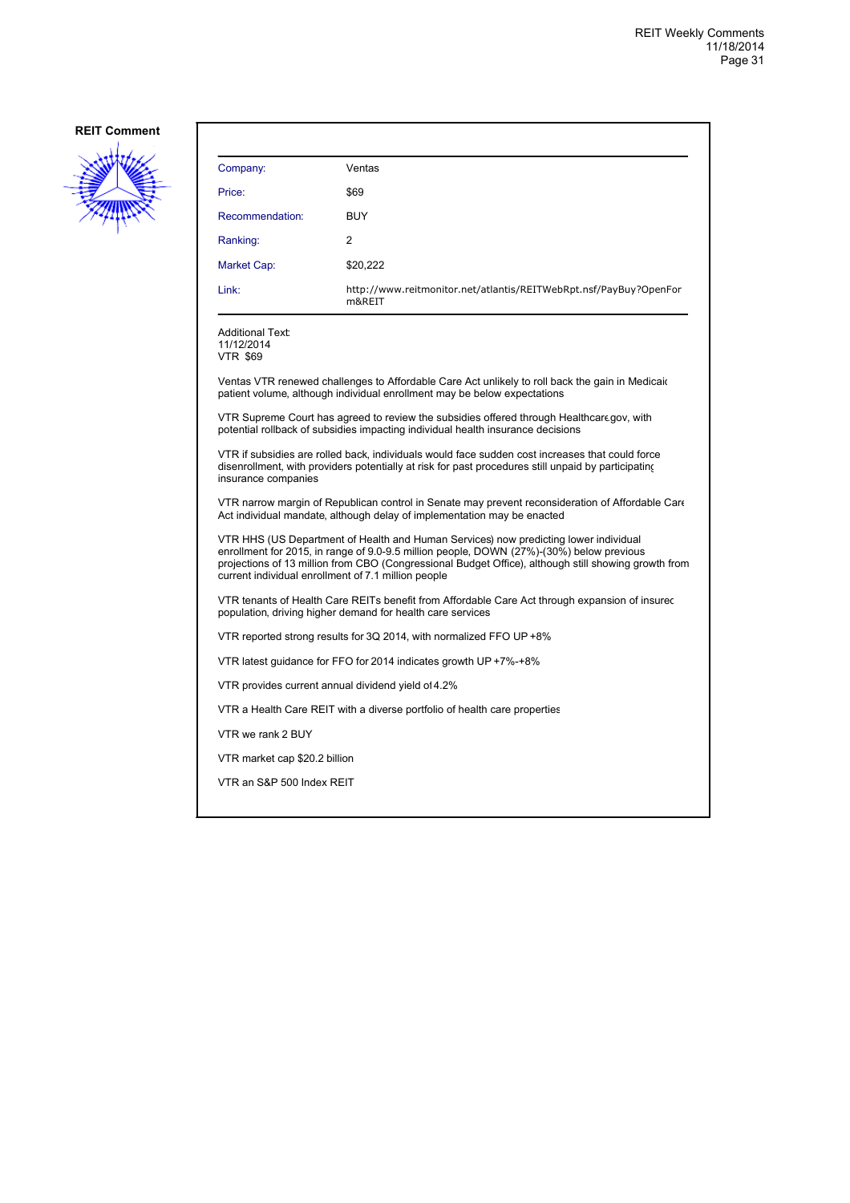**REIT Comment**

| Company: | Ventas |
|---|---|
| Price: | $69 |
| Recommendation: | BUY |
| Ranking: | 2 |
| Market Cap: | $20,222 |
| Link: | http://www.reitmonitor.net/atlantis/REITWebRpt.nsf/PayBuy?OpenForm&REIT |

Additional Text:
11/12/2014
VTR $69

Ventas VTR renewed challenges to Affordable Care Act unlikely to roll back the gain in Medicaid patient volume, although individual enrollment may be below expectations

VTR Supreme Court has agreed to review the subsidies offered through Healthcare.gov, with potential rollback of subsidies impacting individual health insurance decisions

VTR if subsidies are rolled back, individuals would face sudden cost increases that could force disenrollment, with providers potentially at risk for past procedures still unpaid by participating insurance companies

VTR narrow margin of Republican control in Senate may prevent reconsideration of Affordable Care Act individual mandate, although delay of implementation may be enacted

VTR HHS (US Department of Health and Human Services) now predicting lower individual enrollment for 2015, in range of 9.0-9.5 million people, DOWN (27%)-(30%) below previous projections of 13 million from CBO (Congressional Budget Office), although still showing growth from current individual enrollment of 7.1 million people

VTR tenants of Health Care REITs benefit from Affordable Care Act through expansion of insured population, driving higher demand for health care services

VTR reported strong results for 3Q 2014, with normalized FFO UP +8%

VTR latest guidance for FFO for 2014 indicates growth UP +7%-+8%

VTR provides current annual dividend yield of 4.2%

VTR a Health Care REIT with a diverse portfolio of health care properties

VTR we rank 2 BUY

VTR market cap $20.2 billion

VTR an S&P 500 Index REIT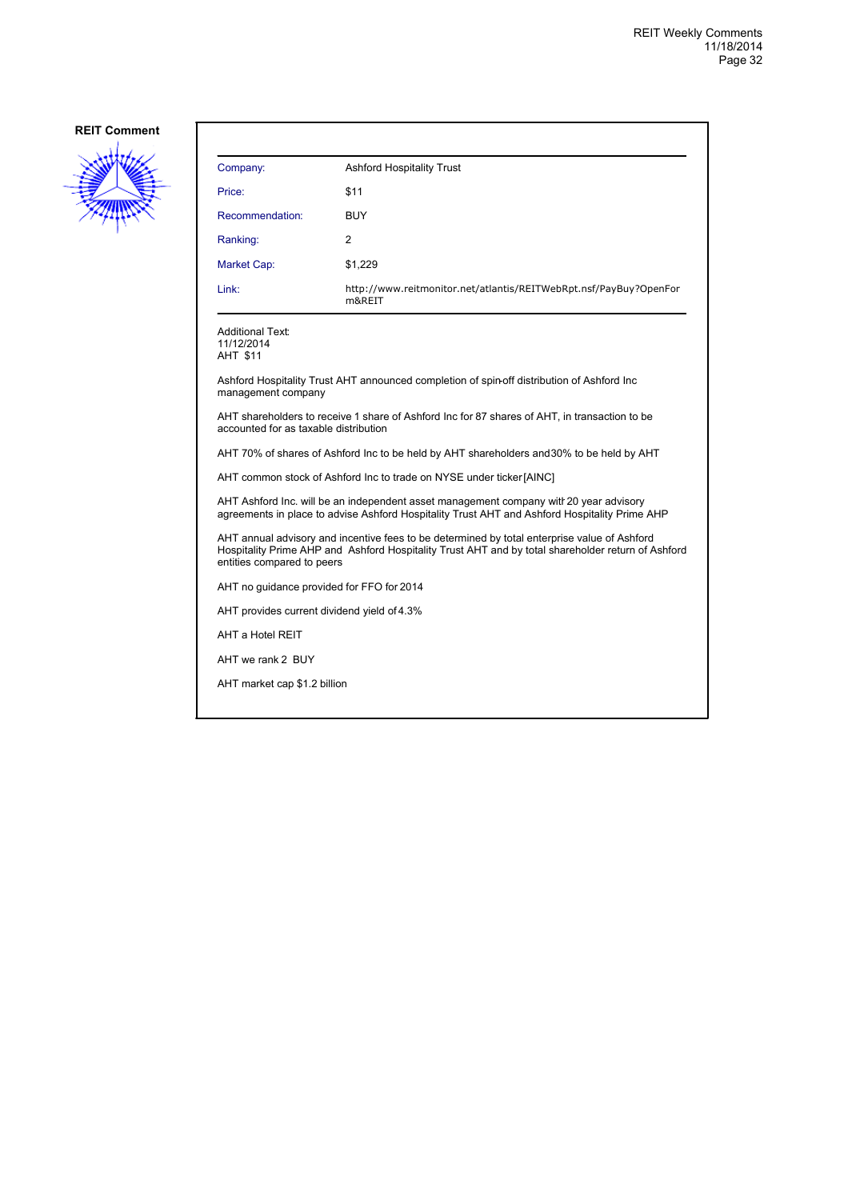**REIT Comment**

| Company: | Ashford Hospitality Trust |
| --- | --- |
| Price: | $11 |
| Recommendation: | BUY |
| Ranking: | 2 |
| Market Cap: | $1,229 |
| Link: | http://www.reitmonitor.net/atlantis/REITWebRpt.nsf/PayBuy?OpenForm&REIT |

Additional Text:
11/12/2014
AHT $11

Ashford Hospitality Trust AHT announced completion of spin-off distribution of Ashford Inc management company

AHT shareholders to receive 1 share of Ashford Inc for 87 shares of AHT, in transaction to be accounted for as taxable distribution

AHT 70% of shares of Ashford Inc to be held by AHT shareholders and 30% to be held by AHT

AHT common stock of Ashford Inc to trade on NYSE under ticker [AINC]

AHT Ashford Inc. will be an independent asset management company with 20 year advisory agreements in place to advise Ashford Hospitality Trust AHT and Ashford Hospitality Prime AHP

AHT annual advisory and incentive fees to be determined by total enterprise value of Ashford Hospitality Prime AHP and Ashford Hospitality Trust AHT and by total shareholder return of Ashford entities compared to peers

AHT no guidance provided for FFO for 2014

AHT provides current dividend yield of 4.3%

AHT a Hotel REIT

AHT we rank 2 BUY

AHT market cap $1.2 billion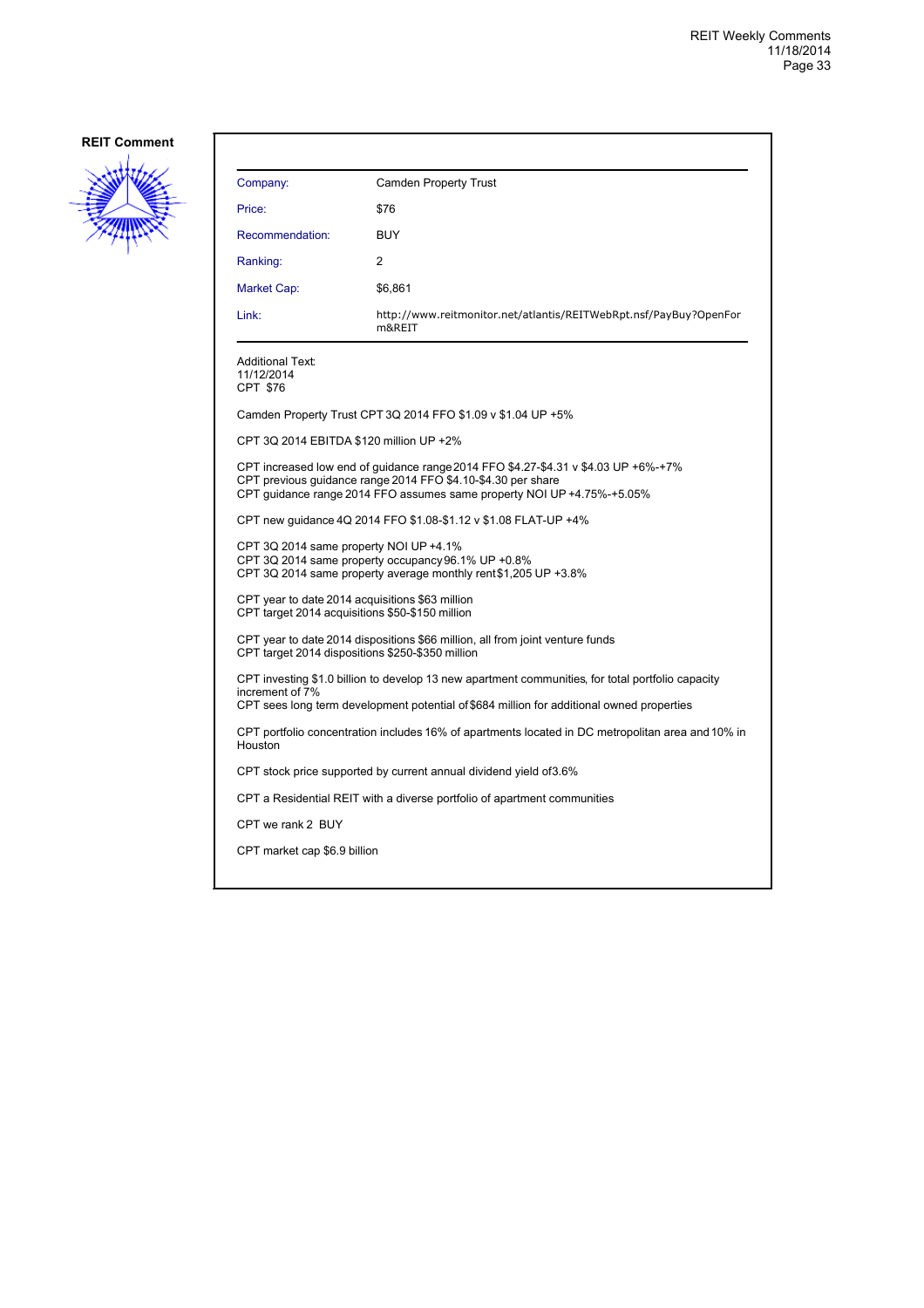**REIT Comment**

| | |
|---|---|
| Company: | Camden Property Trust |
| Price: | $76 |
| Recommendation: | BUY |
| Ranking: | 2 |
| Market Cap: | $6,861 |
| Link: | http://www.reitmonitor.net/atlantis/REITWebRpt.nsf/PayBuy?OpenForm&REIT |

Additional Text:
11/12/2014
CPT $76

Camden Property Trust CPT 3Q 2014 FFO $1.09 v $1.04 UP +5%

CPT 3Q 2014 EBITDA $120 million UP +2%

CPT increased low end of guidance range 2014 FFO $4.27-$4.31 v $4.03 UP +6%-+7%
CPT previous guidance range 2014 FFO $4.10-$4.30 per share
CPT guidance range 2014 FFO assumes same property NOI UP +4.75%-+5.05%

CPT new guidance 4Q 2014 FFO $1.08-$1.12 v $1.08 FLAT-UP +4%

CPT 3Q 2014 same property NOI UP +4.1%
CPT 3Q 2014 same property occupancy 96.1% UP +0.8%
CPT 3Q 2014 same property average monthly rent $1,205 UP +3.8%

CPT year to date 2014 acquisitions $63 million
CPT target 2014 acquisitions $50-$150 million

CPT year to date 2014 dispositions $66 million, all from joint venture funds
CPT target 2014 dispositions $250-$350 million

CPT investing $1.0 billion to develop 13 new apartment communities, for total portfolio capacity increment of 7%
CPT sees long term development potential of $684 million for additional owned properties

CPT portfolio concentration includes 16% of apartments located in DC metropolitan area and 10% in Houston

CPT stock price supported by current annual dividend yield of 3.6%

CPT a Residential REIT with a diverse portfolio of apartment communities

CPT we rank 2 BUY

CPT market cap $6.9 billion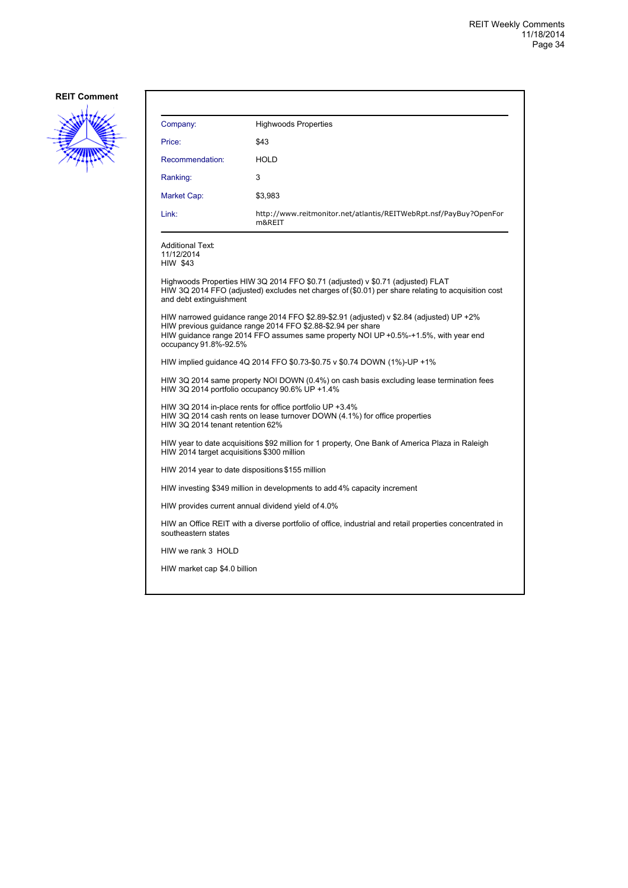**REIT Comment**

| | |
|---|---|
| Company: | Highwoods Properties |
| Price: | $43 |
| Recommendation: | HOLD |
| Ranking: | 3 |
| Market Cap: | $3,983 |
| Link: | http://www.reitmonitor.net/atlantis/REITWebRpt.nsf/PayBuy?OpenForm&REIT |

Additional Text:
11/12/2014
HIW $43

Highwoods Properties HIW 3Q 2014 FFO $0.71 (adjusted) v $0.71 (adjusted) FLAT
HIW 3Q 2014 FFO (adjusted) excludes net charges of ($0.01) per share relating to acquisition cost and debt extinguishment

HIW narrowed guidance range 2014 FFO $2.89-$2.91 (adjusted) v $2.84 (adjusted) UP +2%
HIW previous guidance range 2014 FFO $2.88-$2.94 per share
HIW guidance range 2014 FFO assumes same property NOI UP +0.5%-+1.5%, with year end occupancy 91.8%-92.5%

HIW implied guidance 4Q 2014 FFO $0.73-$0.75 v $0.74 DOWN (1%)-UP +1%

HIW 3Q 2014 same property NOI DOWN (0.4%) on cash basis excluding lease termination fees
HIW 3Q 2014 portfolio occupancy 90.6% UP +1.4%

HIW 3Q 2014 in-place rents for office portfolio UP +3.4%
HIW 3Q 2014 cash rents on lease turnover DOWN (4.1%) for office properties
HIW 3Q 2014 tenant retention 62%

HIW year to date acquisitions $92 million for 1 property, One Bank of America Plaza in Raleigh
HIW 2014 target acquisitions $300 million

HIW 2014 year to date dispositions $155 million

HIW investing $349 million in developments to add 4% capacity increment

HIW provides current annual dividend yield of 4.0%

HIW an Office REIT with a diverse portfolio of office, industrial and retail properties concentrated in southeastern states

HIW we rank 3 HOLD

HIW market cap $4.0 billion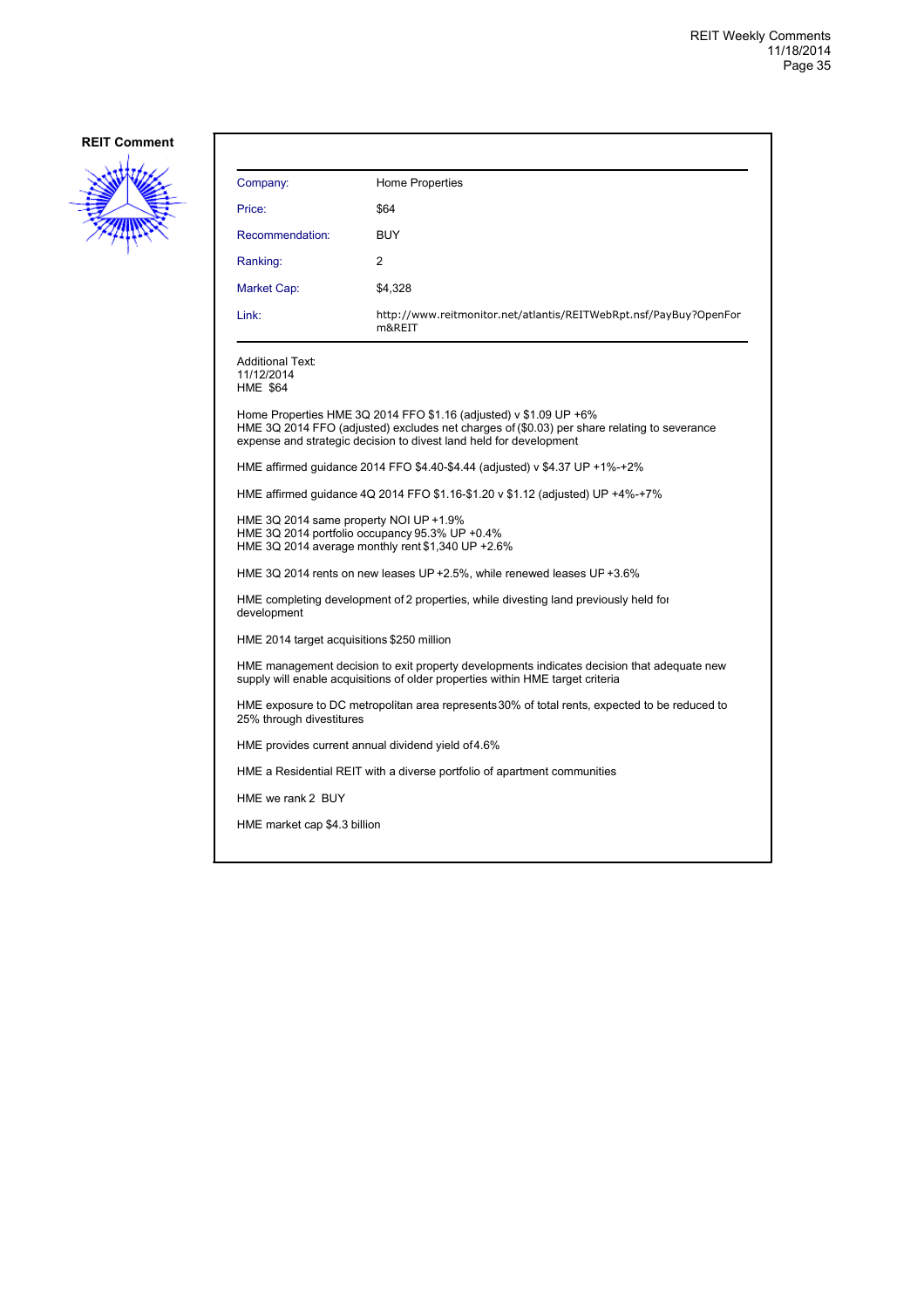**REIT Comment**

| Company: | Home Properties |
|---|---|
| Price: | $64 |
| Recommendation: | BUY |
| Ranking: | 2 |
| Market Cap: | $4,328 |
| Link: | http://www.reitmonitor.net/atlantis/REITWebRpt.nsf/PayBuy?OpenForm&REIT |

Additional Text:
11/12/2014
HME $64

Home Properties HME 3Q 2014 FFO $1.16 (adjusted) v $1.09 UP +6%
HME 3Q 2014 FFO (adjusted) excludes net charges of ($0.03) per share relating to severance expense and strategic decision to divest land held for development

HME affirmed guidance 2014 FFO $4.40-$4.44 (adjusted) v $4.37 UP +1%-+2%

HME affirmed guidance 4Q 2014 FFO $1.16-$1.20 v $1.12 (adjusted) UP +4%-+7%

HME 3Q 2014 same property NOI UP +1.9%
HME 3Q 2014 portfolio occupancy 95.3% UP +0.4%
HME 3Q 2014 average monthly rent $1,340 UP +2.6%

HME 3Q 2014 rents on new leases UP +2.5%, while renewed leases UP +3.6%

HME completing development of 2 properties, while divesting land previously held for development

HME 2014 target acquisitions $250 million

HME management decision to exit property developments indicates decision that adequate new supply will enable acquisitions of older properties within HME target criteria

HME exposure to DC metropolitan area represents 30% of total rents, expected to be reduced to 25% through divestitures

HME provides current annual dividend yield of 4.6%

HME a Residential REIT with a diverse portfolio of apartment communities

HME we rank 2 BUY

HME market cap $4.3 billion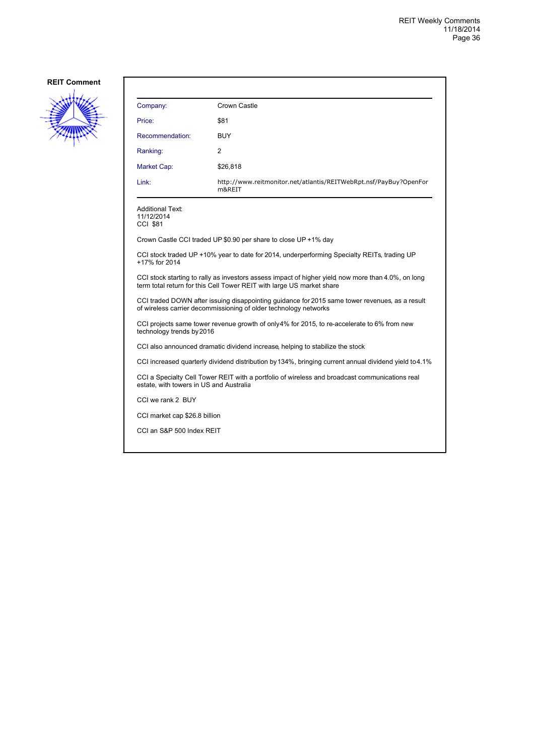**REIT Comment**

| Company: | Crown Castle |
|---|---|
| Price: | $81 |
| Recommendation: | BUY |
| Ranking: | 2 |
| Market Cap: | $26,818 |
| Link: | http://www.reitmonitor.net/atlantis/REITWebRpt.nsf/PayBuy?OpenForm&REIT |

Additional Text:
11/12/2014
CCI $81

Crown Castle CCI traded UP $0.90 per share to close UP +1% day

CCI stock traded UP +10% year to date for 2014, underperforming Specialty REITs, trading UP +17% for 2014

CCI stock starting to rally as investors assess impact of higher yield, now more than 4.0%, on long term total return for this Cell Tower REIT with large US market share

CCI traded DOWN after issuing disappointing guidance for 2015 same tower revenues, as a result of wireless carrier decommissioning of older technology networks

CCI projects same tower revenue growth of only 4% for 2015, to re-accelerate to 6% from new technology trends by 2016

CCI also announced dramatic dividend increase, helping to stabilize the stock

CCI increased quarterly dividend distribution by 134%, bringing current annual dividend yield to 4.1%

CCI a Specialty Cell Tower REIT with a portfolio of wireless and broadcast communications real estate, with towers in US and Australia

CCI we rank 2 BUY

CCI market cap $26.8 billion

CCI an S&P 500 Index REIT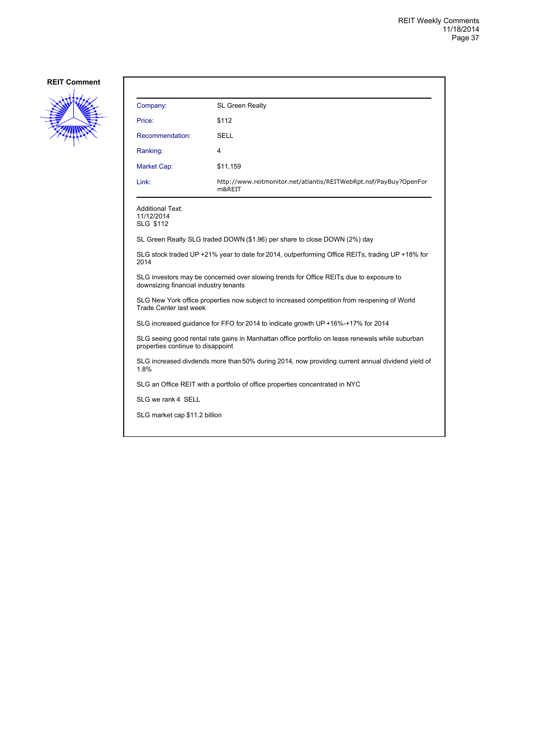**REIT Comment**

| | |
|---|---|
| Company: | SL Green Realty |
| Price: | $112 |
| Recommendation: | SELL |
| Ranking: | 4 |
| Market Cap: | $11,159 |
| Link: | http://www.reitmonitor.net/atlantis/REITWebRpt.nsf/PayBuy?OpenForm&REIT |

Additional Text:
11/12/2014
SLG $112

SL Green Realty SLG traded DOWN ($1.96) per share to close DOWN (2%) day

SLG stock traded UP +21% year to date for 2014, outperforming Office REITs, trading UP +18% for 2014

SLG investors may be concerned over slowing trends for Office REITs, due to exposure to downsizing financial industry tenants

SLG New York office properties now subject to increased competition from re-opening of World Trade Center last week

SLG increased guidance for FFO for 2014 to indicate growth UP +16%-+17% for 2014

SLG seeing good rental rate gains in Manhattan office portfolio on lease renewals, while suburban properties continue to disappoint

SLG increased divdends more than 50% during 2014, now providing current annual dividend yield of 1.8%

SLG an Office REIT with a portfolio of office properties concentrated in NYC

SLG we rank 4 SELL

SLG market cap $11.2 billion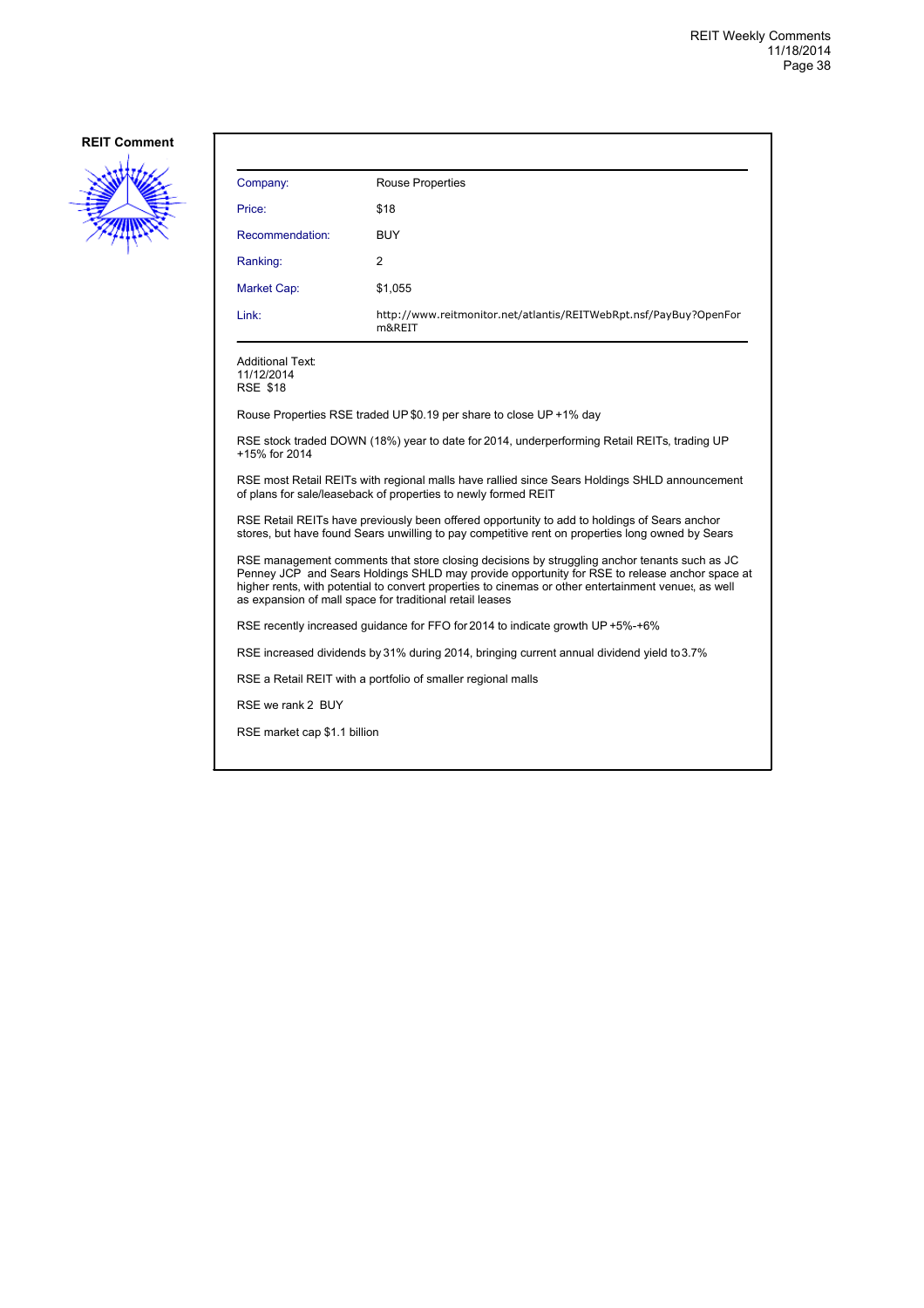**REIT Comment**

| Company: | Rouse Properties |
|---|---|
| Price: | $18 |
| Recommendation: | BUY |
| Ranking: | 2 |
| Market Cap: | $1,055 |
| Link: | http://www.reitmonitor.net/atlantis/REITWebRpt.nsf/PayBuy?OpenForm&REIT |

Additional Text:
11/12/2014
RSE $18

Rouse Properties RSE traded UP $0.19 per share to close UP +1% day

RSE stock traded DOWN (18%) year to date for 2014, underperforming Retail REITs, trading UP +15% for 2014

RSE most Retail REITs with regional malls have rallied since Sears Holdings SHLD announcement of plans for sale/leaseback of properties to newly formed REIT

RSE Retail REITs have previously been offered opportunity to add to holdings of Sears anchor stores, but have found Sears unwilling to pay competitive rent on properties long owned by Sears

RSE management comments that store closing decisions by struggling anchor tenants such as JC Penney JCP and Sears Holdings SHLD may provide opportunity for RSE to release anchor space at higher rents, with potential to convert properties to cinemas or other entertainment venues, as well as expansion of mall space for traditional retail leases

RSE recently increased guidance for FFO for 2014 to indicate growth UP +5%-+6%

RSE increased dividends by 31% during 2014, bringing current annual dividend yield to 3.7%

RSE a Retail REIT with a portfolio of smaller regional malls

RSE we rank 2 BUY

RSE market cap $1.1 billion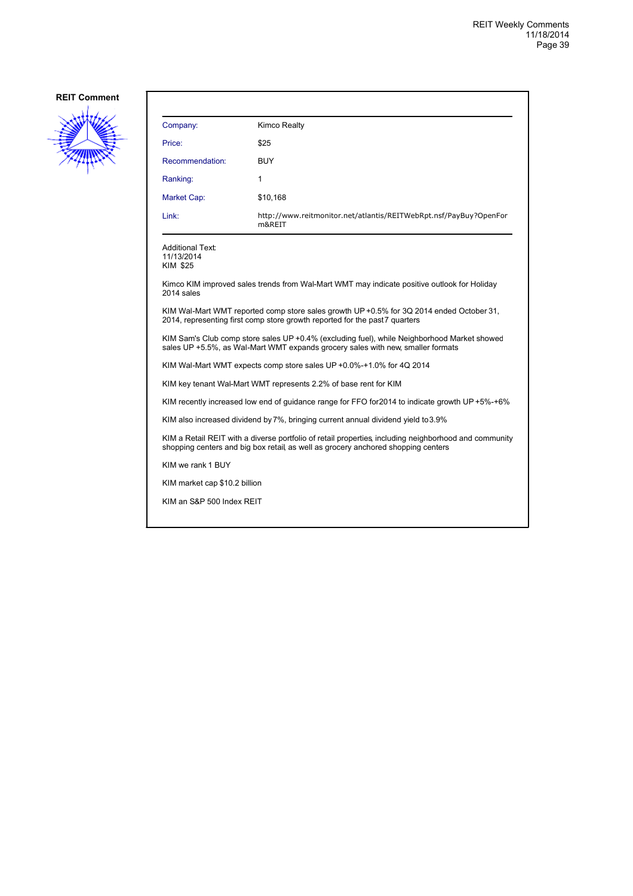**REIT Comment**

| | |
|---|---|
| Company: | Kimco Realty |
| Price: | $25 |
| Recommendation: | BUY |
| Ranking: | 1 |
| Market Cap: | $10,168 |
| Link: | http://www.reitmonitor.net/atlantis/REITWebRpt.nsf/PayBuy?OpenForm&REIT |

Additional Text:
11/13/2014
KIM $25

Kimco KIM improved sales trends from Wal-Mart WMT may indicate positive outlook for Holiday 2014 sales

KIM Wal-Mart WMT reported comp store sales growth UP +0.5% for 3Q 2014 ended October 31, 2014, representing first comp store growth reported for the past 7 quarters

KIM Sam's Club comp store sales UP +0.4% (excluding fuel), while Neighborhood Market showed sales UP +5.5%, as Wal-Mart WMT expands grocery sales with new, smaller formats

KIM Wal-Mart WMT expects comp store sales UP +0.0%-+1.0% for 4Q 2014

KIM key tenant Wal-Mart WMT represents 2.2% of base rent for KIM

KIM recently increased low end of guidance range for FFO for 2014 to indicate growth UP +5%-+6%

KIM also increased dividend by 7%, bringing current annual dividend yield to 3.9%

KIM a Retail REIT with a diverse portfolio of retail properties, including neighborhood and community shopping centers and big box retail, as well as grocery anchored shopping centers

KIM we rank 1 BUY

KIM market cap $10.2 billion

KIM an S&P 500 Index REIT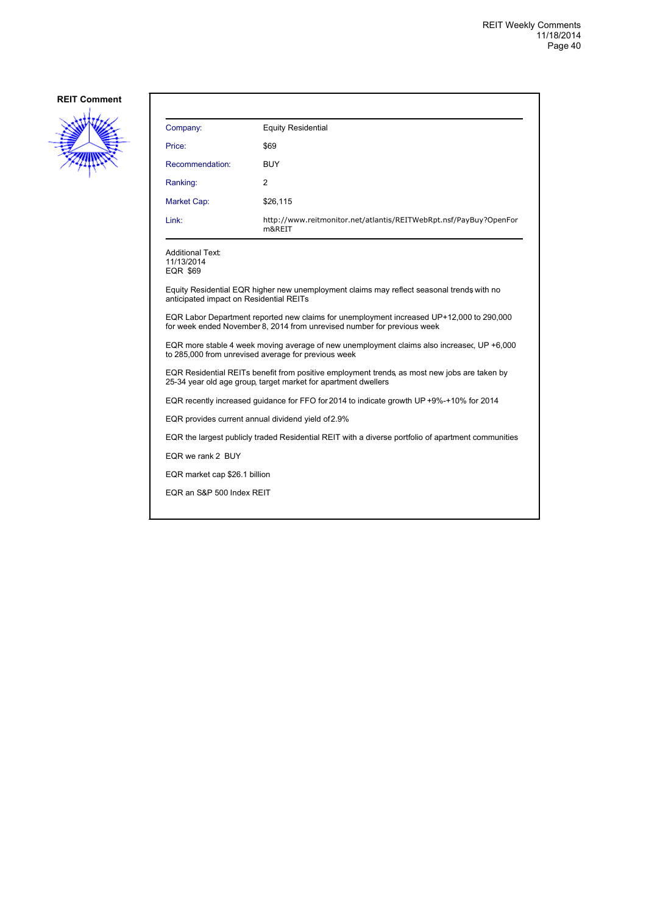**REIT Comment**

| | |
|---|---|
| Company: | Equity Residential |
| Price: | $69 |
| Recommendation: | BUY |
| Ranking: | 2 |
| Market Cap: | $26,115 |
| Link: | http://www.reitmonitor.net/atlantis/REITWebRpt.nsf/PayBuy?OpenForm&REIT |

Additional Text:
11/13/2014
EQR $69

Equity Residential EQR higher new unemployment claims may reflect seasonal trends with no anticipated impact on Residential REITs

EQR Labor Department reported new claims for unemployment increased UP+12,000 to 290,000 for week ended November 8, 2014 from unrevised number for previous week

EQR more stable 4 week moving average of new unemployment claims also increased, UP +6,000 to 285,000 from unrevised average for previous week

EQR Residential REITs benefit from positive employment trends, as most new jobs are taken by 25-34 year old age group, target market for apartment dwellers

EQR recently increased guidance for FFO for 2014 to indicate growth UP +9%-+10% for 2014

EQR provides current annual dividend yield of 2.9%

EQR the largest publicly traded Residential REIT with a diverse portfolio of apartment communities

EQR we rank 2 BUY

EQR market cap $26.1 billion

EQR an S&P 500 Index REIT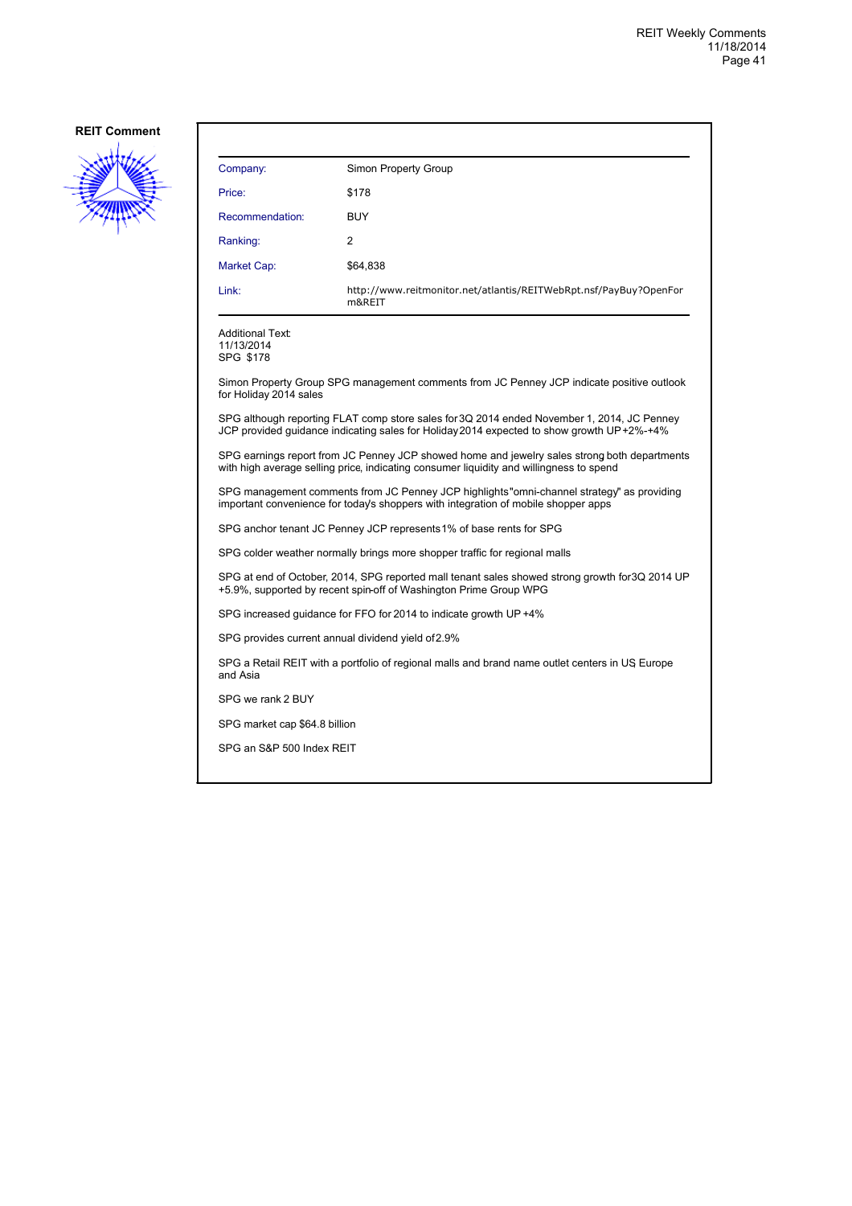**REIT Comment**

| Company: | Simon Property Group |
|---|---|
| Price: | $178 |
| Recommendation: | BUY |
| Ranking: | 2 |
| Market Cap: | $64,838 |
| Link: | http://www.reitmonitor.net/atlantis/REITWebRpt.nsf/PayBuy?OpenForm&REIT |

Additional Text:
11/13/2014
SPG $178

Simon Property Group SPG management comments from JC Penney JCP indicate positive outlook for Holiday 2014 sales

SPG although reporting FLAT comp store sales for 3Q 2014 ended November 1, 2014, JC Penney JCP provided guidance indicating sales for Holiday 2014 expected to show growth UP +2%-+4%

SPG earnings report from JC Penney JCP showed home and jewelry sales strong, both departments with high average selling price, indicating consumer liquidity and willingness to spend

SPG management comments from JC Penney JCP highlights "omni-channel strategy" as providing important convenience for today's shoppers with integration of mobile shopper apps

SPG anchor tenant JC Penney JCP represents 1% of base rents for SPG

SPG colder weather normally brings more shopper traffic for regional malls

SPG at end of October, 2014, SPG reported mall tenant sales showed strong growth for 3Q 2014 UP +5.9%, supported by recent spin-off of Washington Prime Group WPG

SPG increased guidance for FFO for 2014 to indicate growth UP +4%

SPG provides current annual dividend yield of 2.9%

SPG a Retail REIT with a portfolio of regional malls and brand name outlet centers in US, Europe and Asia

SPG we rank 2 BUY

SPG market cap $64.8 billion

SPG an S&P 500 Index REIT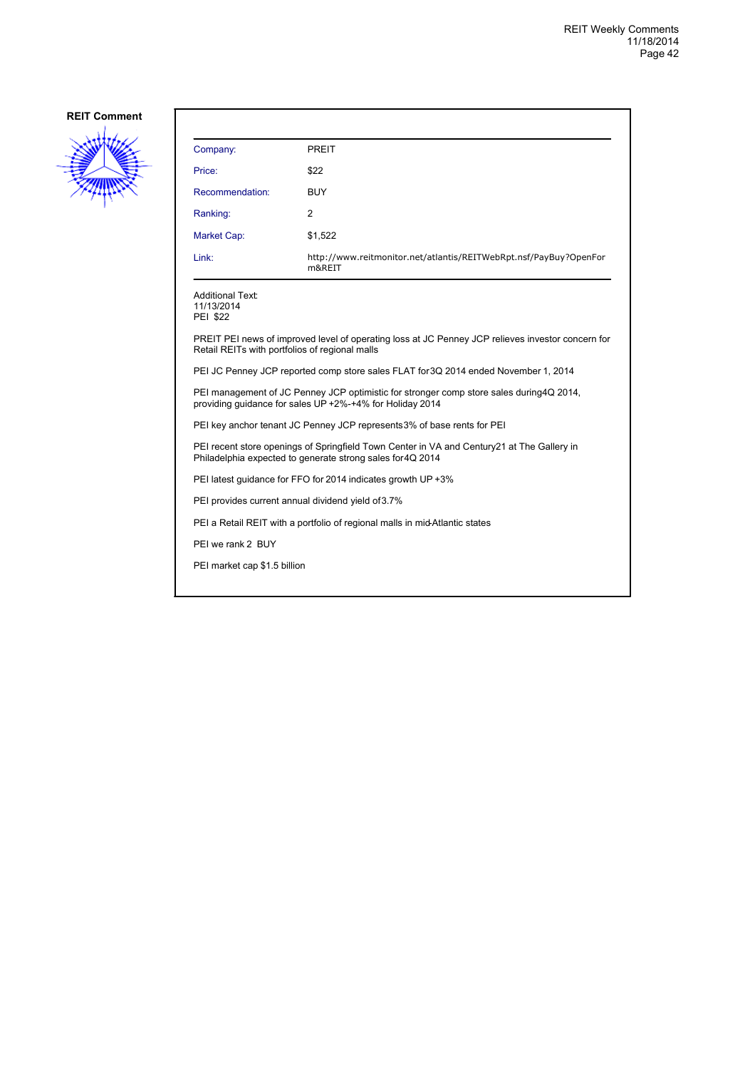**REIT Comment**

| | |
|---|---|
| Company: | PREIT |
| Price: | $22 |
| Recommendation: | BUY |
| Ranking: | 2 |
| Market Cap: | $1,522 |
| Link: | http://www.reitmonitor.net/atlantis/REITWebRpt.nsf/PayBuy?OpenForm&REIT |

Additional Text:
11/13/2014
PEI $22

PREIT PEI news of improved level of operating loss at JC Penney JCP relieves investor concern for Retail REITs with portfolios of regional malls

PEI JC Penney JCP reported comp store sales FLAT for 3Q 2014 ended November 1, 2014

PEI management of JC Penney JCP optimistic for stronger comp store sales during 4Q 2014, providing guidance for sales UP +2%-+4% for Holiday 2014

PEI key anchor tenant JC Penney JCP represents 3% of base rents for PEI

PEI recent store openings of Springfield Town Center in VA and Century21 at The Gallery in Philadelphia expected to generate strong sales for 4Q 2014

PEI latest guidance for FFO for 2014 indicates growth UP +3%

PEI provides current annual dividend yield of 3.7%

PEI a Retail REIT with a portfolio of regional malls in mid-Atlantic states

PEI we rank 2 BUY

PEI market cap $1.5 billion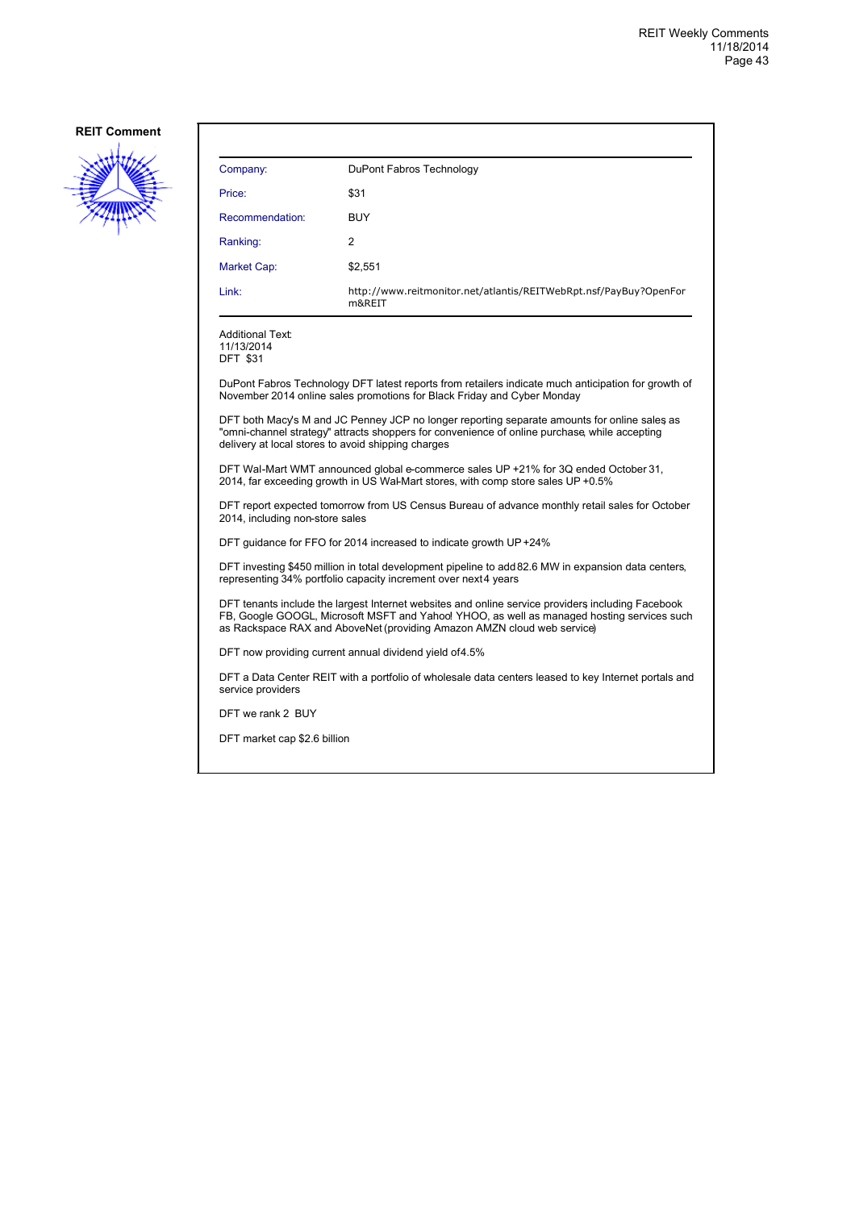**REIT Comment**

| | |
|---|---|
| Company: | DuPont Fabros Technology |
| Price: | $31 |
| Recommendation: | BUY |
| Ranking: | 2 |
| Market Cap: | $2,551 |
| Link: | http://www.reitmonitor.net/atlantis/REITWebRpt.nsf/PayBuy?OpenForm&REIT |

Additional Text:
11/13/2014
DFT $31

DuPont Fabros Technology DFT latest reports from retailers indicate much anticipation for growth of November 2014 online sales promotions for Black Friday and Cyber Monday

DFT both Macy's M and JC Penney JCP no longer reporting separate amounts for online sales, as "omni-channel strategy" attracts shoppers for convenience of online purchase, while accepting delivery at local stores to avoid shipping charges

DFT Wal-Mart WMT announced global e-commerce sales UP +21% for 3Q ended October 31, 2014, far exceeding growth in US Wal-Mart stores, with comp store sales UP +0.5%

DFT report expected tomorrow from US Census Bureau of advance monthly retail sales for October 2014, including non-store sales

DFT guidance for FFO for 2014 increased to indicate growth UP +24%

DFT investing $450 million in total development pipeline to add 82.6 MW in expansion data centers, representing 34% portfolio capacity increment over next 4 years

DFT tenants include the largest Internet websites and online service providers, including Facebook FB, Google GOOGL, Microsoft MSFT and Yahoo! YHOO, as well as managed hosting services such as Rackspace RAX and AboveNet (providing Amazon AMZN cloud web service)

DFT now providing current annual dividend yield of 4.5%

DFT a Data Center REIT with a portfolio of wholesale data centers leased to key Internet portals and service providers

DFT we rank 2 BUY

DFT market cap $2.6 billion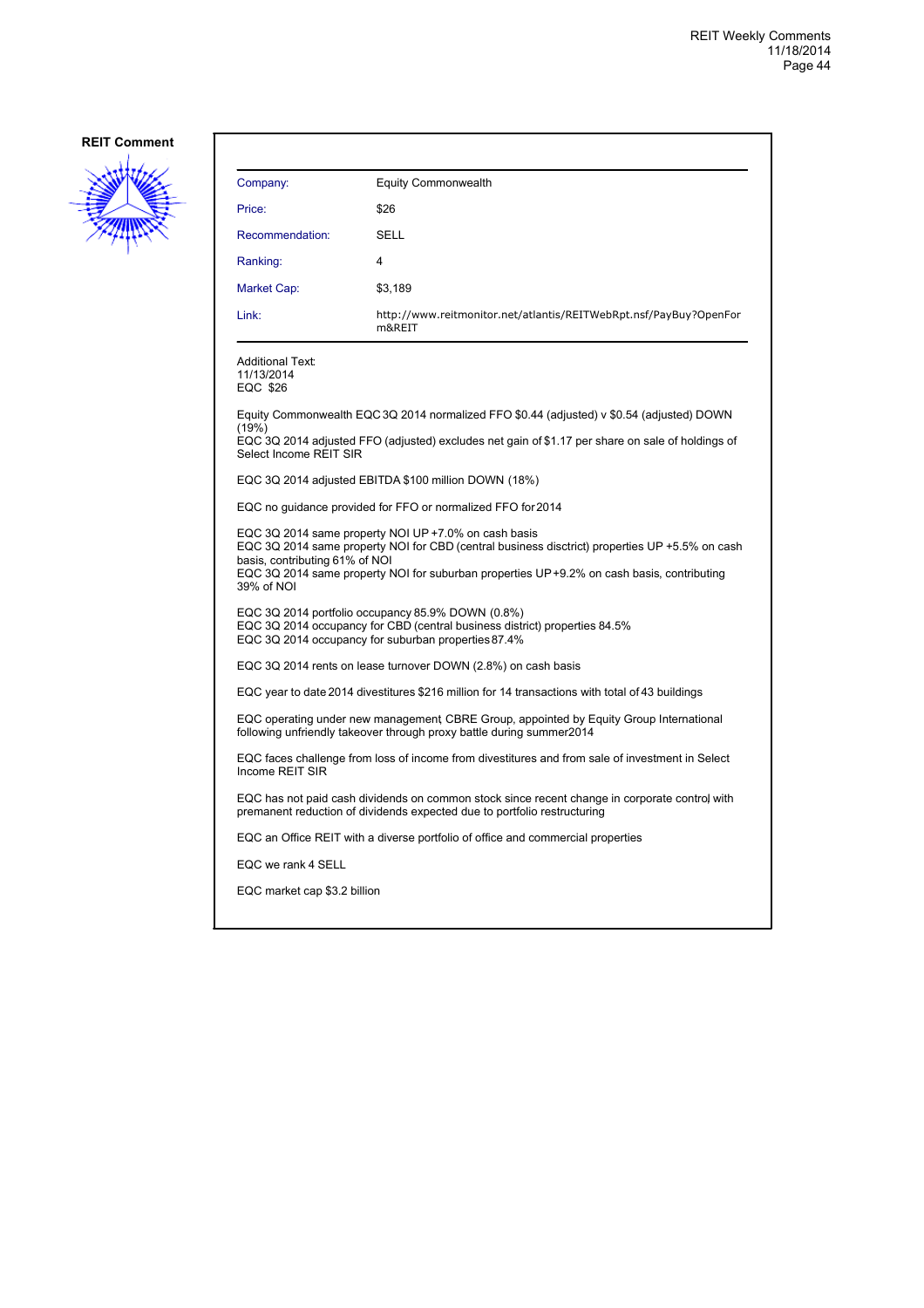**REIT Comment**

| Company: | Equity Commonwealth |
|---|---|
| Price: | $26 |
| Recommendation: | SELL |
| Ranking: | 4 |
| Market Cap: | $3,189 |
| Link: | http://www.reitmonitor.net/atlantis/REITWebRpt.nsf/PayBuy?OpenForm&REIT |

Additional Text:
11/13/2014
EQC $26

Equity Commonwealth EQC 3Q 2014 normalized FFO $0.44 (adjusted) v $0.54 (adjusted) DOWN (19%)
EQC 3Q 2014 adjusted FFO (adjusted) excludes net gain of $1.17 per share on sale of holdings of Select Income REIT SIR

EQC 3Q 2014 adjusted EBITDA $100 million DOWN (18%)

EQC no guidance provided for FFO or normalized FFO for 2014

EQC 3Q 2014 same property NOI UP +7.0% on cash basis
EQC 3Q 2014 same property NOI for CBD (central business disctrict) properties UP +5.5% on cash basis, contributing 61% of NOI
EQC 3Q 2014 same property NOI for suburban properties UP +9.2% on cash basis, contributing 39% of NOI

EQC 3Q 2014 portfolio occupancy 85.9% DOWN (0.8%)
EQC 3Q 2014 occupancy for CBD (central business district) properties 84.5%
EQC 3Q 2014 occupancy for suburban properties 87.4%

EQC 3Q 2014 rents on lease turnover DOWN (2.8%) on cash basis

EQC year to date 2014 divestitures $216 million for 14 transactions with total of 43 buildings

EQC operating under new management CBRE Group, appointed by Equity Group International following unfriendly takeover through proxy battle during summer2014

EQC faces challenge from loss of income from divestitures and from sale of investment in Select Income REIT SIR

EQC has not paid cash dividends on common stock since recent change in corporate control with premanent reduction of dividends expected due to portfolio restructuring

EQC an Office REIT with a diverse portfolio of office and commercial properties

EQC we rank 4 SELL

EQC market cap $3.2 billion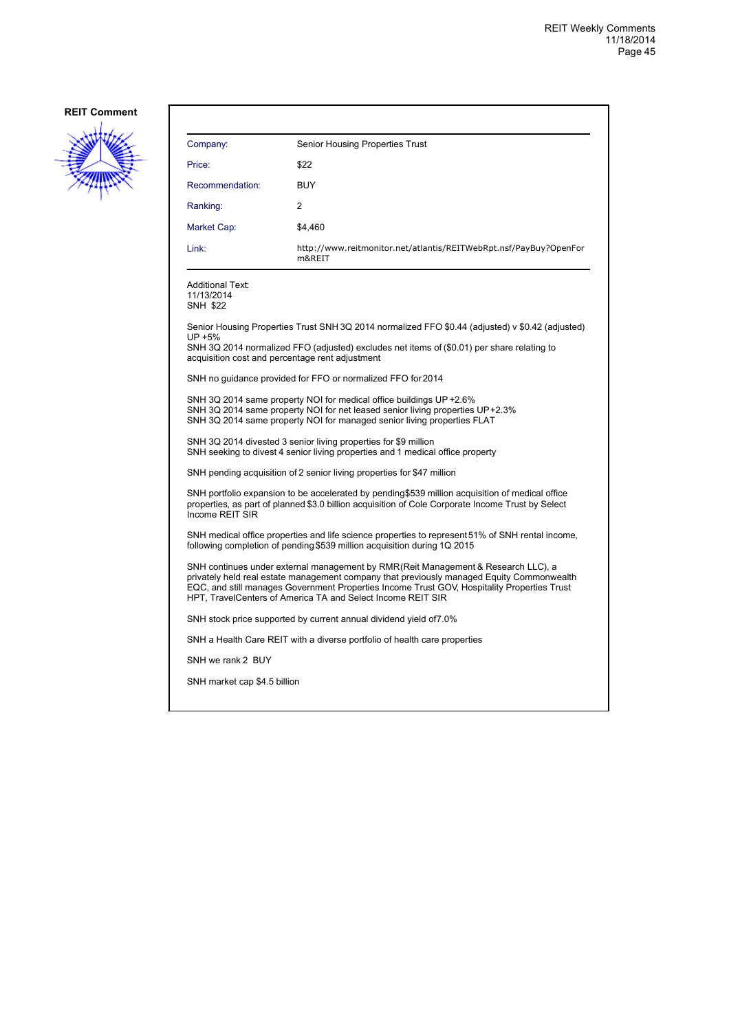**REIT Comment**

| | |
|---|---|
| Company: | Senior Housing Properties Trust |
| Price: | $22 |
| Recommendation: | BUY |
| Ranking: | 2 |
| Market Cap: | $4,460 |
| Link: | http://www.reitmonitor.net/atlantis/REITWebRpt.nsf/PayBuy?OpenForm&REIT |

Additional Text:
11/13/2014
SNH $22

Senior Housing Properties Trust SNH 3Q 2014 normalized FFO $0.44 (adjusted) v $0.42 (adjusted) UP +5%
SNH 3Q 2014 normalized FFO (adjusted) excludes net items of ($0.01) per share relating to acquisition cost and percentage rent adjustment

SNH no guidance provided for FFO or normalized FFO for 2014

SNH 3Q 2014 same property NOI for medical office buildings UP +2.6%
SNH 3Q 2014 same property NOI for net leased senior living properties UP +2.3%
SNH 3Q 2014 same property NOI for managed senior living properties FLAT

SNH 3Q 2014 divested 3 senior living properties for $9 million
SNH seeking to divest 4 senior living properties and 1 medical office property

SNH pending acquisition of 2 senior living properties for $47 million

SNH portfolio expansion to be accelerated by pending $539 million acquisition of medical office properties, as part of planned $3.0 billion acquisition of Cole Corporate Income Trust by Select Income REIT SIR

SNH medical office properties and life science properties to represent 51% of SNH rental income, following completion of pending $539 million acquisition during 1Q 2015

SNH continues under external management by RMR (Reit Management & Research LLC), a privately held real estate management company that previously managed Equity Commonwealth EQC, and still manages Government Properties Income Trust GOV, Hospitality Properties Trust HPT, TravelCenters of America TA and Select Income REIT SIR

SNH stock price supported by current annual dividend yield of 7.0%

SNH a Health Care REIT with a diverse portfolio of health care properties

SNH we rank 2 BUY

SNH market cap $4.5 billion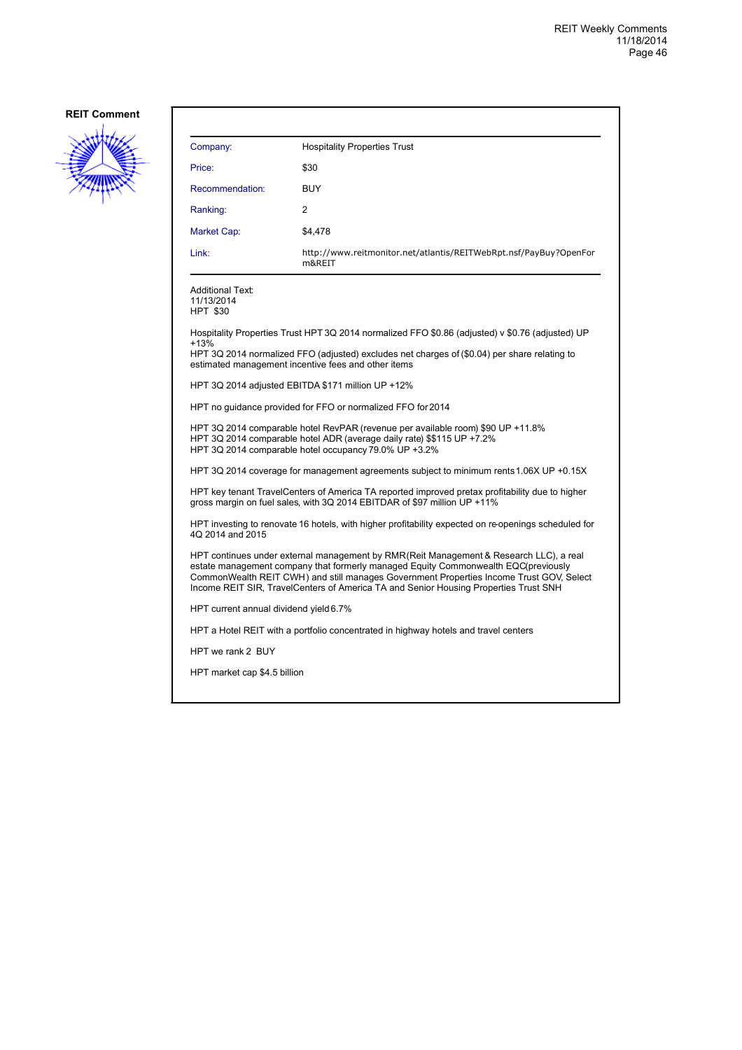**REIT Comment**

| Company: | Hospitality Properties Trust |
|---|---|
| Price: | $30 |
| Recommendation: | BUY |
| Ranking: | 2 |
| Market Cap: | $4,478 |
| Link: | http://www.reitmonitor.net/atlantis/REITWebRpt.nsf/PayBuy?OpenForm&REIT |

Additional Text:
11/13/2014
HPT $30

Hospitality Properties Trust HPT 3Q 2014 normalized FFO $0.86 (adjusted) v $0.76 (adjusted) UP +13%
HPT 3Q 2014 normalized FFO (adjusted) excludes net charges of ($0.04) per share relating to estimated management incentive fees and other items

HPT 3Q 2014 adjusted EBITDA $171 million UP +12%

HPT no guidance provided for FFO or normalized FFO for 2014

HPT 3Q 2014 comparable hotel RevPAR (revenue per available room) $90 UP +11.8%
HPT 3Q 2014 comparable hotel ADR (average daily rate) $$115 UP +7.2%
HPT 3Q 2014 comparable hotel occupancy 79.0% UP +3.2%

HPT 3Q 2014 coverage for management agreements subject to minimum rents 1.06X UP +0.15X

HPT key tenant TravelCenters of America TA reported improved pretax profitability due to higher gross margin on fuel sales, with 3Q 2014 EBITDAR of $97 million UP +11%

HPT investing to renovate 16 hotels, with higher profitability expected on re-openings scheduled for 4Q 2014 and 2015

HPT continues under external management by RMR(Reit Management & Research LLC), a real estate management company that formerly managed Equity Commonwealth EQC(previously CommonWealth REIT CWH) and still manages Government Properties Income Trust GOV, Select Income REIT SIR, TravelCenters of America TA and Senior Housing Properties Trust SNH

HPT current annual dividend yield 6.7%

HPT a Hotel REIT with a portfolio concentrated in highway hotels and travel centers

HPT we rank 2 BUY

HPT market cap $4.5 billion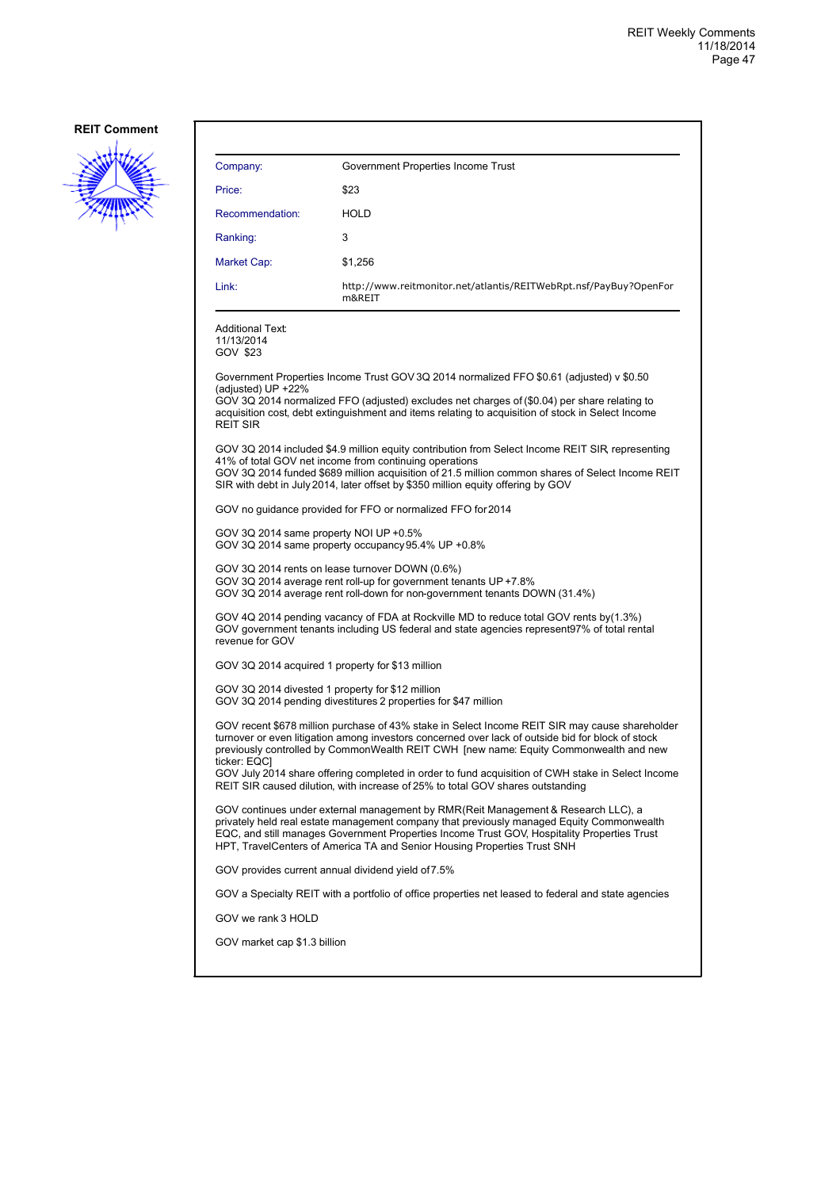**REIT Comment**

| Company: | Government Properties Income Trust |
|---|---|
| Price: | $23 |
| Recommendation: | HOLD |
| Ranking: | 3 |
| Market Cap: | $1,256 |
| Link: | http://www.reitmonitor.net/atlantis/REITWebRpt.nsf/PayBuy?OpenForm&REIT |

Additional Text:
11/13/2014
GOV $23

Government Properties Income Trust GOV 3Q 2014 normalized FFO $0.61 (adjusted) v $0.50 (adjusted) UP +22%
GOV 3Q 2014 normalized FFO (adjusted) excludes net charges of ($0.04) per share relating to acquisition cost, debt extinguishment and items relating to acquisition of stock in Select Income REIT SIR

GOV 3Q 2014 included $4.9 million equity contribution from Select Income REIT SIR, representing 41% of total GOV net income from continuing operations
GOV 3Q 2014 funded $689 million acquisition of 21.5 million common shares of Select Income REIT SIR with debt in July 2014, later offset by $350 million equity offering by GOV

GOV no guidance provided for FFO or normalized FFO for 2014

GOV 3Q 2014 same property NOI UP +0.5%
GOV 3Q 2014 same property occupancy 95.4% UP +0.8%

GOV 3Q 2014 rents on lease turnover DOWN (0.6%)
GOV 3Q 2014 average rent roll-up for government tenants UP +7.8%
GOV 3Q 2014 average rent roll-down for non-government tenants DOWN (31.4%)

GOV 4Q 2014 pending vacancy of FDA at Rockville MD to reduce total GOV rents by (1.3%)
GOV government tenants including US federal and state agencies represent 97% of total rental revenue for GOV

GOV 3Q 2014 acquired 1 property for $13 million

GOV 3Q 2014 divested 1 property for $12 million
GOV 3Q 2014 pending divestitures 2 properties for $47 million

GOV recent $678 million purchase of 43% stake in Select Income REIT SIR may cause shareholder turnover or even litigation among investors concerned over lack of outside bid for block of stock previously controlled by CommonWealth REIT CWH [new name: Equity Commonwealth and new ticker: EQC]
GOV July 2014 share offering completed in order to fund acquisition of CWH stake in Select Income REIT SIR caused dilution, with increase of 25% to total GOV shares outstanding

GOV continues under external management by RMR(Reit Management & Research LLC), a privately held real estate management company that previously managed Equity Commonwealth EQC, and still manages Government Properties Income Trust GOV, Hospitality Properties Trust HPT, TravelCenters of America TA and Senior Housing Properties Trust SNH

GOV provides current annual dividend yield of 7.5%

GOV a Specialty REIT with a portfolio of office properties net leased to federal and state agencies

GOV we rank 3 HOLD

GOV market cap $1.3 billion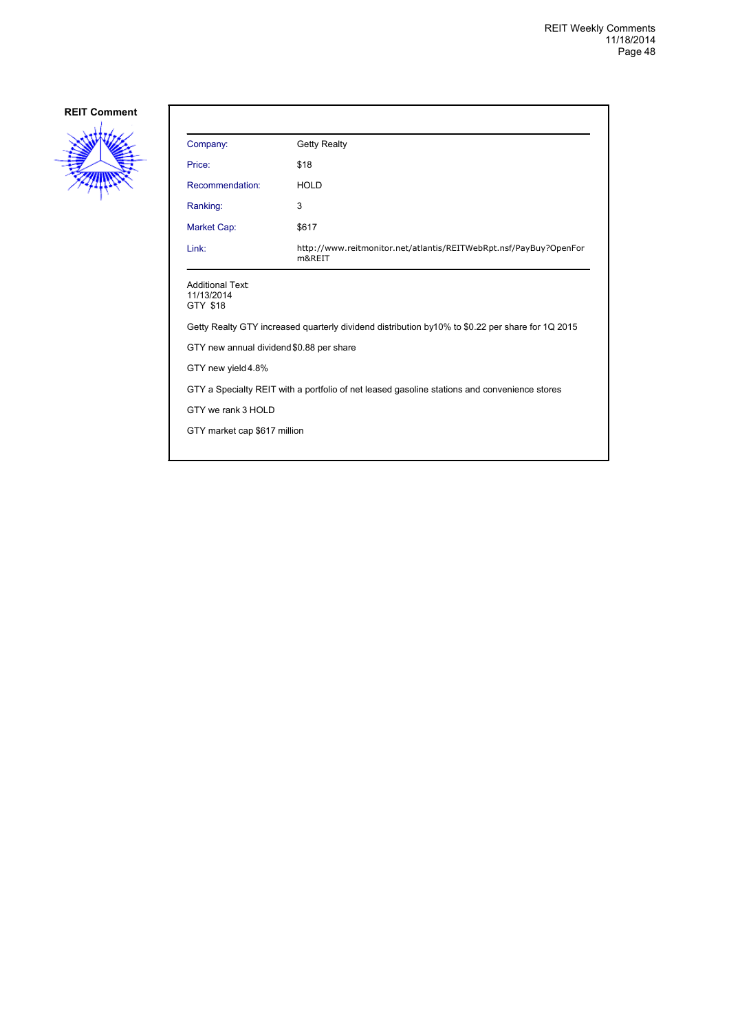**REIT Comment**

| Company: | Getty Realty |
|---|---|
| Price: | $18 |
| Recommendation: | HOLD |
| Ranking: | 3 |
| Market Cap: | $617 |
| Link: | http://www.reitmonitor.net/atlantis/REITWebRpt.nsf/PayBuy?OpenForm&REIT |

Additional Text:
11/13/2014
GTY $18

Getty Realty GTY increased quarterly dividend distribution by10% to $0.22 per share for 1Q 2015

GTY new annual dividend $0.88 per share

GTY new yield 4.8%

GTY a Specialty REIT with a portfolio of net leased gasoline stations and convenience stores

GTY we rank 3 HOLD

GTY market cap $617 million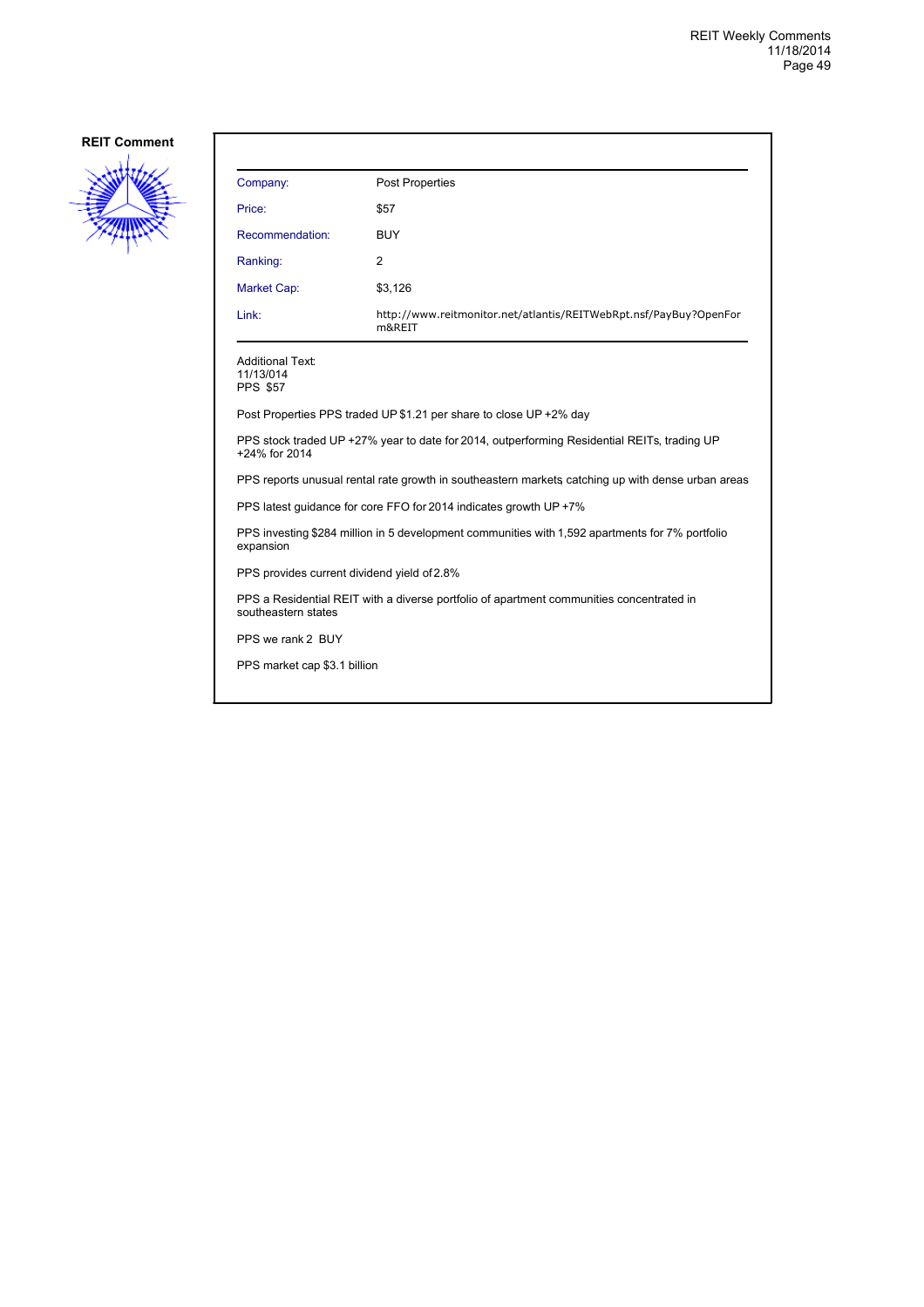**REIT Comment**

| | |
|---|---|
| Company: | Post Properties |
| Price: | $57 |
| Recommendation: | BUY |
| Ranking: | 2 |
| Market Cap: | $3,126 |
| Link: | http://www.reitmonitor.net/atlantis/REITWebRpt.nsf/PayBuy?OpenForm&REIT |

Additional Text:
11/13/014
PPS $57

Post Properties PPS traded UP $1.21 per share to close UP +2% day

PPS stock traded UP +27% year to date for 2014, outperforming Residential REITs, trading UP +24% for 2014

PPS reports unusual rental rate growth in southeastern markets catching up with dense urban areas

PPS latest guidance for core FFO for 2014 indicates growth UP +7%

PPS investing $284 million in 5 development communities with 1,592 apartments for 7% portfolio expansion

PPS provides current dividend yield of 2.8%

PPS a Residential REIT with a diverse portfolio of apartment communities concentrated in southeastern states

PPS we rank 2 BUY

PPS market cap $3.1 billion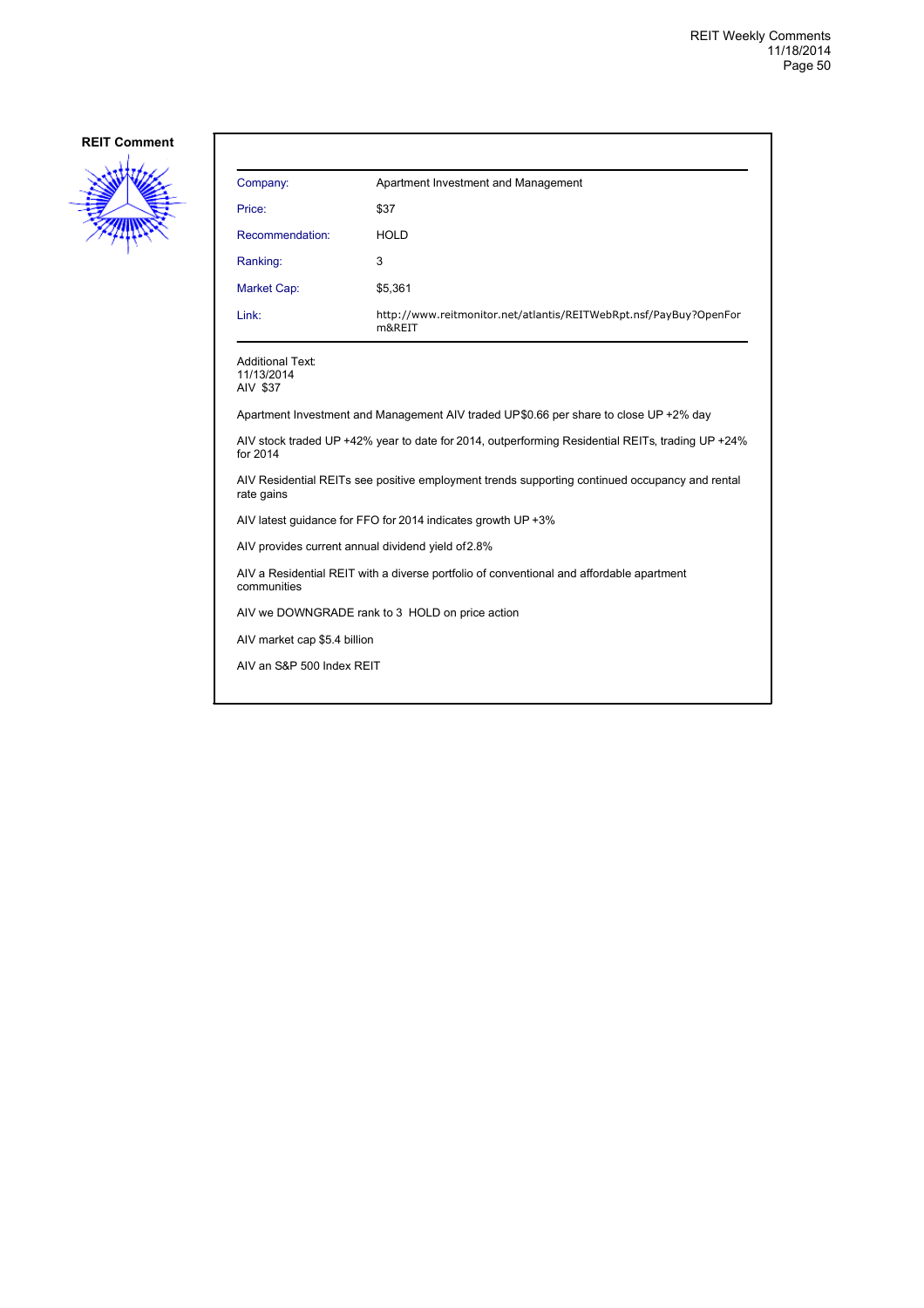**REIT Comment**

| | |
|---|---|
| Company: | Apartment Investment and Management |
| Price: | $37 |
| Recommendation: | HOLD |
| Ranking: | 3 |
| Market Cap: | $5,361 |
| Link: | http://www.reitmonitor.net/atlantis/REITWebRpt.nsf/PayBuy?OpenForm&REIT |

Additional Text:
11/13/2014
AIV $37

Apartment Investment and Management AIV traded UP$0.66 per share to close UP +2% day

AIV stock traded UP +42% year to date for 2014, outperforming Residential REITs, trading UP +24% for 2014

AIV Residential REITs see positive employment trends supporting continued occupancy and rental rate gains

AIV latest guidance for FFO for 2014 indicates growth UP +3%

AIV provides current annual dividend yield of2.8%

AIV a Residential REIT with a diverse portfolio of conventional and affordable apartment communities

AIV we DOWNGRADE rank to 3 HOLD on price action

AIV market cap $5.4 billion

AIV an S&P 500 Index REIT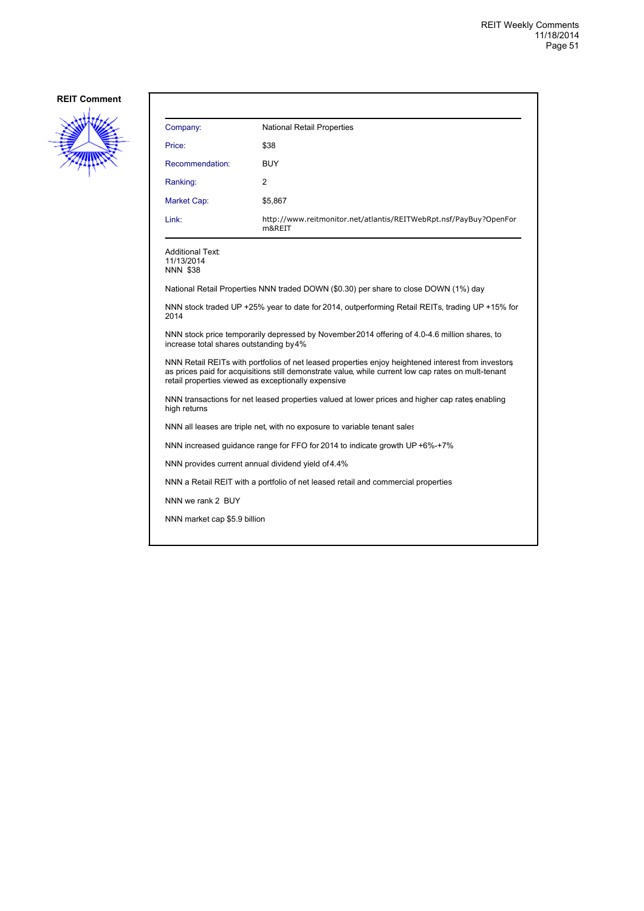**REIT Comment**

| | |
|---|---|
| Company: | National Retail Properties |
| Price: | $38 |
| Recommendation: | BUY |
| Ranking: | 2 |
| Market Cap: | $5,867 |
| Link: | http://www.reitmonitor.net/atlantis/REITWebRpt.nsf/PayBuy?OpenForm&REIT |

Additional Text:
11/13/2014
NNN $38

National Retail Properties NNN traded DOWN ($0.30) per share to close DOWN (1%) day

NNN stock traded UP +25% year to date for 2014, outperforming Retail REITs, trading UP +15% for 2014

NNN stock price temporarily depressed by November 2014 offering of 4.0-4.6 million shares, to increase total shares outstanding by 4%

NNN Retail REITs with portfolios of net leased properties enjoy heightened interest from investors, as prices paid for acquisitions still demonstrate value, while current low cap rates on multi-tenant retail properties viewed as exceptionally expensive

NNN transactions for net leased properties valued at lower prices and higher cap rates, enabling high returns

NNN all leases are triple net, with no exposure to variable tenant sales

NNN increased guidance range for FFO for 2014 to indicate growth UP +6%-+7%

NNN provides current annual dividend yield of 4.4%

NNN a Retail REIT with a portfolio of net leased retail and commercial properties

NNN we rank 2 BUY

NNN market cap $5.9 billion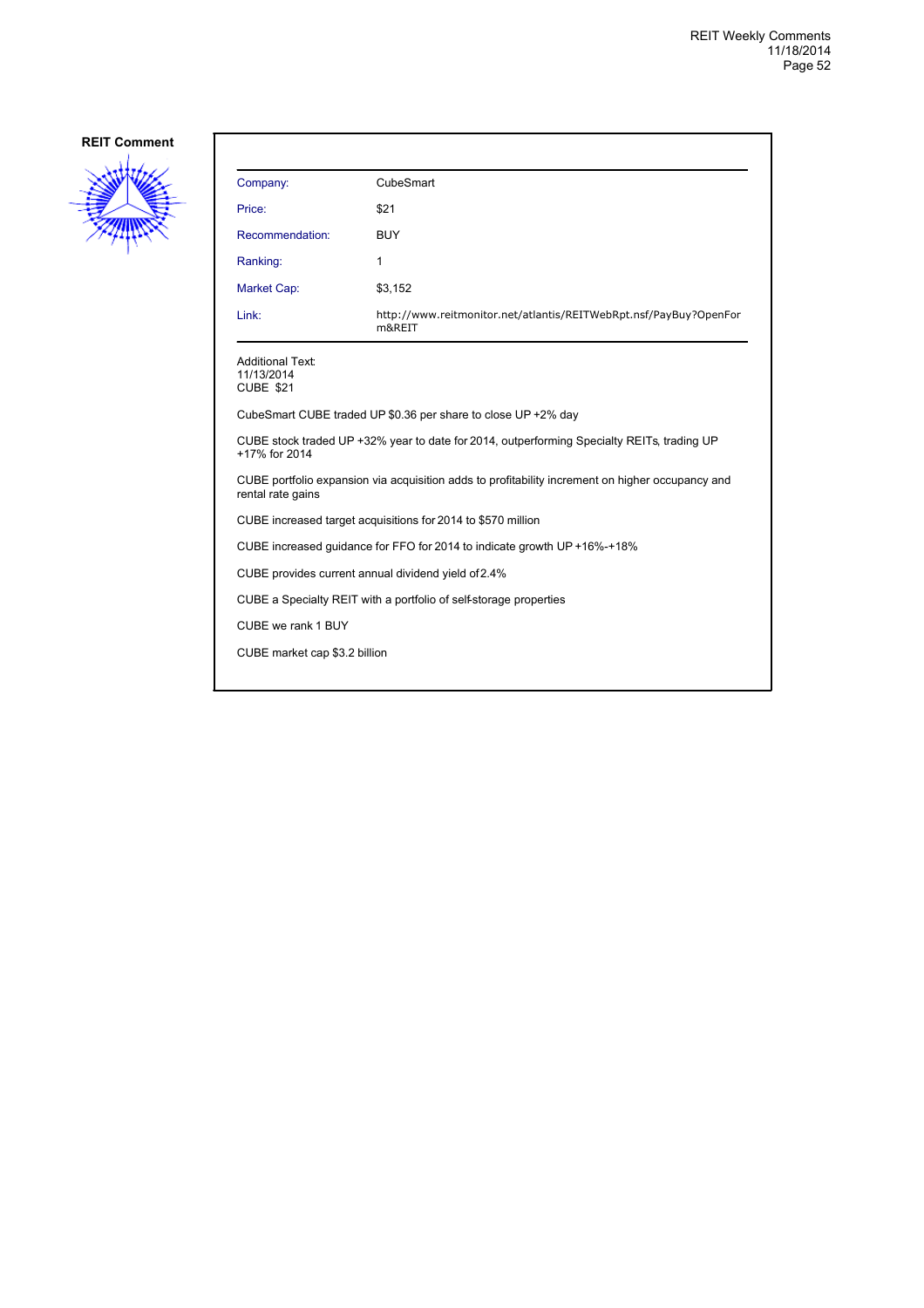**REIT Comment**

| | |
|---|---|
| Company: | CubeSmart |
| Price: | $21 |
| Recommendation: | BUY |
| Ranking: | 1 |
| Market Cap: | $3,152 |
| Link: | http://www.reitmonitor.net/atlantis/REITWebRpt.nsf/PayBuy?OpenForm&REIT |

Additional Text:
11/13/2014
CUBE $21

CubeSmart CUBE traded UP $0.36 per share to close UP +2% day

CUBE stock traded UP +32% year to date for 2014, outperforming Specialty REITs, trading UP +17% for 2014

CUBE portfolio expansion via acquisition adds to profitability increment on higher occupancy and rental rate gains

CUBE increased target acquisitions for 2014 to $570 million

CUBE increased guidance for FFO for 2014 to indicate growth UP +16%-+18%

CUBE provides current annual dividend yield of 2.4%

CUBE a Specialty REIT with a portfolio of self-storage properties

CUBE we rank 1 BUY

CUBE market cap $3.2 billion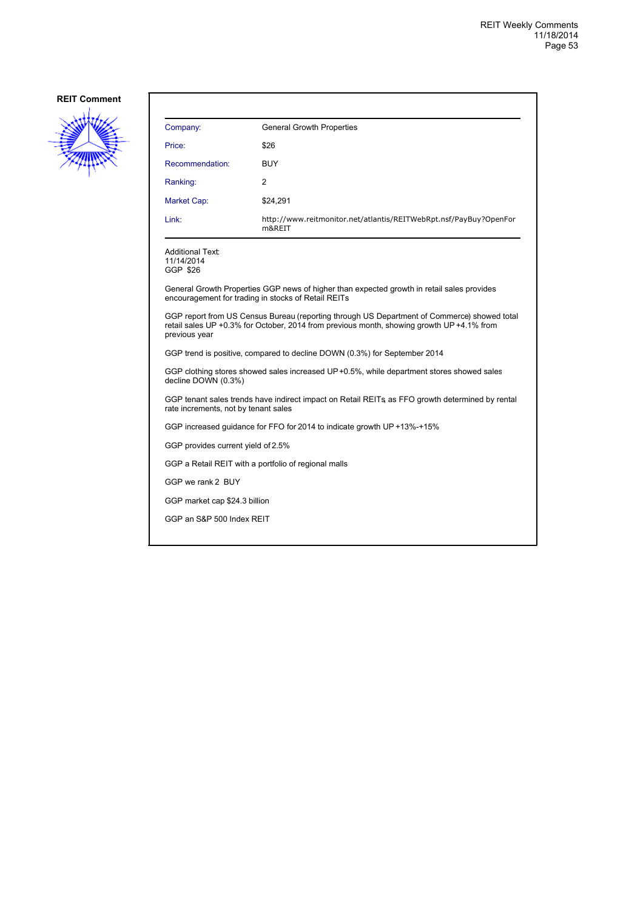**REIT Comment**

| | |
|---|---|
| Company: | General Growth Properties |
| Price: | $26 |
| Recommendation: | BUY |
| Ranking: | 2 |
| Market Cap: | $24,291 |
| Link: | http://www.reitmonitor.net/atlantis/REITWebRpt.nsf/PayBuy?OpenForm&REIT |

Additional Text:
11/14/2014
GGP $26

General Growth Properties GGP news of higher than expected growth in retail sales provides encouragement for trading in stocks of Retail REITs

GGP report from US Census Bureau (reporting through US Department of Commerce) showed total retail sales UP +0.3% for October, 2014 from previous month, showing growth UP +4.1% from previous year

GGP trend is positive, compared to decline DOWN (0.3%) for September 2014

GGP clothing stores showed sales increased UP +0.5%, while department stores showed sales decline DOWN (0.3%)

GGP tenant sales trends have indirect impact on Retail REITs, as FFO growth determined by rental rate increments, not by tenant sales

GGP increased guidance for FFO for 2014 to indicate growth UP +13%-+15%

GGP provides current yield of 2.5%

GGP a Retail REIT with a portfolio of regional malls

GGP we rank 2 BUY

GGP market cap $24.3 billion

GGP an S&P 500 Index REIT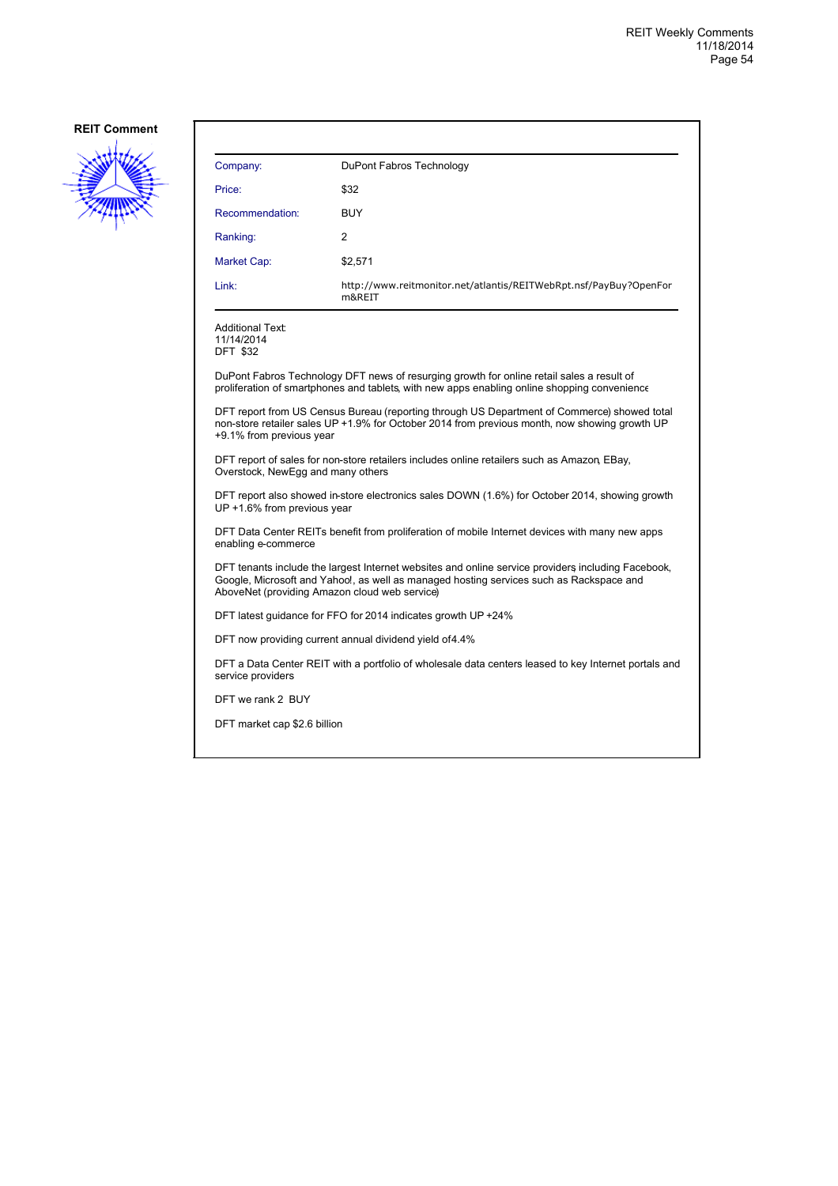**REIT Comment**

| | |
|---|---|
| Company: | DuPont Fabros Technology |
| Price: | $32 |
| Recommendation: | BUY |
| Ranking: | 2 |
| Market Cap: | $2,571 |
| Link: | http://www.reitmonitor.net/atlantis/REITWebRpt.nsf/PayBuy?OpenForm&REIT |

Additional Text:
11/14/2014
DFT $32

DuPont Fabros Technology DFT news of resurging growth for online retail sales a result of proliferation of smartphones and tablets, with new apps enabling online shopping convenience

DFT report from US Census Bureau (reporting through US Department of Commerce) showed total non-store retailer sales UP +1.9% for October 2014 from previous month, now showing growth UP +9.1% from previous year

DFT report of sales for non-store retailers includes online retailers such as Amazon, EBay, Overstock, NewEgg and many others

DFT report also showed in-store electronics sales DOWN (1.6%) for October 2014, showing growth UP +1.6% from previous year

DFT Data Center REITs benefit from proliferation of mobile Internet devices with many new apps enabling e-commerce

DFT tenants include the largest Internet websites and online service providers, including Facebook, Google, Microsoft and Yahoo!, as well as managed hosting services such as Rackspace and AboveNet (providing Amazon cloud web service)

DFT latest guidance for FFO for 2014 indicates growth UP +24%

DFT now providing current annual dividend yield of4.4%

DFT a Data Center REIT with a portfolio of wholesale data centers leased to key Internet portals and service providers

DFT we rank 2 BUY

DFT market cap $2.6 billion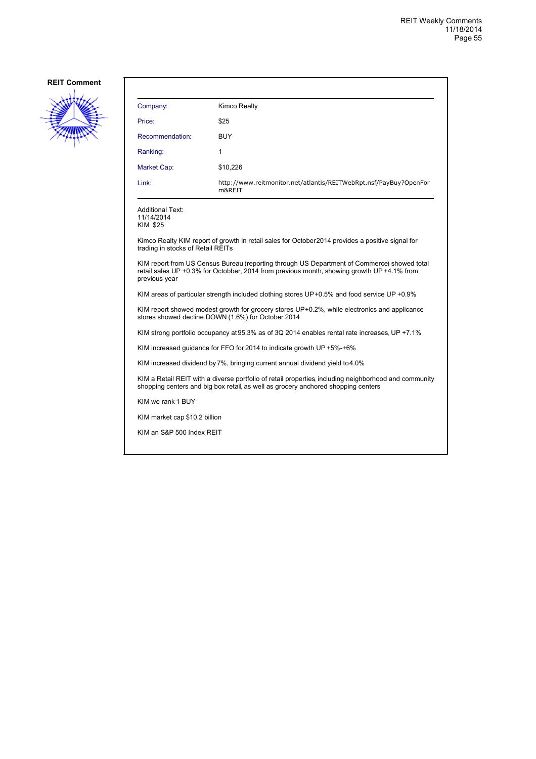**REIT Comment**

| Company: | Kimco Realty |
|---|---|
| Price: | $25 |
| Recommendation: | BUY |
| Ranking: | 1 |
| Market Cap: | $10,226 |
| Link: | http://www.reitmonitor.net/atlantis/REITWebRpt.nsf/PayBuy?OpenForm&REIT |

Additional Text:
11/14/2014
KIM $25

Kimco Realty KIM report of growth in retail sales for October2014 provides a positive signal for trading in stocks of Retail REITs

KIM report from US Census Bureau (reporting through US Department of Commerce) showed total retail sales UP +0.3% for Octobber, 2014 from previous month, showing growth UP +4.1% from previous year

KIM areas of particular strength included clothing stores UP+0.5% and food service UP +0.9%

KIM report showed modest growth for grocery stores UP+0.2%, while electronics and applicance stores showed decline DOWN (1.6%) for October 2014

KIM strong portfolio occupancy at 95.3% as of 3Q 2014 enables rental rate increases, UP +7.1%

KIM increased guidance for FFO for 2014 to indicate growth UP +5%-+6%

KIM increased dividend by 7%, bringing current annual dividend yield to4.0%

KIM a Retail REIT with a diverse portfolio of retail properties, including neighborhood and community shopping centers and big box retail, as well as grocery anchored shopping centers

KIM we rank 1 BUY

KIM market cap $10.2 billion

KIM an S&P 500 Index REIT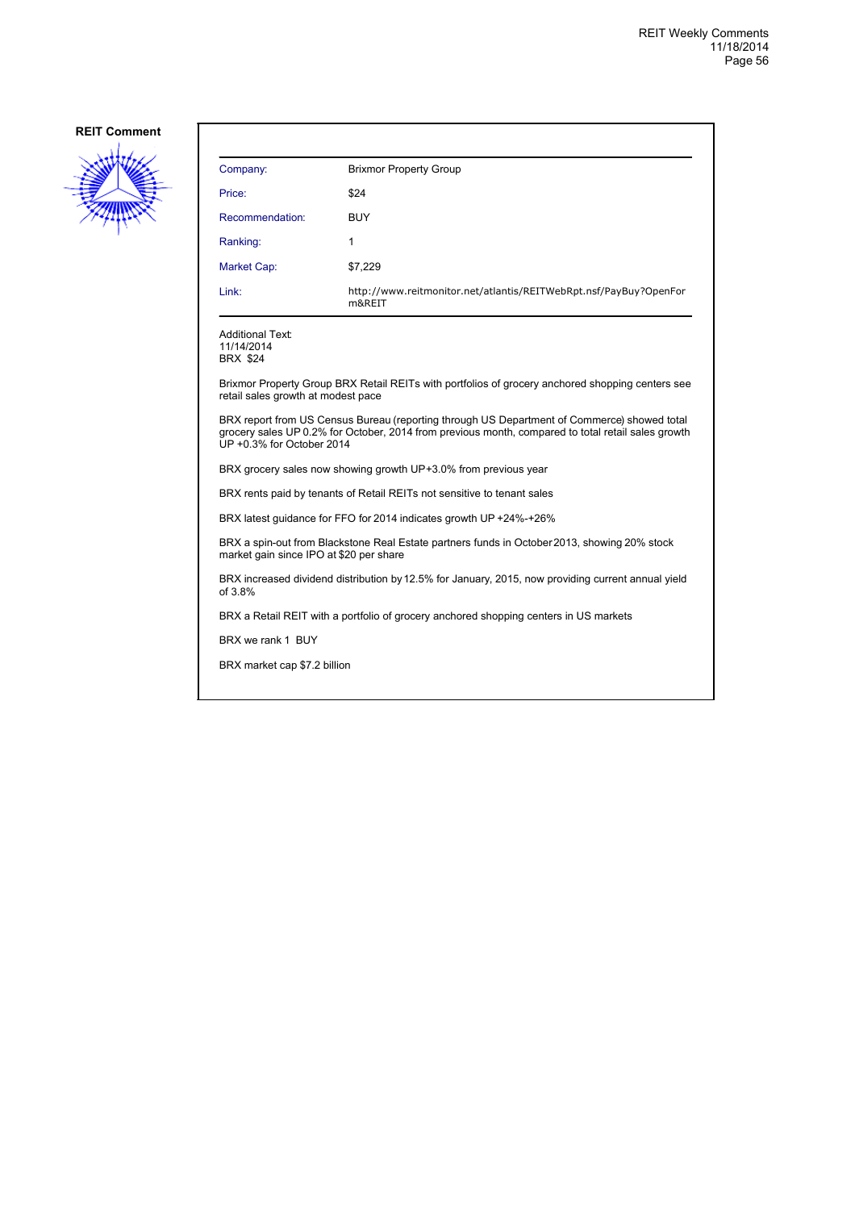**REIT Comment**

| | |
|---|---|
| Company: | Brixmor Property Group |
| Price: | $24 |
| Recommendation: | BUY |
| Ranking: | 1 |
| Market Cap: | $7,229 |
| Link: | http://www.reitmonitor.net/atlantis/REITWebRpt.nsf/PayBuy?OpenForm&REIT |

Additional Text:
11/14/2014
BRX $24

Brixmor Property Group BRX Retail REITs with portfolios of grocery anchored shopping centers see retail sales growth at modest pace

BRX report from US Census Bureau (reporting through US Department of Commerce) showed total grocery sales UP 0.2% for October, 2014 from previous month, compared to total retail sales growth UP +0.3% for October 2014

BRX grocery sales now showing growth UP+3.0% from previous year

BRX rents paid by tenants of Retail REITs not sensitive to tenant sales

BRX latest guidance for FFO for 2014 indicates growth UP +24%-+26%

BRX a spin-out from Blackstone Real Estate partners funds in October 2013, showing 20% stock market gain since IPO at $20 per share

BRX increased dividend distribution by 12.5% for January, 2015, now providing current annual yield of 3.8%

BRX a Retail REIT with a portfolio of grocery anchored shopping centers in US markets

BRX we rank 1 BUY

BRX market cap $7.2 billion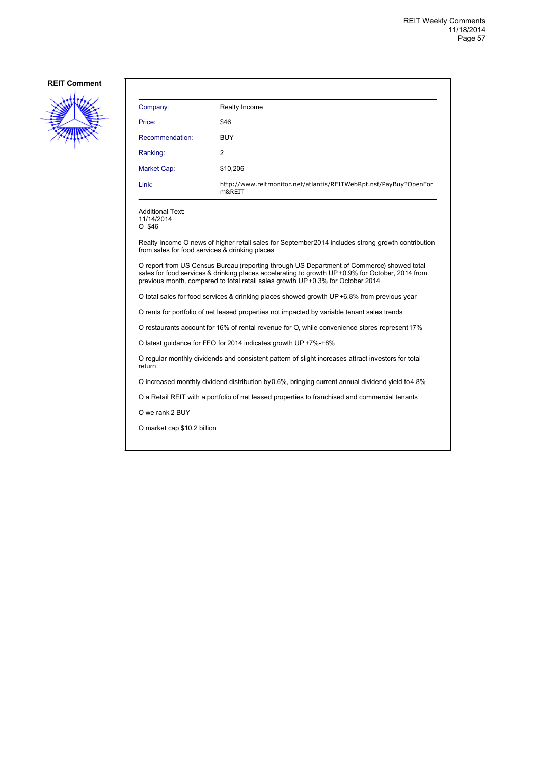**REIT Comment**

| Company: | Realty Income |
| --- | --- |
| Price: | $46 |
| Recommendation: | BUY |
| Ranking: | 2 |
| Market Cap: | $10,206 |
| Link: | http://www.reitmonitor.net/atlantis/REITWebRpt.nsf/PayBuy?OpenForm&REIT |

Additional Text:
11/14/2014
O $46

Realty Income O news of higher retail sales for September2014 includes strong growth contribution from sales for food services & drinking places

O report from US Census Bureau (reporting through US Department of Commerce) showed total sales for food services & drinking places accelerating to growth UP +0.9% for October, 2014 from previous month, compared to total retail sales growth UP +0.3% for October 2014

O total sales for food services & drinking places showed growth UP +6.8% from previous year

O rents for portfolio of net leased properties not impacted by variable tenant sales trends

O restaurants account for 16% of rental revenue for O, while convenience stores represent 17%

O latest guidance for FFO for 2014 indicates growth UP +7%-+8%

O regular monthly dividends and consistent pattern of slight increases attract investors for total return

O increased monthly dividend distribution by 0.6%, bringing current annual dividend yield to 4.8%

O a Retail REIT with a portfolio of net leased properties to franchised and commercial tenants

O we rank 2 BUY

O market cap $10.2 billion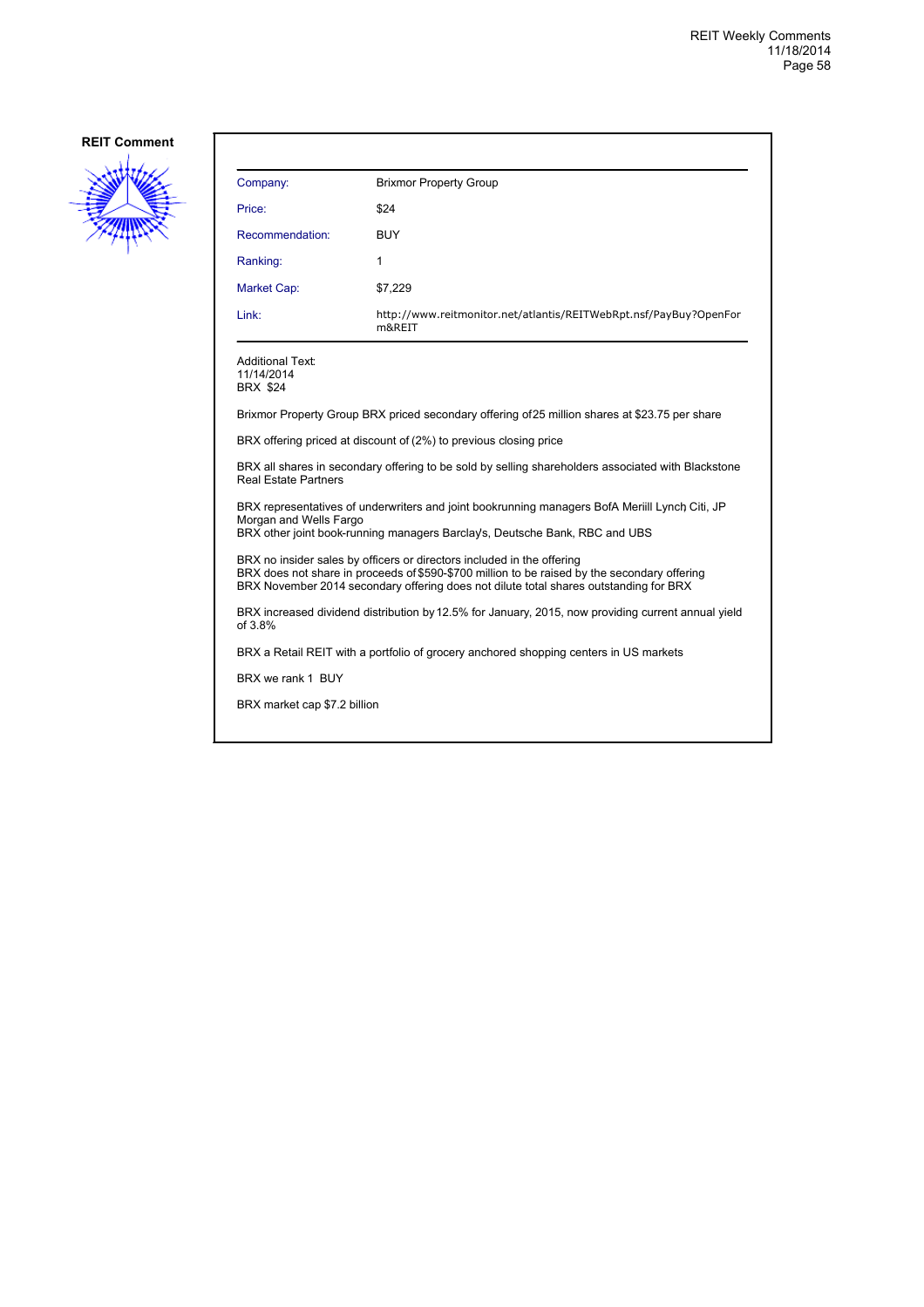**REIT Comment**

| | |
|---|---|
| Company: | Brixmor Property Group |
| Price: | $24 |
| Recommendation: | BUY |
| Ranking: | 1 |
| Market Cap: | $7,229 |
| Link: | http://www.reitmonitor.net/atlantis/REITWebRpt.nsf/PayBuy?OpenForm&REIT |

Additional Text:
11/14/2014
BRX $24

Brixmor Property Group BRX priced secondary offering of 25 million shares at $23.75 per share

BRX offering priced at discount of (2%) to previous closing price

BRX all shares in secondary offering to be sold by selling shareholders associated with Blackstone Real Estate Partners

BRX representatives of underwriters and joint bookrunning managers BofA Meriill Lynch, Citi, JP Morgan and Wells Fargo
BRX other joint book-running managers Barclay's, Deutsche Bank, RBC and UBS

BRX no insider sales by officers or directors included in the offering
BRX does not share in proceeds of $590-$700 million to be raised by the secondary offering
BRX November 2014 secondary offering does not dilute total shares outstanding for BRX

BRX increased dividend distribution by 12.5% for January, 2015, now providing current annual yield of 3.8%

BRX a Retail REIT with a portfolio of grocery anchored shopping centers in US markets

BRX we rank 1 BUY

BRX market cap $7.2 billion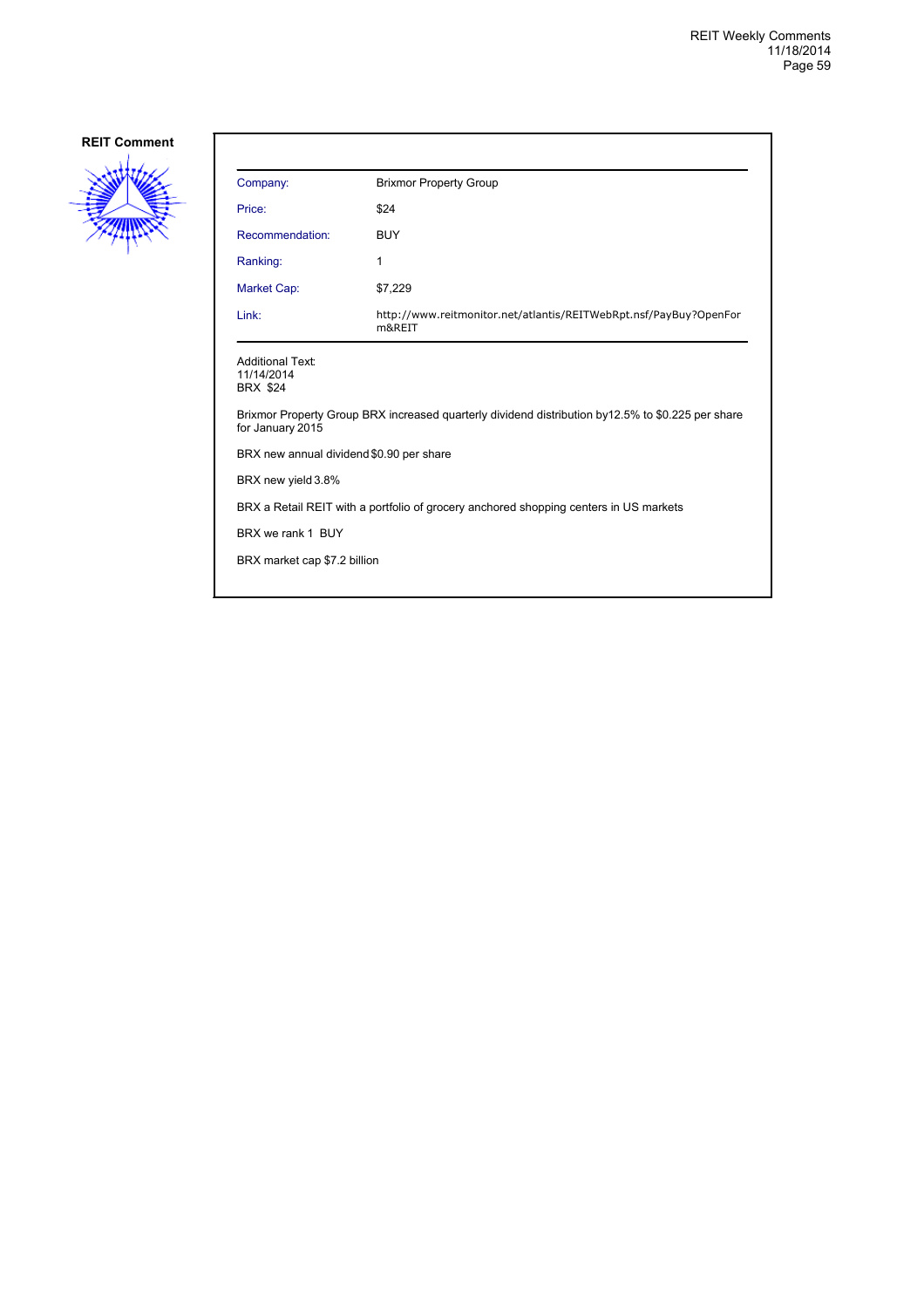**REIT Comment**

| | |
|---|---|
| Company: | Brixmor Property Group |
| Price: | $24 |
| Recommendation: | BUY |
| Ranking: | 1 |
| Market Cap: | $7,229 |
| Link: | http://www.reitmonitor.net/atlantis/REITWebRpt.nsf/PayBuy?OpenForm&REIT |

Additional Text:
11/14/2014
BRX $24

Brixmor Property Group BRX increased quarterly dividend distribution by12.5% to $0.225 per share for January 2015

BRX new annual dividend $0.90 per share

BRX new yield 3.8%

BRX a Retail REIT with a portfolio of grocery anchored shopping centers in US markets

BRX we rank 1 BUY

BRX market cap $7.2 billion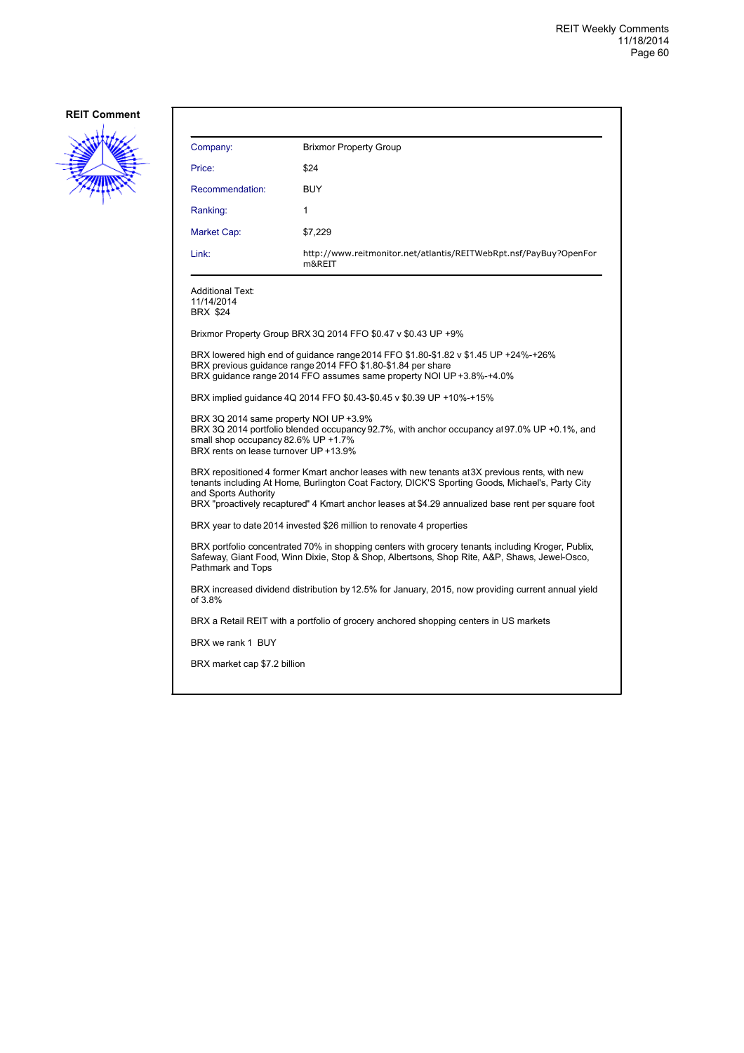**REIT Comment**

| Company: | Brixmor Property Group |
|---|---|
| Price: | $24 |
| Recommendation: | BUY |
| Ranking: | 1 |
| Market Cap: | $7,229 |
| Link: | http://www.reitmonitor.net/atlantis/REITWebRpt.nsf/PayBuy?OpenForm&REIT |

Additional Text:
11/14/2014
BRX $24

Brixmor Property Group BRX 3Q 2014 FFO $0.47 v $0.43 UP +9%

BRX lowered high end of guidance range 2014 FFO $1.80-$1.82 v $1.45 UP +24%-+26%
BRX previous guidance range 2014 FFO $1.80-$1.84 per share
BRX guidance range 2014 FFO assumes same property NOI UP +3.8%-+4.0%

BRX implied guidance 4Q 2014 FFO $0.43-$0.45 v $0.39 UP +10%-+15%

BRX 3Q 2014 same property NOI UP +3.9%
BRX 3Q 2014 portfolio blended occupancy 92.7%, with anchor occupancy at 97.0% UP +0.1%, and small shop occupancy 82.6% UP +1.7%
BRX rents on lease turnover UP +13.9%

BRX repositioned 4 former Kmart anchor leases with new tenants at 3X previous rents, with new tenants including At Home, Burlington Coat Factory, DICK'S Sporting Goods, Michael's, Party City and Sports Authority
BRX "proactively recaptured" 4 Kmart anchor leases at $4.29 annualized base rent per square foot

BRX year to date 2014 invested $26 million to renovate 4 properties

BRX portfolio concentrated 70% in shopping centers with grocery tenants, including Kroger, Publix, Safeway, Giant Food, Winn Dixie, Stop & Shop, Albertsons, Shop Rite, A&P, Shaws, Jewel-Osco, Pathmark and Tops

BRX increased dividend distribution by 12.5% for January, 2015, now providing current annual yield of 3.8%

BRX a Retail REIT with a portfolio of grocery anchored shopping centers in US markets

BRX we rank 1 BUY

BRX market cap $7.2 billion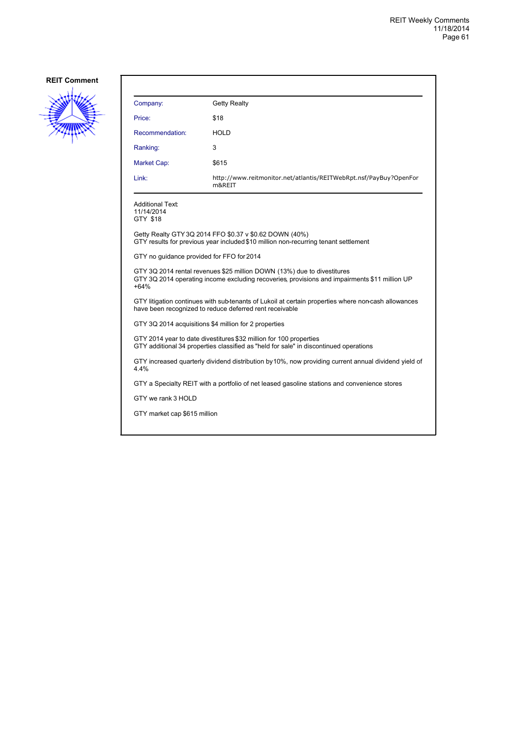**REIT Comment**

| Company: | Getty Realty |
|---|---|
| Price: | $18 |
| Recommendation: | HOLD |
| Ranking: | 3 |
| Market Cap: | $615 |
| Link: | http://www.reitmonitor.net/atlantis/REITWebRpt.nsf/PayBuy?OpenForm&REIT |

Additional Text:
11/14/2014
GTY $18

Getty Realty GTY 3Q 2014 FFO $0.37 v $0.62 DOWN (40%)
GTY results for previous year included $10 million non-recurring tenant settlement

GTY no guidance provided for FFO for 2014

GTY 3Q 2014 rental revenues $25 million DOWN (13%) due to divestitures
GTY 3Q 2014 operating income excluding recoveries, provisions and impairments $11 million UP +64%

GTY litigation continues with sub-tenants of Lukoil at certain properties where non-cash allowances have been recognized to reduce deferred rent receivable

GTY 3Q 2014 acquisitions $4 million for 2 properties

GTY 2014 year to date divestitures $32 million for 100 properties
GTY additional 34 properties classified as "held for sale" in discontinued operations

GTY increased quarterly dividend distribution by 10%, now providing current annual dividend yield of 4.4%

GTY a Specialty REIT with a portfolio of net leased gasoline stations and convenience stores

GTY we rank 3 HOLD

GTY market cap $615 million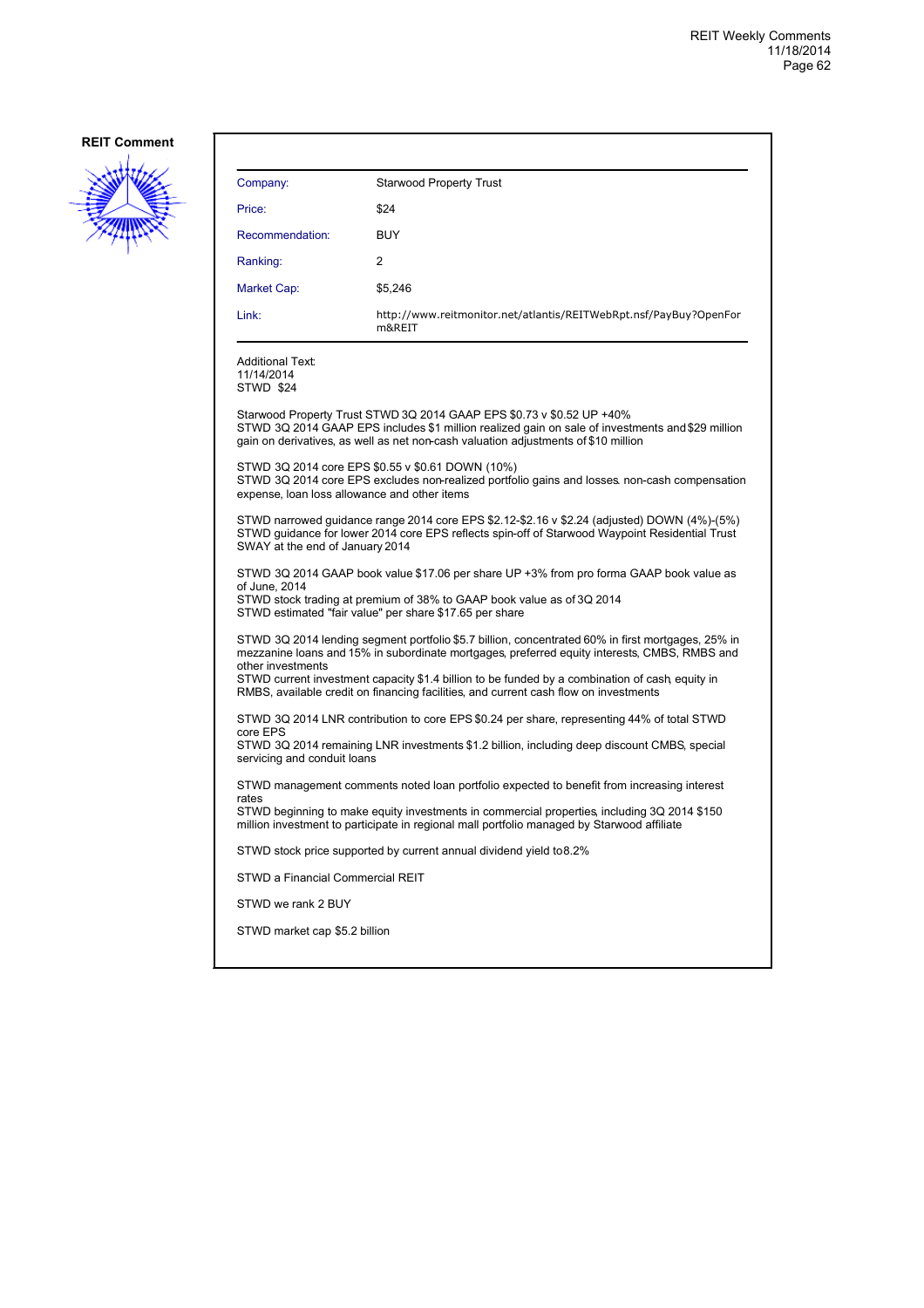**REIT Comment**

| Company: | Starwood Property Trust |
|---|---|
| Price: | $24 |
| Recommendation: | BUY |
| Ranking: | 2 |
| Market Cap: | $5,246 |
| Link: | http://www.reitmonitor.net/atlantis/REITWebRpt.nsf/PayBuy?OpenForm&REIT |

Additional Text:
11/14/2014
STWD $24

Starwood Property Trust STWD 3Q 2014 GAAP EPS $0.73 v $0.52 UP +40%
STWD 3Q 2014 GAAP EPS includes $1 million realized gain on sale of investments and $29 million gain on derivatives, as well as net non-cash valuation adjustments of $10 million

STWD 3Q 2014 core EPS $0.55 v $0.61 DOWN (10%)
STWD 3Q 2014 core EPS excludes non-realized portfolio gains and losses. non-cash compensation expense, loan loss allowance and other items

STWD narrowed guidance range 2014 core EPS $2.12-$2.16 v $2.24 (adjusted) DOWN (4%)-(5%)
STWD guidance for lower 2014 core EPS reflects spin-off of Starwood Waypoint Residential Trust SWAY at the end of January 2014

STWD 3Q 2014 GAAP book value $17.06 per share UP +3% from pro forma GAAP book value as of June, 2014
STWD stock trading at premium of 38% to GAAP book value as of 3Q 2014
STWD estimated "fair value" per share $17.65 per share

STWD 3Q 2014 lending segment portfolio $5.7 billion, concentrated 60% in first mortgages, 25% in mezzanine loans and 15% in subordinate mortgages, preferred equity interests, CMBS, RMBS and other investments
STWD current investment capacity $1.4 billion to be funded by a combination of cash, equity in RMBS, available credit on financing facilities, and current cash flow on investments

STWD 3Q 2014 LNR contribution to core EPS $0.24 per share, representing 44% of total STWD core EPS
STWD 3Q 2014 remaining LNR investments $1.2 billion, including deep discount CMBS, special servicing and conduit loans

STWD management comments noted loan portfolio expected to benefit from increasing interest rates
STWD beginning to make equity investments in commercial properties, including 3Q 2014 $150 million investment to participate in regional mall portfolio managed by Starwood affiliate

STWD stock price supported by current annual dividend yield to 8.2%

STWD a Financial Commercial REIT

STWD we rank 2 BUY

STWD market cap $5.2 billion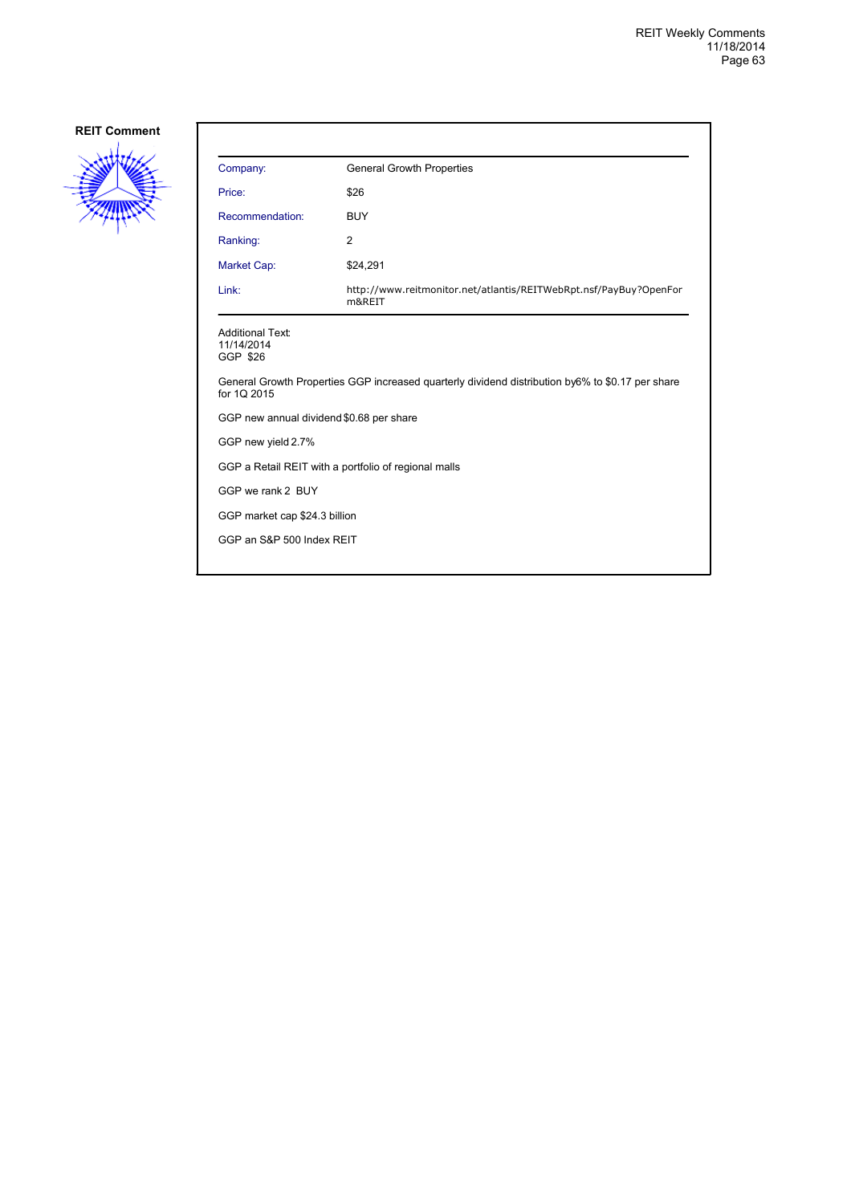**REIT Comment**

| | |
|---|---|
| Company: | General Growth Properties |
| Price: | $26 |
| Recommendation: | BUY |
| Ranking: | 2 |
| Market Cap: | $24,291 |
| Link: | http://www.reitmonitor.net/atlantis/REITWebRpt.nsf/PayBuy?OpenForm&REIT |

Additional Text:
11/14/2014
GGP $26

General Growth Properties GGP increased quarterly dividend distribution by6% to $0.17 per share for 1Q 2015

GGP new annual dividend $0.68 per share

GGP new yield 2.7%

GGP a Retail REIT with a portfolio of regional malls

GGP we rank 2 BUY

GGP market cap $24.3 billion

GGP an S&P 500 Index REIT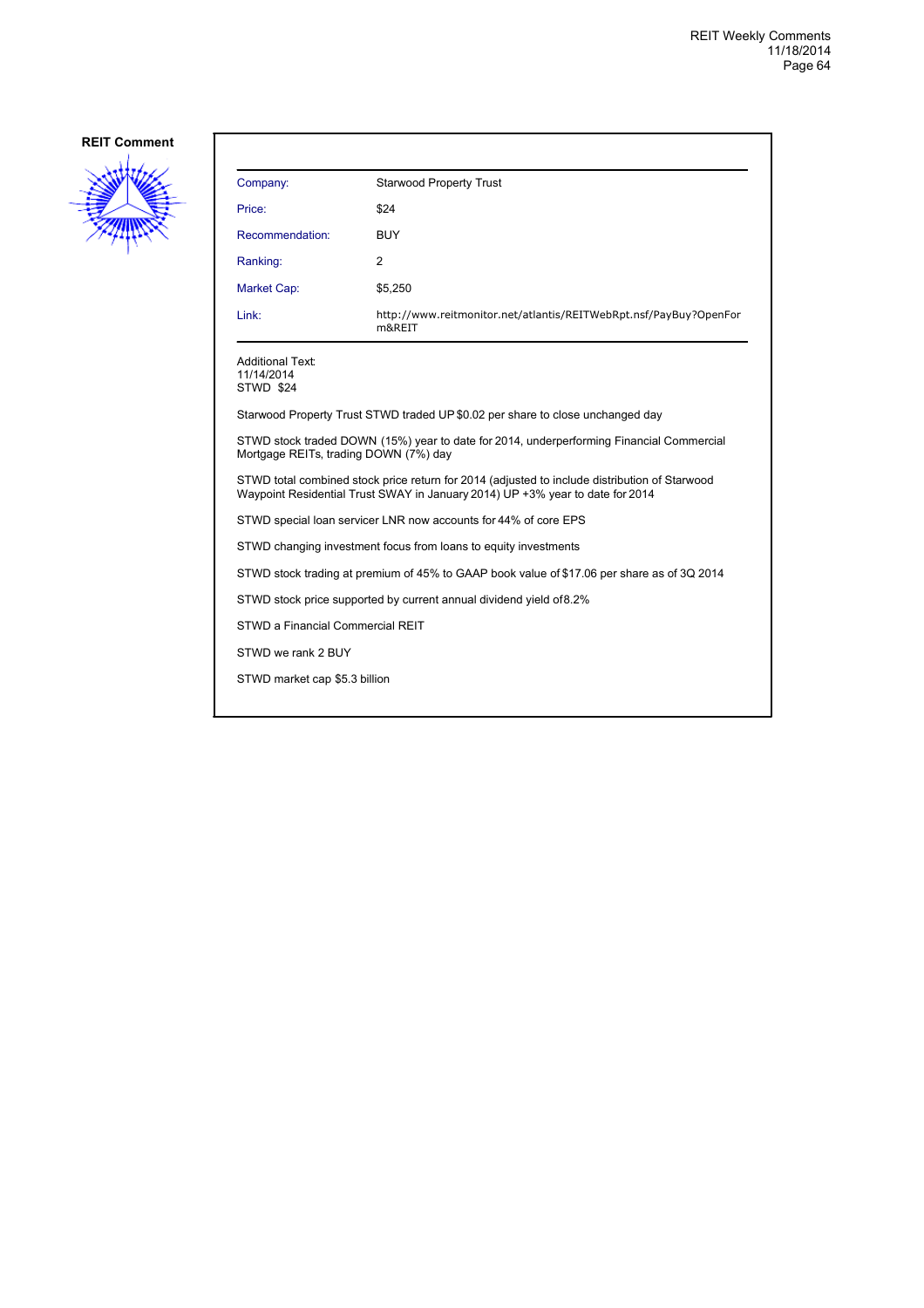**REIT Comment**

| Company: | Starwood Property Trust |
|---|---|
| Price: | $24 |
| Recommendation: | BUY |
| Ranking: | 2 |
| Market Cap: | $5,250 |
| Link: | http://www.reitmonitor.net/atlantis/REITWebRpt.nsf/PayBuy?OpenForm&REIT |

Additional Text:
11/14/2014
STWD $24

Starwood Property Trust STWD traded UP $0.02 per share to close unchanged day

STWD stock traded DOWN (15%) year to date for 2014, underperforming Financial Commercial Mortgage REITs, trading DOWN (7%) day

STWD total combined stock price return for 2014 (adjusted to include distribution of Starwood Waypoint Residential Trust SWAY in January 2014) UP +3% year to date for 2014

STWD special loan servicer LNR now accounts for 44% of core EPS

STWD changing investment focus from loans to equity investments

STWD stock trading at premium of 45% to GAAP book value of $17.06 per share as of 3Q 2014

STWD stock price supported by current annual dividend yield of8.2%

STWD a Financial Commercial REIT

STWD we rank 2 BUY

STWD market cap $5.3 billion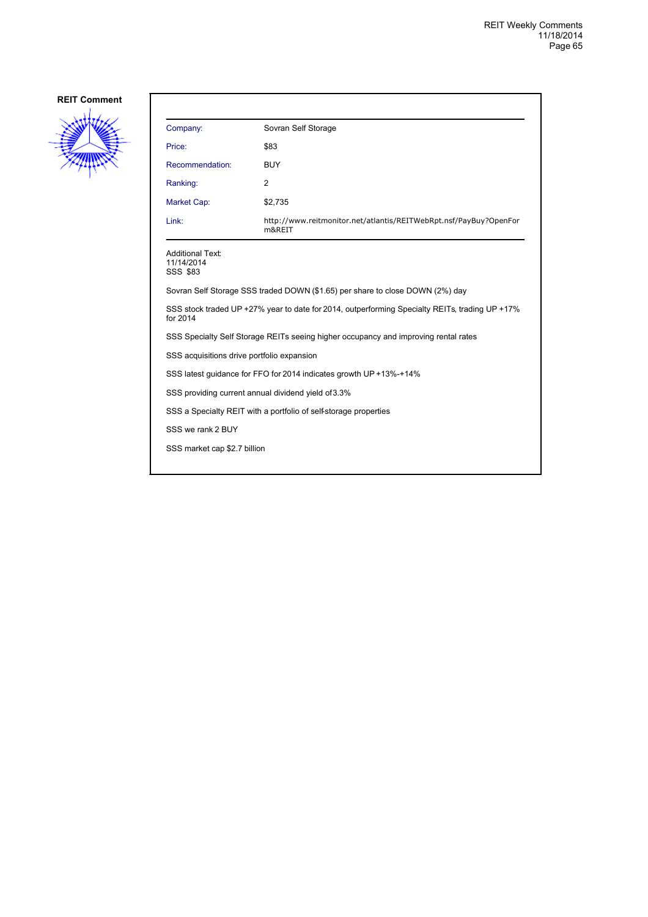**REIT Comment**

| | |
|---|---|
| Company: | Sovran Self Storage |
| Price: | $83 |
| Recommendation: | BUY |
| Ranking: | 2 |
| Market Cap: | $2,735 |
| Link: | http://www.reitmonitor.net/atlantis/REITWebRpt.nsf/PayBuy?OpenForm&REIT |

Additional Text:
11/14/2014
SSS $83

Sovran Self Storage SSS traded DOWN ($1.65) per share to close DOWN (2%) day

SSS stock traded UP +27% year to date for 2014, outperforming Specialty REITs, trading UP +17% for 2014

SSS Specialty Self Storage REITs seeing higher occupancy and improving rental rates

SSS acquisitions drive portfolio expansion

SSS latest guidance for FFO for 2014 indicates growth UP +13%-+14%

SSS providing current annual dividend yield of 3.3%

SSS a Specialty REIT with a portfolio of self-storage properties

SSS we rank 2 BUY

SSS market cap $2.7 billion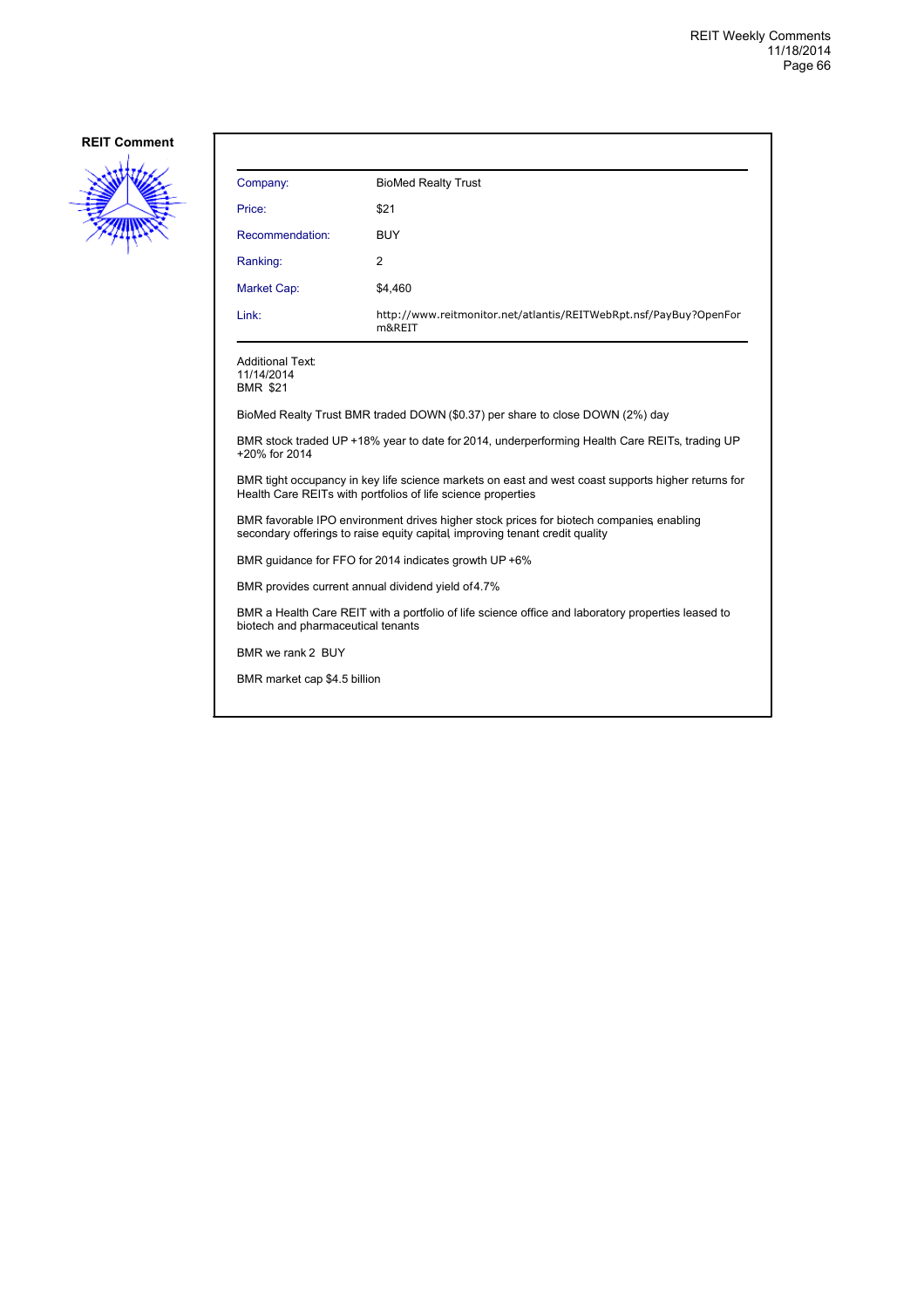**REIT Comment**

| Company: | BioMed Realty Trust |
|---|---|
| Price: | $21 |
| Recommendation: | BUY |
| Ranking: | 2 |
| Market Cap: | $4,460 |
| Link: | http://www.reitmonitor.net/atlantis/REITWebRpt.nsf/PayBuy?OpenForm&REIT |

Additional Text:
11/14/2014
BMR $21

BioMed Realty Trust BMR traded DOWN ($0.37) per share to close DOWN (2%) day

BMR stock traded UP +18% year to date for 2014, underperforming Health Care REITs, trading UP +20% for 2014

BMR tight occupancy in key life science markets on east and west coast supports higher returns for Health Care REITs with portfolios of life science properties

BMR favorable IPO environment drives higher stock prices for biotech companies, enabling secondary offerings to raise equity capital, improving tenant credit quality

BMR guidance for FFO for 2014 indicates growth UP +6%

BMR provides current annual dividend yield of 4.7%

BMR a Health Care REIT with a portfolio of life science office and laboratory properties leased to biotech and pharmaceutical tenants

BMR we rank 2 BUY

BMR market cap $4.5 billion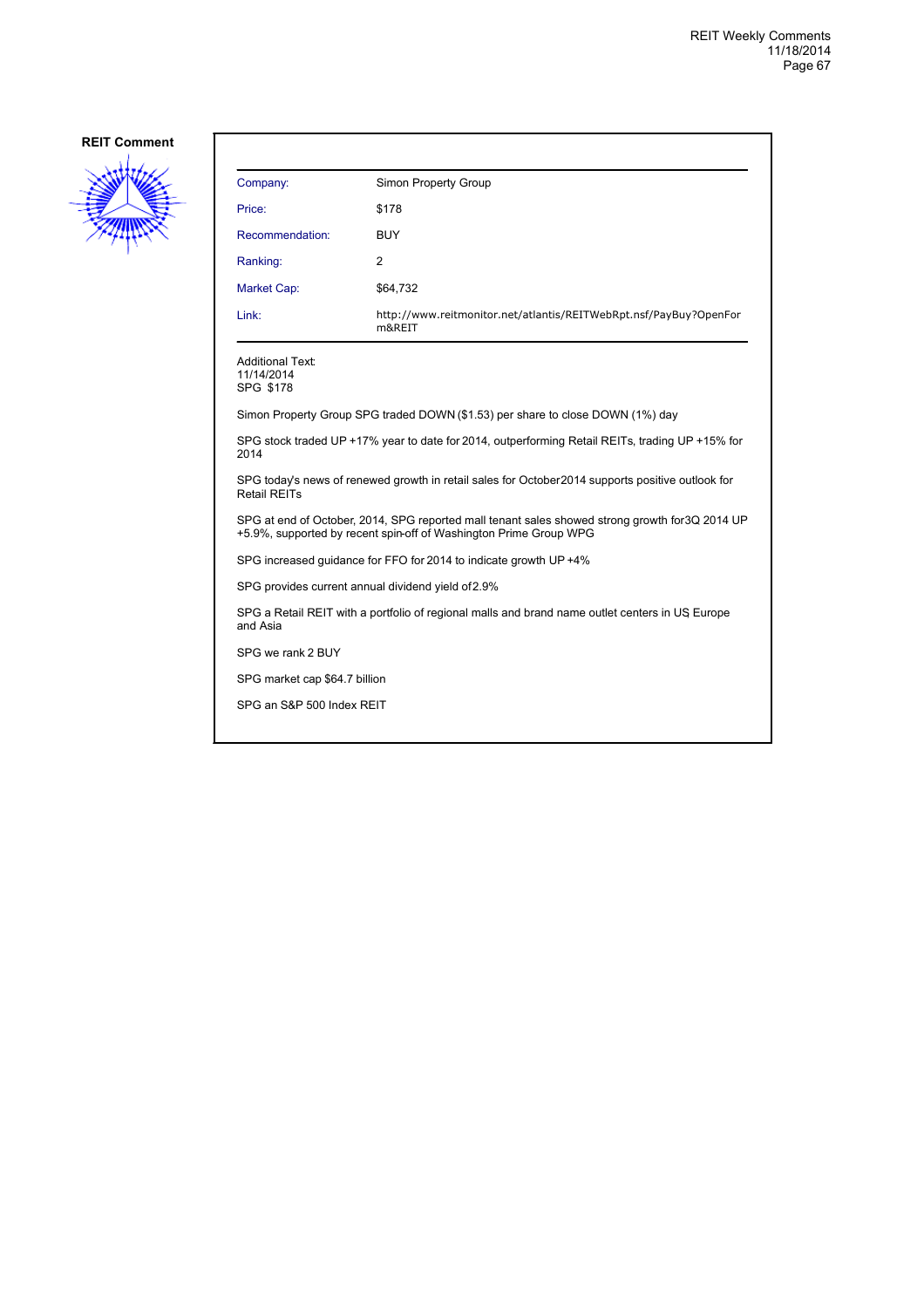**REIT Comment**

| | |
|---|---|
| Company: | Simon Property Group |
| Price: | $178 |
| Recommendation: | BUY |
| Ranking: | 2 |
| Market Cap: | $64,732 |
| Link: | http://www.reitmonitor.net/atlantis/REITWebRpt.nsf/PayBuy?OpenForm&REIT |

Additional Text:
11/14/2014
SPG $178

Simon Property Group SPG traded DOWN ($1.53) per share to close DOWN (1%) day

SPG stock traded UP +17% year to date for 2014, outperforming Retail REITs, trading UP +15% for 2014

SPG today's news of renewed growth in retail sales for October 2014 supports positive outlook for Retail REITs

SPG at end of October, 2014, SPG reported mall tenant sales showed strong growth for 3Q 2014 UP +5.9%, supported by recent spin-off of Washington Prime Group WPG

SPG increased guidance for FFO for 2014 to indicate growth UP +4%

SPG provides current annual dividend yield of 2.9%

SPG a Retail REIT with a portfolio of regional malls and brand name outlet centers in US, Europe and Asia

SPG we rank 2 BUY

SPG market cap $64.7 billion

SPG an S&P 500 Index REIT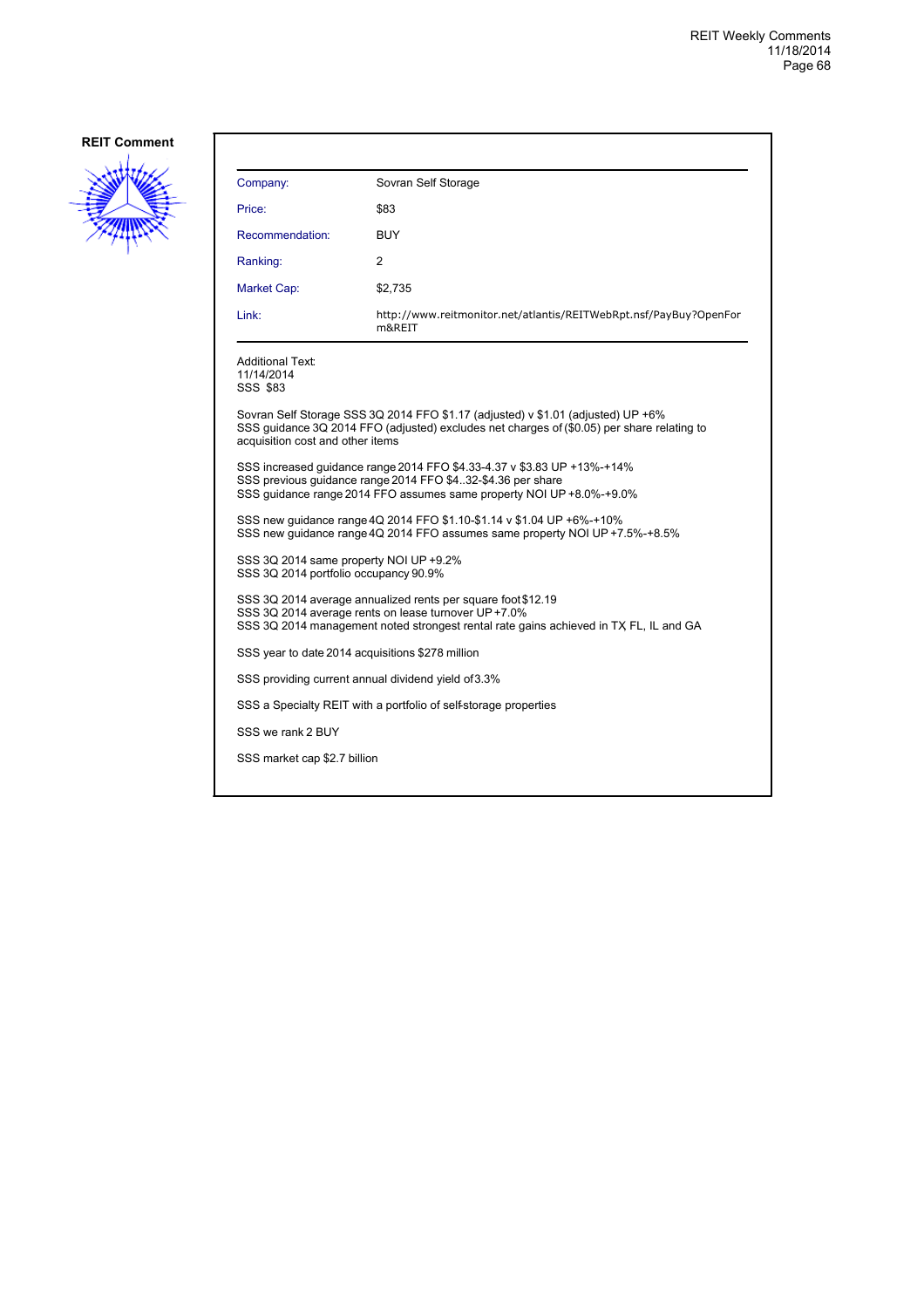**REIT Comment**

| | |
|---|---|
| Company: | Sovran Self Storage |
| Price: | $83 |
| Recommendation: | BUY |
| Ranking: | 2 |
| Market Cap: | $2,735 |
| Link: | http://www.reitmonitor.net/atlantis/REITWebRpt.nsf/PayBuy?OpenForm&REIT |

Additional Text:
11/14/2014
SSS $83

Sovran Self Storage SSS 3Q 2014 FFO $1.17 (adjusted) v $1.01 (adjusted) UP +6%
SSS guidance 3Q 2014 FFO (adjusted) excludes net charges of ($0.05) per share relating to acquisition cost and other items

SSS increased guidance range 2014 FFO $4.33-4.37 v $3.83 UP +13%-+14%
SSS previous guidance range 2014 FFO $4..32-$4.36 per share
SSS guidance range 2014 FFO assumes same property NOI UP +8.0%-+9.0%

SSS new guidance range 4Q 2014 FFO $1.10-$1.14 v $1.04 UP +6%-+10%
SSS new guidance range 4Q 2014 FFO assumes same property NOI UP +7.5%-+8.5%

SSS 3Q 2014 same property NOI UP +9.2%
SSS 3Q 2014 portfolio occupancy 90.9%

SSS 3Q 2014 average annualized rents per square foot $12.19
SSS 3Q 2014 average rents on lease turnover UP +7.0%
SSS 3Q 2014 management noted strongest rental rate gains achieved in TX, FL, IL and GA

SSS year to date 2014 acquisitions $278 million

SSS providing current annual dividend yield of 3.3%

SSS a Specialty REIT with a portfolio of self-storage properties

SSS we rank 2 BUY

SSS market cap $2.7 billion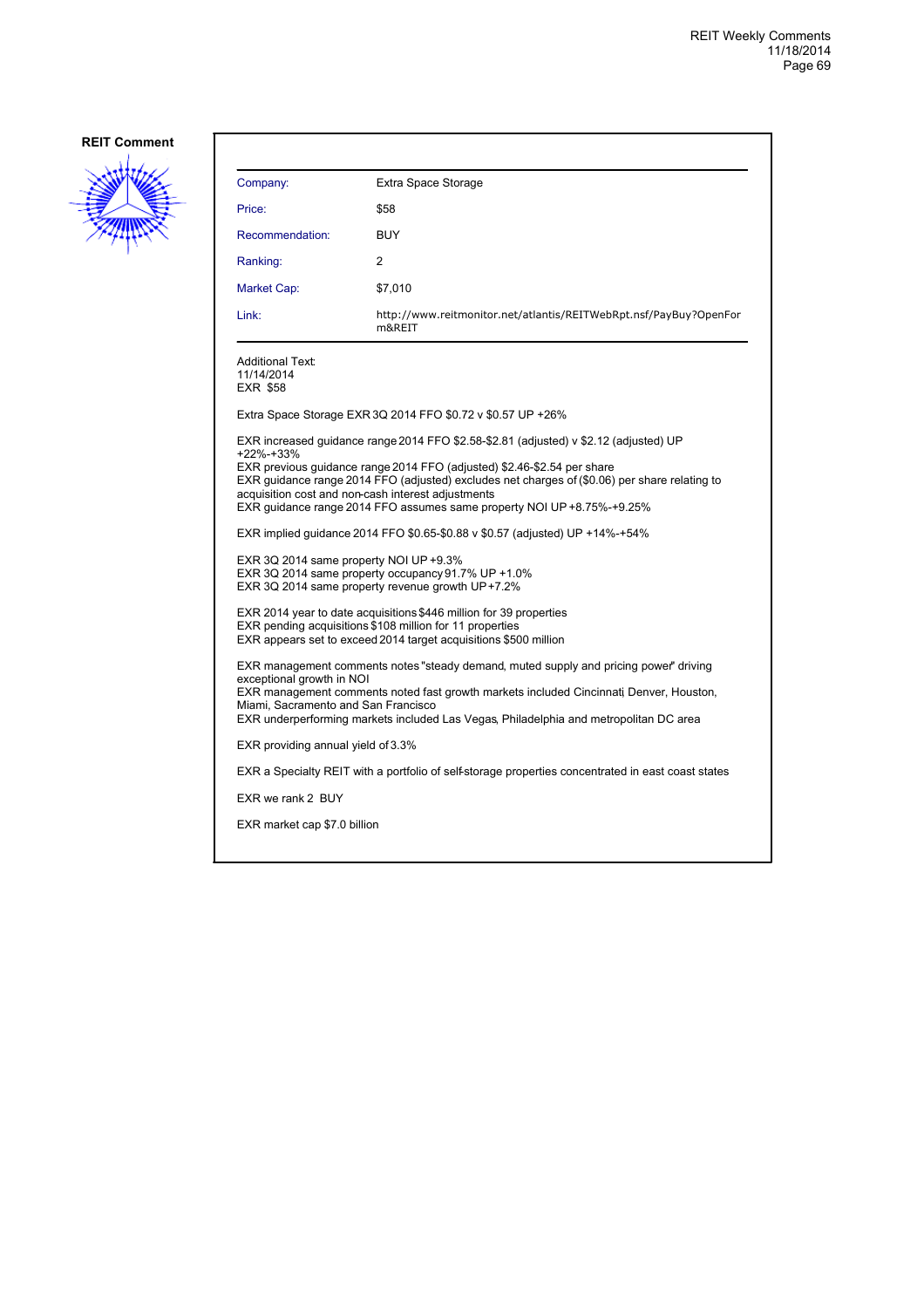**REIT Comment**

| | |
|---|---|
| Company: | Extra Space Storage |
| Price: | $58 |
| Recommendation: | BUY |
| Ranking: | 2 |
| Market Cap: | $7,010 |
| Link: | http://www.reitmonitor.net/atlantis/REITWebRpt.nsf/PayBuy?OpenForm&REIT |

Additional Text:
11/14/2014
EXR $58

Extra Space Storage EXR 3Q 2014 FFO $0.72 v $0.57 UP +26%

EXR increased guidance range 2014 FFO $2.58-$2.81 (adjusted) v $2.12 (adjusted) UP +22%-+33%
EXR previous guidance range 2014 FFO (adjusted) $2.46-$2.54 per share
EXR guidance range 2014 FFO (adjusted) excludes net charges of ($0.06) per share relating to acquisition cost and non-cash interest adjustments
EXR guidance range 2014 FFO assumes same property NOI UP +8.75%-+9.25%

EXR implied guidance 2014 FFO $0.65-$0.88 v $0.57 (adjusted) UP +14%-+54%

EXR 3Q 2014 same property NOI UP +9.3%
EXR 3Q 2014 same property occupancy 91.7% UP +1.0%
EXR 3Q 2014 same property revenue growth UP +7.2%

EXR 2014 year to date acquisitions $446 million for 39 properties
EXR pending acquisitions $108 million for 11 properties
EXR appears set to exceed 2014 target acquisitions $500 million

EXR management comments notes "steady demand, muted supply and pricing power" driving exceptional growth in NOI
EXR management comments noted fast growth markets included Cincinnati, Denver, Houston, Miami, Sacramento and San Francisco
EXR underperforming markets included Las Vegas, Philadelphia and metropolitan DC area

EXR providing annual yield of 3.3%

EXR a Specialty REIT with a portfolio of self-storage properties concentrated in east coast states

EXR we rank 2 BUY

EXR market cap $7.0 billion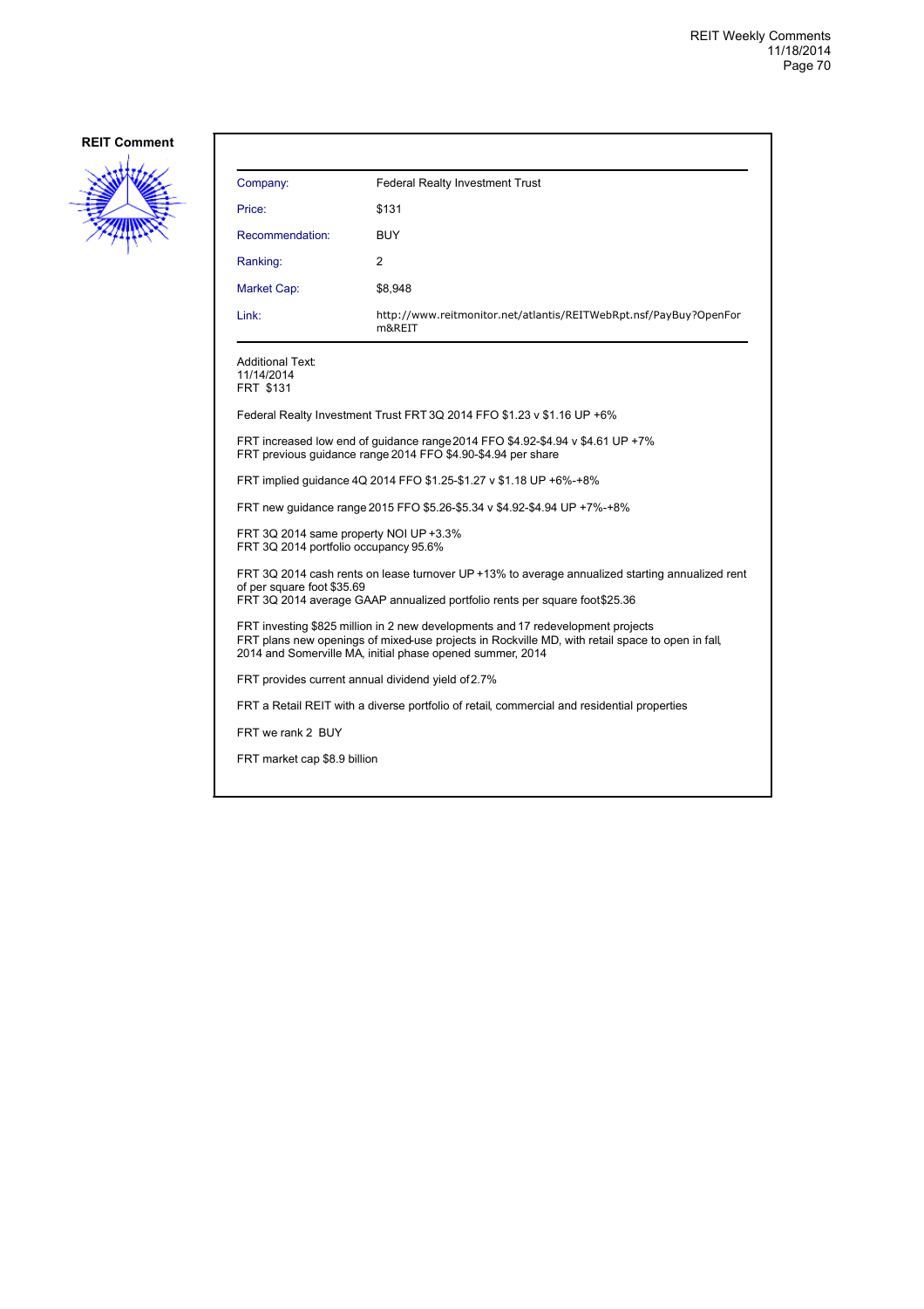**REIT Comment**

| Company: | Federal Realty Investment Trust |
|---|---|
| Price: | $131 |
| Recommendation: | BUY |
| Ranking: | 2 |
| Market Cap: | $8,948 |
| Link: | http://www.reitmonitor.net/atlantis/REITWebRpt.nsf/PayBuy?OpenForm&REIT |

Additional Text:
11/14/2014
FRT $131

Federal Realty Investment Trust FRT 3Q 2014 FFO $1.23 v $1.16 UP +6%

FRT increased low end of guidance range 2014 FFO $4.92-$4.94 v $4.61 UP +7%
FRT previous guidance range 2014 FFO $4.90-$4.94 per share

FRT implied guidance 4Q 2014 FFO $1.25-$1.27 v $1.18 UP +6%-+8%

FRT new guidance range 2015 FFO $5.26-$5.34 v $4.92-$4.94 UP +7%-+8%

FRT 3Q 2014 same property NOI UP +3.3%
FRT 3Q 2014 portfolio occupancy 95.6%

FRT 3Q 2014 cash rents on lease turnover UP +13% to average annualized starting annualized rent of per square foot $35.69
FRT 3Q 2014 average GAAP annualized portfolio rents per square foot $25.36

FRT investing $825 million in 2 new developments and 17 redevelopment projects
FRT plans new openings of mixed-use projects in Rockville MD, with retail space to open in fall, 2014 and Somerville MA, initial phase opened summer, 2014

FRT provides current annual dividend yield of 2.7%

FRT a Retail REIT with a diverse portfolio of retail, commercial and residential properties

FRT we rank 2 BUY

FRT market cap $8.9 billion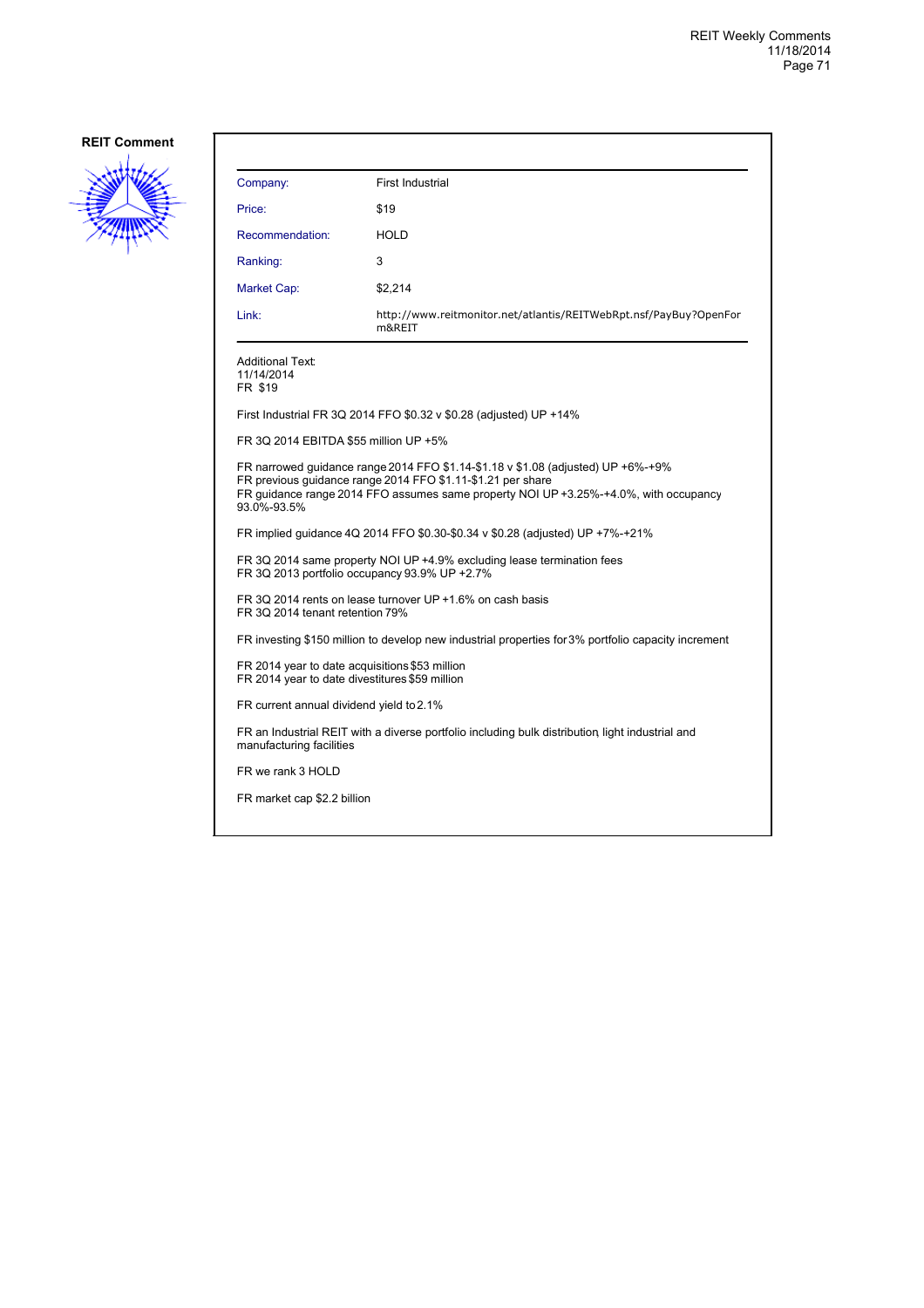**REIT Comment**

| | |
|---|---|
| Company: | First Industrial |
| Price: | $19 |
| Recommendation: | HOLD |
| Ranking: | 3 |
| Market Cap: | $2,214 |
| Link: | http://www.reitmonitor.net/atlantis/REITWebRpt.nsf/PayBuy?OpenForm&REIT |

Additional Text:
11/14/2014
FR $19

First Industrial FR 3Q 2014 FFO $0.32 v $0.28 (adjusted) UP +14%

FR 3Q 2014 EBITDA $55 million UP +5%

FR narrowed guidance range 2014 FFO $1.14-$1.18 v $1.08 (adjusted) UP +6%-+9%
FR previous guidance range 2014 FFO $1.11-$1.21 per share
FR guidance range 2014 FFO assumes same property NOI UP +3.25%-+4.0%, with occupancy 93.0%-93.5%

FR implied guidance 4Q 2014 FFO $0.30-$0.34 v $0.28 (adjusted) UP +7%-+21%

FR 3Q 2014 same property NOI UP +4.9% excluding lease termination fees
FR 3Q 2013 portfolio occupancy 93.9% UP +2.7%

FR 3Q 2014 rents on lease turnover UP +1.6% on cash basis
FR 3Q 2014 tenant retention 79%

FR investing $150 million to develop new industrial properties for 3% portfolio capacity increment

FR 2014 year to date acquisitions $53 million
FR 2014 year to date divestitures $59 million

FR current annual dividend yield to 2.1%

FR an Industrial REIT with a diverse portfolio including bulk distribution, light industrial and manufacturing facilities

FR we rank 3 HOLD

FR market cap $2.2 billion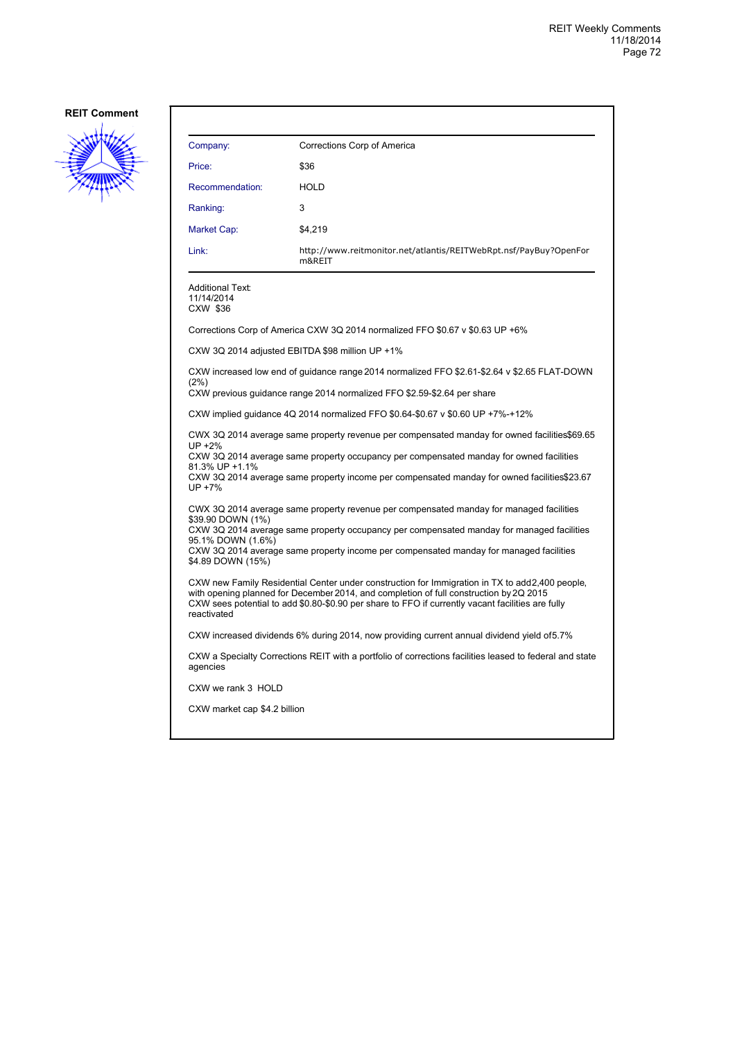## REIT Comment

| Company: | Corrections Corp of America |
|---|---|
| Price: | $36 |
| Recommendation: | HOLD |
| Ranking: | 3 |
| Market Cap: | $4,219 |
| Link: | http://www.reitmonitor.net/atlantis/REITWebRpt.nsf/PayBuy?OpenForm&REIT |

Additional Text:
11/14/2014
CXW $36

Corrections Corp of America CXW 3Q 2014 normalized FFO $0.67 v $0.63 UP +6%

CXW 3Q 2014 adjusted EBITDA $98 million UP +1%

CXW increased low end of guidance range 2014 normalized FFO $2.61-$2.64 v $2.65 FLAT-DOWN (2%)
CXW previous guidance range 2014 normalized FFO $2.59-$2.64 per share

CXW implied guidance 4Q 2014 normalized FFO $0.64-$0.67 v $0.60 UP +7%-+12%

CWX 3Q 2014 average same property revenue per compensated manday for owned facilities$69.65 UP +2%
CXW 3Q 2014 average same property occupancy per compensated manday for owned facilities 81.3% UP +1.1%
CXW 3Q 2014 average same property income per compensated manday for owned facilities$23.67 UP +7%

CWX 3Q 2014 average same property revenue per compensated manday for managed facilities $39.90 DOWN (1%)
CXW 3Q 2014 average same property occupancy per compensated manday for managed facilities 95.1% DOWN (1.6%)
CXW 3Q 2014 average same property income per compensated manday for managed facilities $4.89 DOWN (15%)

CXW new Family Residential Center under construction for Immigration in TX to add2,400 people, with opening planned for December 2014, and completion of full construction by 2Q 2015
CXW sees potential to add $0.80-$0.90 per share to FFO if currently vacant facilities are fully reactivated

CXW increased dividends 6% during 2014, now providing current annual dividend yield of5.7%

CXW a Specialty Corrections REIT with a portfolio of corrections facilities leased to federal and state agencies

CXW we rank 3 HOLD

CXW market cap $4.2 billion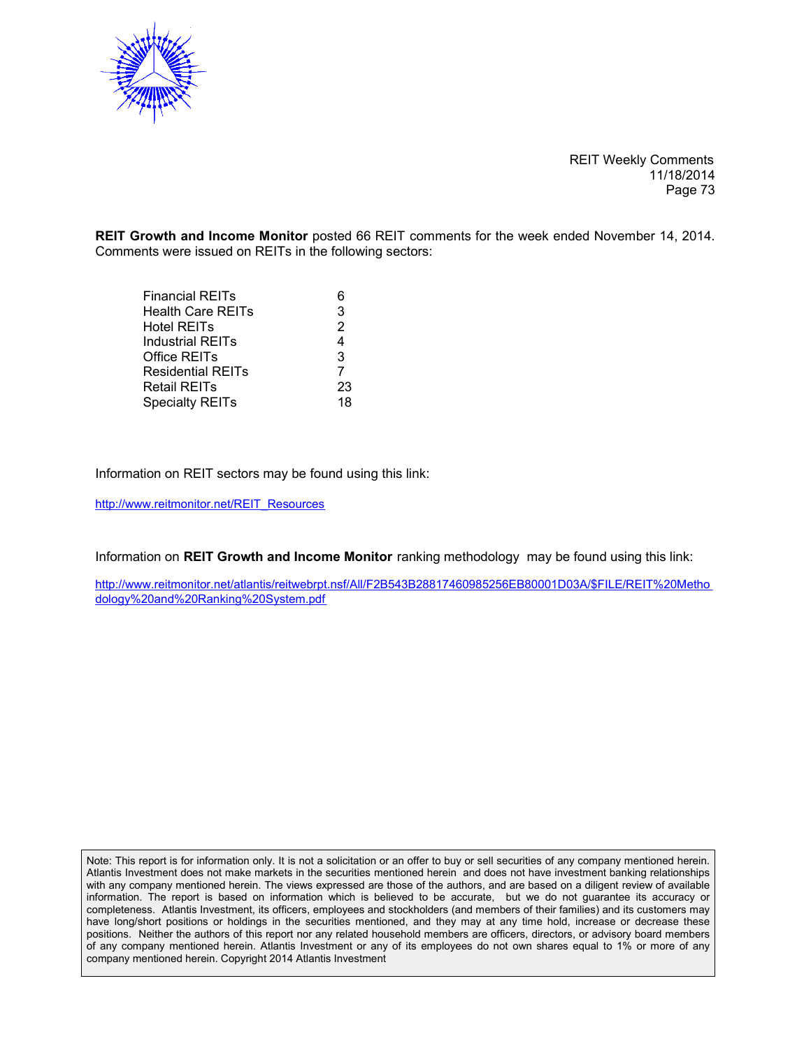**REIT Growth and Income Monitor** posted 66 REIT comments for the week ended November 14, 2014. Comments were issued on REITs in the following sectors:

| | |
|---|---|
| Financial REITs | 6 |
| Health Care REITs | 3 |
| Hotel REITs | 2 |
| Industrial REITs | 4 |
| Office REITs | 3 |
| Residential REITs | 7 |
| Retail REITs | 23 |
| Specialty REITs | 18 |

Information on REIT sectors may be found using this link:

http://www.reitmonitor.net/REIT_Resources

Information on **REIT Growth and Income Monitor** ranking methodology may be found using this link:

http://www.reitmonitor.net/atlantis/reitwebrpt.nsf/All/F2B543B28817460985256EB80001D03A/$FILE/REIT%20Methodology%20and%20Ranking%20System.pdf

Note: This report is for information only. It is not a solicitation or an offer to buy or sell securities of any company mentioned herein. Atlantis Investment does not make markets in the securities mentioned herein and does not have investment banking relationships with any company mentioned herein. The views expressed are those of the authors, and are based on a diligent review of available information. The report is based on information which is believed to be accurate, but we do not guarantee its accuracy or completeness. Atlantis Investment, its officers, employees and stockholders (and members of their families) and its customers may have long/short positions or holdings in the securities mentioned, and they may at any time hold, increase or decrease these positions. Neither the authors of this report nor any related household members are officers, directors, or advisory board members of any company mentioned herein. Atlantis Investment or any of its employees do not own shares equal to 1% or more of any company mentioned herein. Copyright 2014 Atlantis Investment